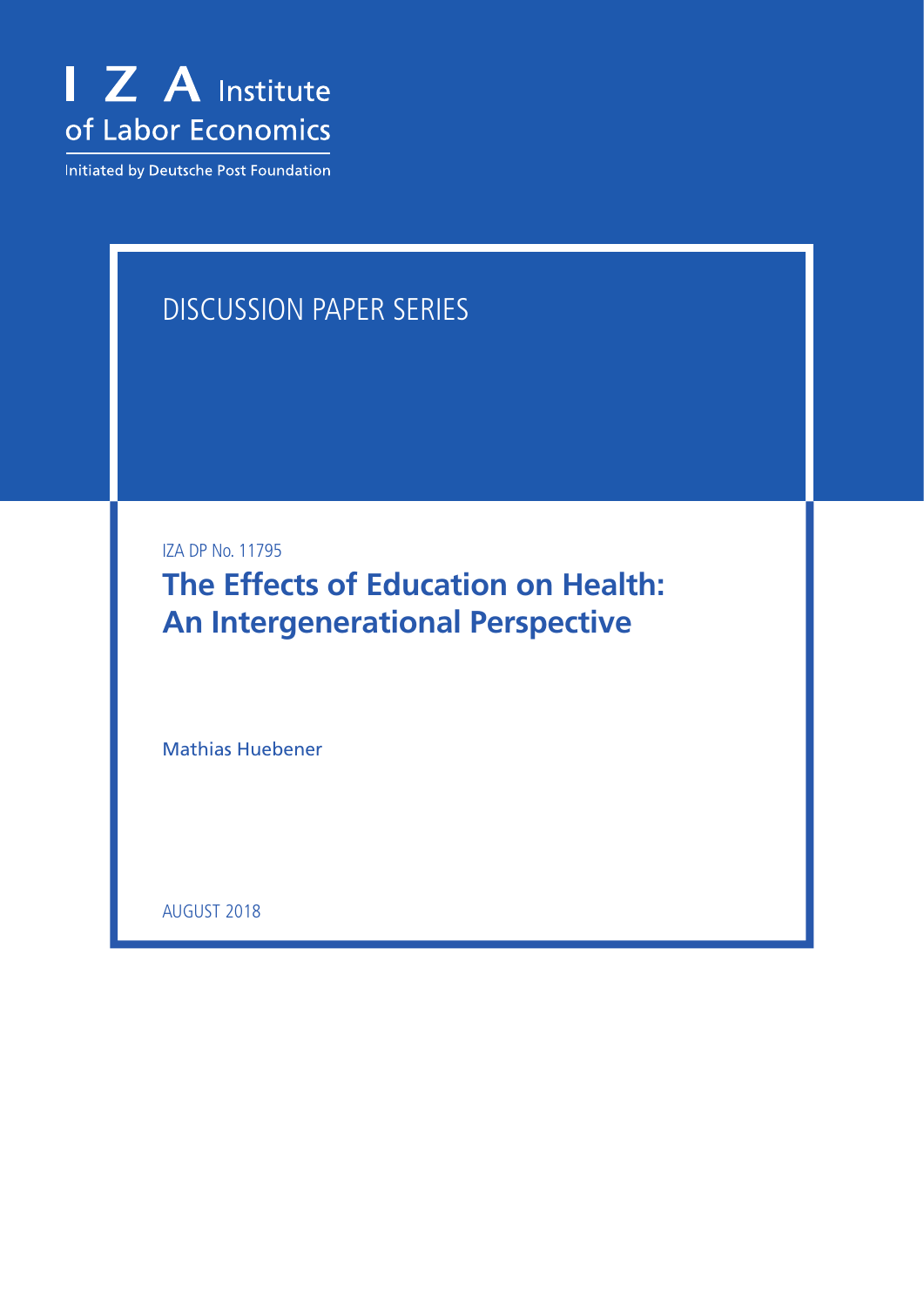I Z A Institute of Labor Economics

Initiated by Deutsche Post Foundation

DISCUSSION PAPER SERIES

IZA DP No. 11795

# The Effects of Education on Health: An Intergenerational Perspective

Mathias Huebener

AUGUST 2018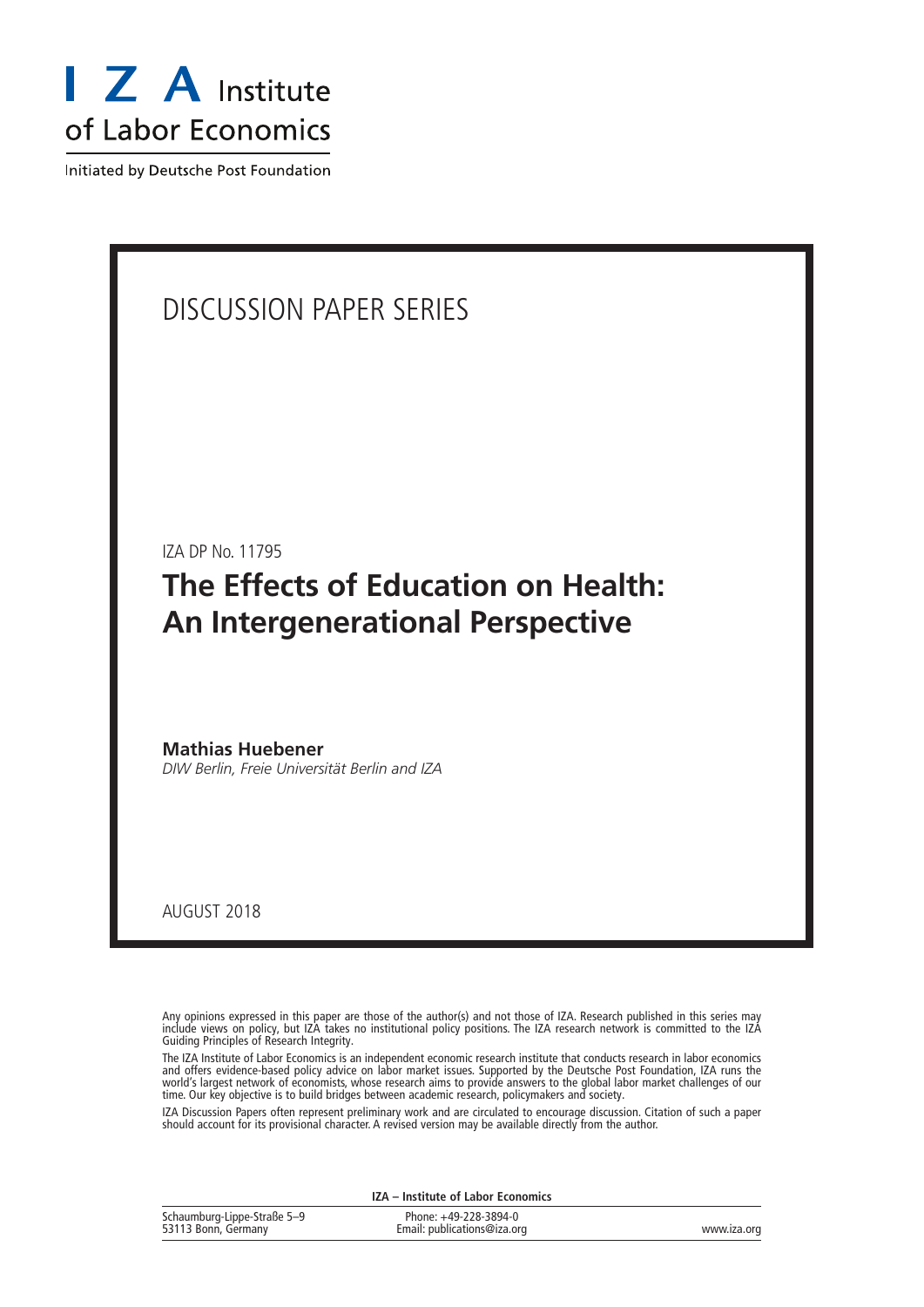# I Z A Institute of Labor Economics

Initiated by Deutsche Post Foundation

## DISCUSSION PAPER SERIES

IZA DP No. 11795

# The Effects of Education on Health: An Intergenerational Perspective

**Mathias Huebener**
*DIW Berlin, Freie Universität Berlin and IZA*

AUGUST 2018

Any opinions expressed in this paper are those of the author(s) and not those of IZA. Research published in this series may include views on policy, but IZA takes no institutional policy positions. The IZA research network is committed to the IZA Guiding Principles of Research Integrity.

The IZA Institute of Labor Economics is an independent economic research institute that conducts research in labor economics and offers evidence-based policy advice on labor market issues. Supported by the Deutsche Post Foundation, IZA runs the world's largest network of economists, whose research aims to provide answers to the global labor market challenges of our time. Our key objective is to build bridges between academic research, policymakers and society.

IZA Discussion Papers often represent preliminary work and are circulated to encourage discussion. Citation of such a paper should account for its provisional character. A revised version may be available directly from the author.

**IZA – Institute of Labor Economics**

Schaumburg-Lippe-Straße 5–9
53113 Bonn, Germany

Phone: +49-228-3894-0
Email: publications@iza.org

www.iza.org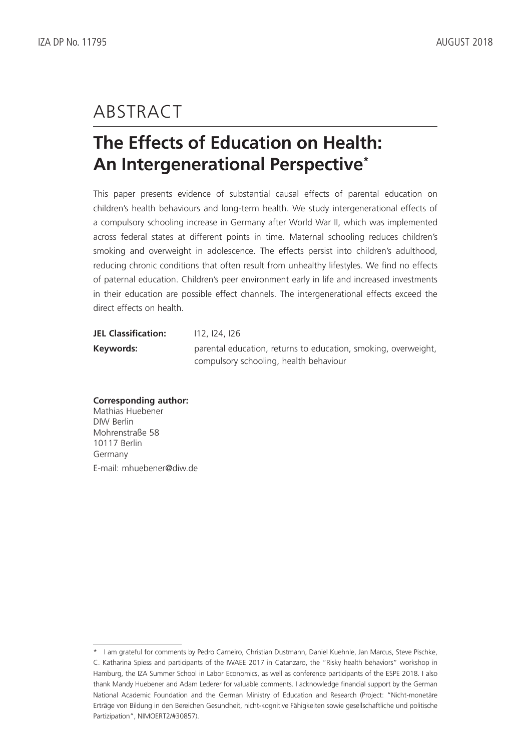# ABSTRACT

## The Effects of Education on Health: An Intergenerational Perspective*

This paper presents evidence of substantial causal effects of parental education on children's health behaviours and long-term health. We study intergenerational effects of a compulsory schooling increase in Germany after World War II, which was implemented across federal states at different points in time. Maternal schooling reduces children's smoking and overweight in adolescence. The effects persist into children's adulthood, reducing chronic conditions that often result from unhealthy lifestyles. We find no effects of paternal education. Children's peer environment early in life and increased investments in their education are possible effect channels. The intergenerational effects exceed the direct effects on health.

**JEL Classification:** I12, I24, I26

**Keywords:** parental education, returns to education, smoking, overweight, compulsory schooling, health behaviour

**Corresponding author:**
Mathias Huebener
DIW Berlin
Mohrenstraße 58
10117 Berlin
Germany
E-mail: mhuebener@diw.de

\* I am grateful for comments by Pedro Carneiro, Christian Dustmann, Daniel Kuehnle, Jan Marcus, Steve Pischke, C. Katharina Spiess and participants of the IWAEE 2017 in Catanzaro, the "Risky health behaviors" workshop in Hamburg, the IZA Summer School in Labor Economics, as well as conference participants of the ESPE 2018. I also thank Mandy Huebener and Adam Lederer for valuable comments. I acknowledge financial support by the German National Academic Foundation and the German Ministry of Education and Research (Project: "Nicht-monetäre Erträge von Bildung in den Bereichen Gesundheit, nicht-kognitive Fähigkeiten sowie gesellschaftliche und politische Partizipation", NIMOERT2/#30857).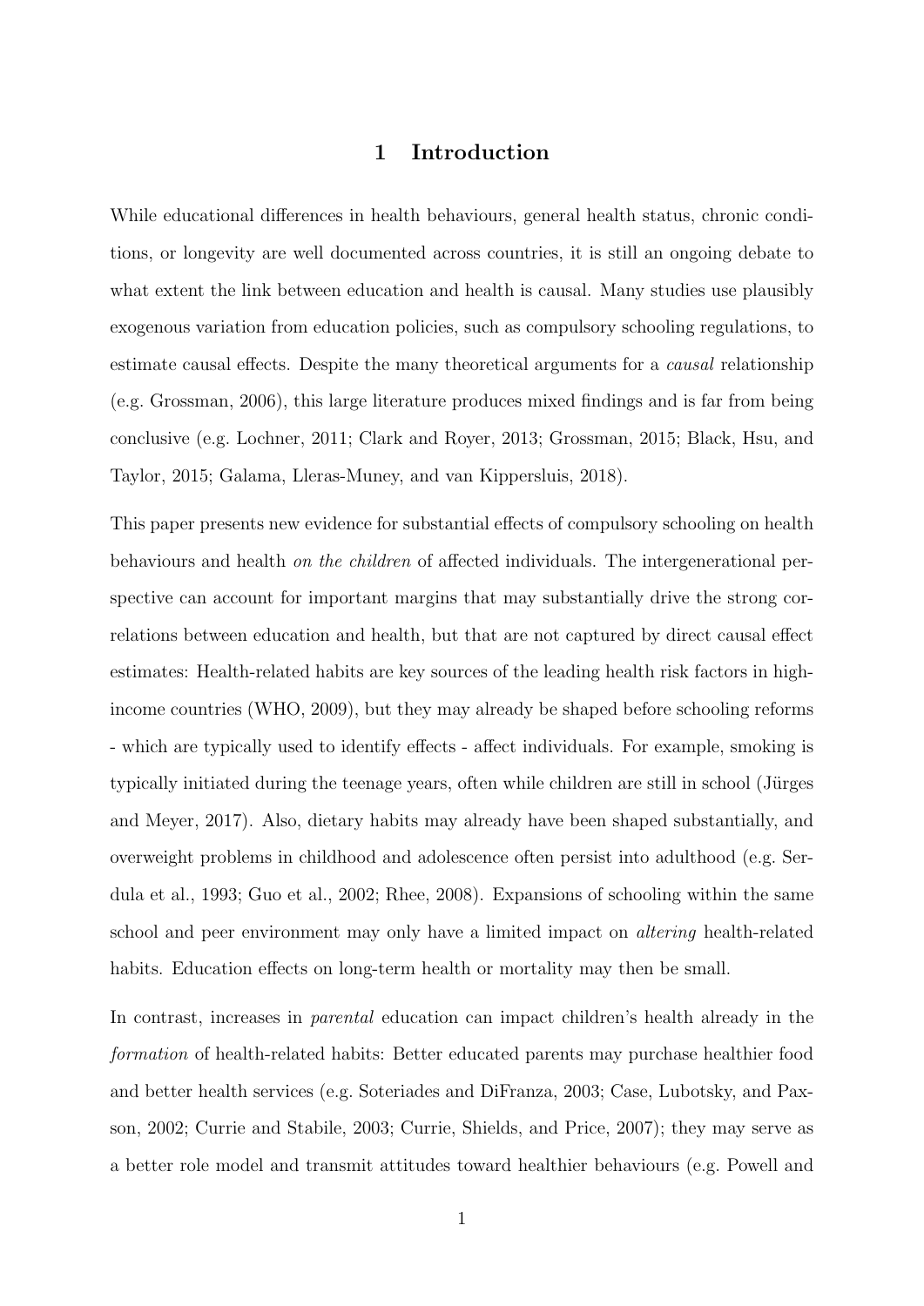# 1 Introduction

While educational differences in health behaviours, general health status, chronic conditions, or longevity are well documented across countries, it is still an ongoing debate to what extent the link between education and health is causal. Many studies use plausibly exogenous variation from education policies, such as compulsory schooling regulations, to estimate causal effects. Despite the many theoretical arguments for a *causal* relationship (e.g. Grossman, 2006), this large literature produces mixed findings and is far from being conclusive (e.g. Lochner, 2011; Clark and Royer, 2013; Grossman, 2015; Black, Hsu, and Taylor, 2015; Galama, Lleras-Muney, and van Kippersluis, 2018).

This paper presents new evidence for substantial effects of compulsory schooling on health behaviours and health *on the children* of affected individuals. The intergenerational perspective can account for important margins that may substantially drive the strong correlations between education and health, but that are not captured by direct causal effect estimates: Health-related habits are key sources of the leading health risk factors in high-income countries (WHO, 2009), but they may already be shaped before schooling reforms - which are typically used to identify effects - affect individuals. For example, smoking is typically initiated during the teenage years, often while children are still in school (Jürges and Meyer, 2017). Also, dietary habits may already have been shaped substantially, and overweight problems in childhood and adolescence often persist into adulthood (e.g. Serdula et al., 1993; Guo et al., 2002; Rhee, 2008). Expansions of schooling within the same school and peer environment may only have a limited impact on *altering* health-related habits. Education effects on long-term health or mortality may then be small.

In contrast, increases in *parental* education can impact children's health already in the *formation* of health-related habits: Better educated parents may purchase healthier food and better health services (e.g. Soteriades and DiFranza, 2003; Case, Lubotsky, and Paxson, 2002; Currie and Stabile, 2003; Currie, Shields, and Price, 2007); they may serve as a better role model and transmit attitudes toward healthier behaviours (e.g. Powell and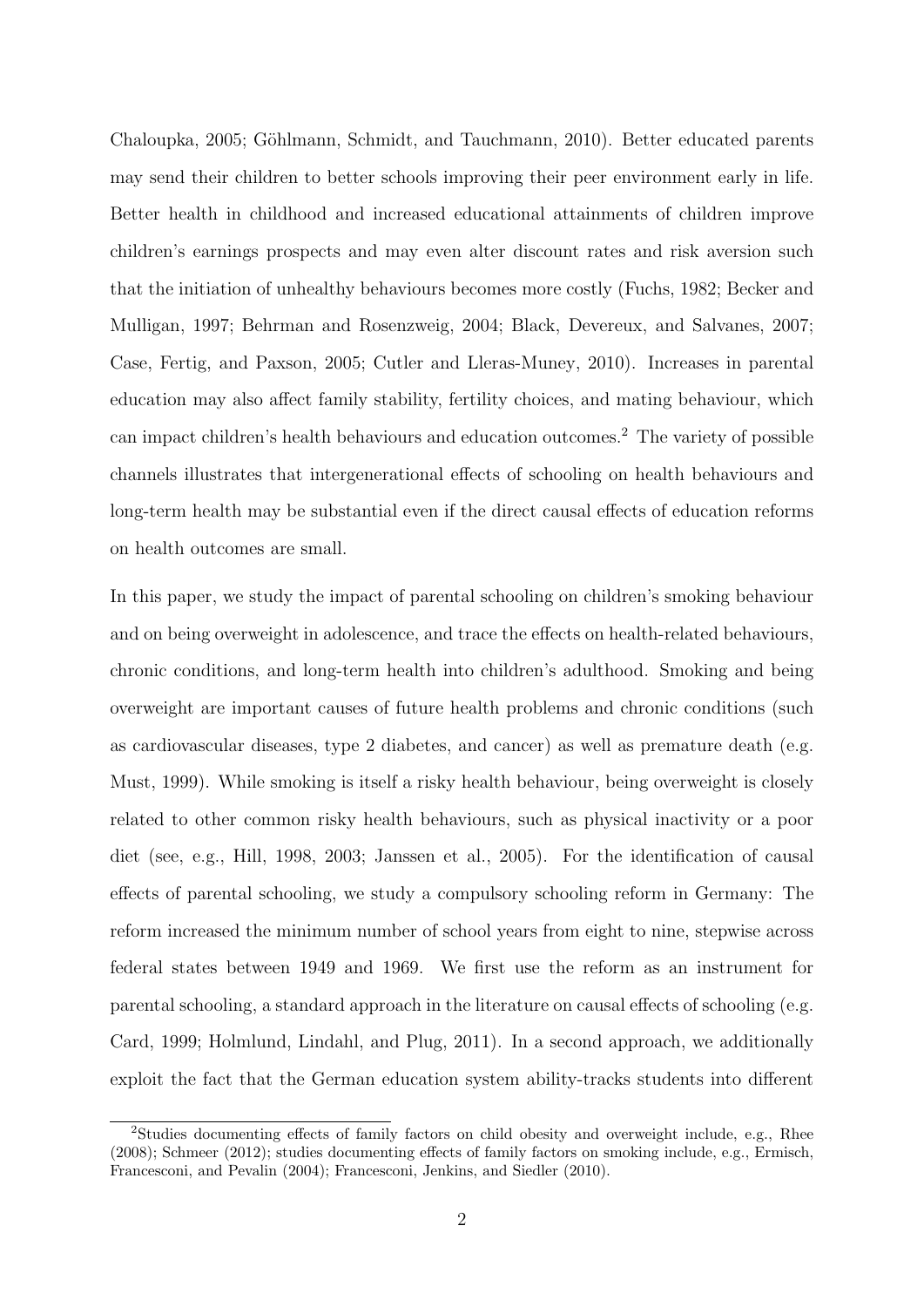Chaloupka, 2005; Göhlmann, Schmidt, and Tauchmann, 2010). Better educated parents may send their children to better schools improving their peer environment early in life. Better health in childhood and increased educational attainments of children improve children's earnings prospects and may even alter discount rates and risk aversion such that the initiation of unhealthy behaviours becomes more costly (Fuchs, 1982; Becker and Mulligan, 1997; Behrman and Rosenzweig, 2004; Black, Devereux, and Salvanes, 2007; Case, Fertig, and Paxson, 2005; Cutler and Lleras-Muney, 2010). Increases in parental education may also affect family stability, fertility choices, and mating behaviour, which can impact children's health behaviours and education outcomes.[2] The variety of possible channels illustrates that intergenerational effects of schooling on health behaviours and long-term health may be substantial even if the direct causal effects of education reforms on health outcomes are small.

In this paper, we study the impact of parental schooling on children's smoking behaviour and on being overweight in adolescence, and trace the effects on health-related behaviours, chronic conditions, and long-term health into children's adulthood. Smoking and being overweight are important causes of future health problems and chronic conditions (such as cardiovascular diseases, type 2 diabetes, and cancer) as well as premature death (e.g. Must, 1999). While smoking is itself a risky health behaviour, being overweight is closely related to other common risky health behaviours, such as physical inactivity or a poor diet (see, e.g., Hill, 1998, 2003; Janssen et al., 2005). For the identification of causal effects of parental schooling, we study a compulsory schooling reform in Germany: The reform increased the minimum number of school years from eight to nine, stepwise across federal states between 1949 and 1969. We first use the reform as an instrument for parental schooling, a standard approach in the literature on causal effects of schooling (e.g. Card, 1999; Holmlund, Lindahl, and Plug, 2011). In a second approach, we additionally exploit the fact that the German education system ability-tracks students into different

[2] Studies documenting effects of family factors on child obesity and overweight include, e.g., Rhee (2008); Schmeer (2012); studies documenting effects of family factors on smoking include, e.g., Ermisch, Francesconi, and Pevalin (2004); Francesconi, Jenkins, and Siedler (2010).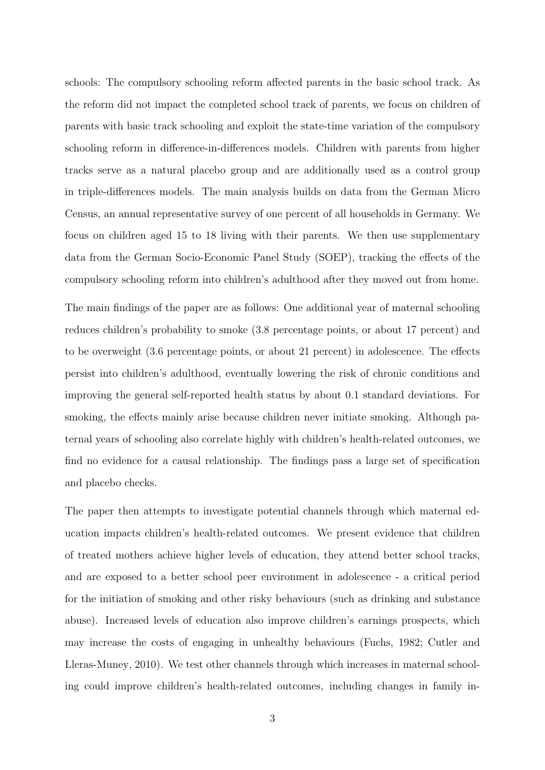schools: The compulsory schooling reform affected parents in the basic school track. As the reform did not impact the completed school track of parents, we focus on children of parents with basic track schooling and exploit the state-time variation of the compulsory schooling reform in difference-in-differences models. Children with parents from higher tracks serve as a natural placebo group and are additionally used as a control group in triple-differences models. The main analysis builds on data from the German Micro Census, an annual representative survey of one percent of all households in Germany. We focus on children aged 15 to 18 living with their parents. We then use supplementary data from the German Socio-Economic Panel Study (SOEP), tracking the effects of the compulsory schooling reform into children's adulthood after they moved out from home.

The main findings of the paper are as follows: One additional year of maternal schooling reduces children's probability to smoke (3.8 percentage points, or about 17 percent) and to be overweight (3.6 percentage points, or about 21 percent) in adolescence. The effects persist into children's adulthood, eventually lowering the risk of chronic conditions and improving the general self-reported health status by about 0.1 standard deviations. For smoking, the effects mainly arise because children never initiate smoking. Although paternal years of schooling also correlate highly with children's health-related outcomes, we find no evidence for a causal relationship. The findings pass a large set of specification and placebo checks.

The paper then attempts to investigate potential channels through which maternal education impacts children's health-related outcomes. We present evidence that children of treated mothers achieve higher levels of education, they attend better school tracks, and are exposed to a better school peer environment in adolescence - a critical period for the initiation of smoking and other risky behaviours (such as drinking and substance abuse). Increased levels of education also improve children's earnings prospects, which may increase the costs of engaging in unhealthy behaviours (Fuchs, 1982; Cutler and Lleras-Muney, 2010). We test other channels through which increases in maternal schooling could improve children's health-related outcomes, including changes in family in-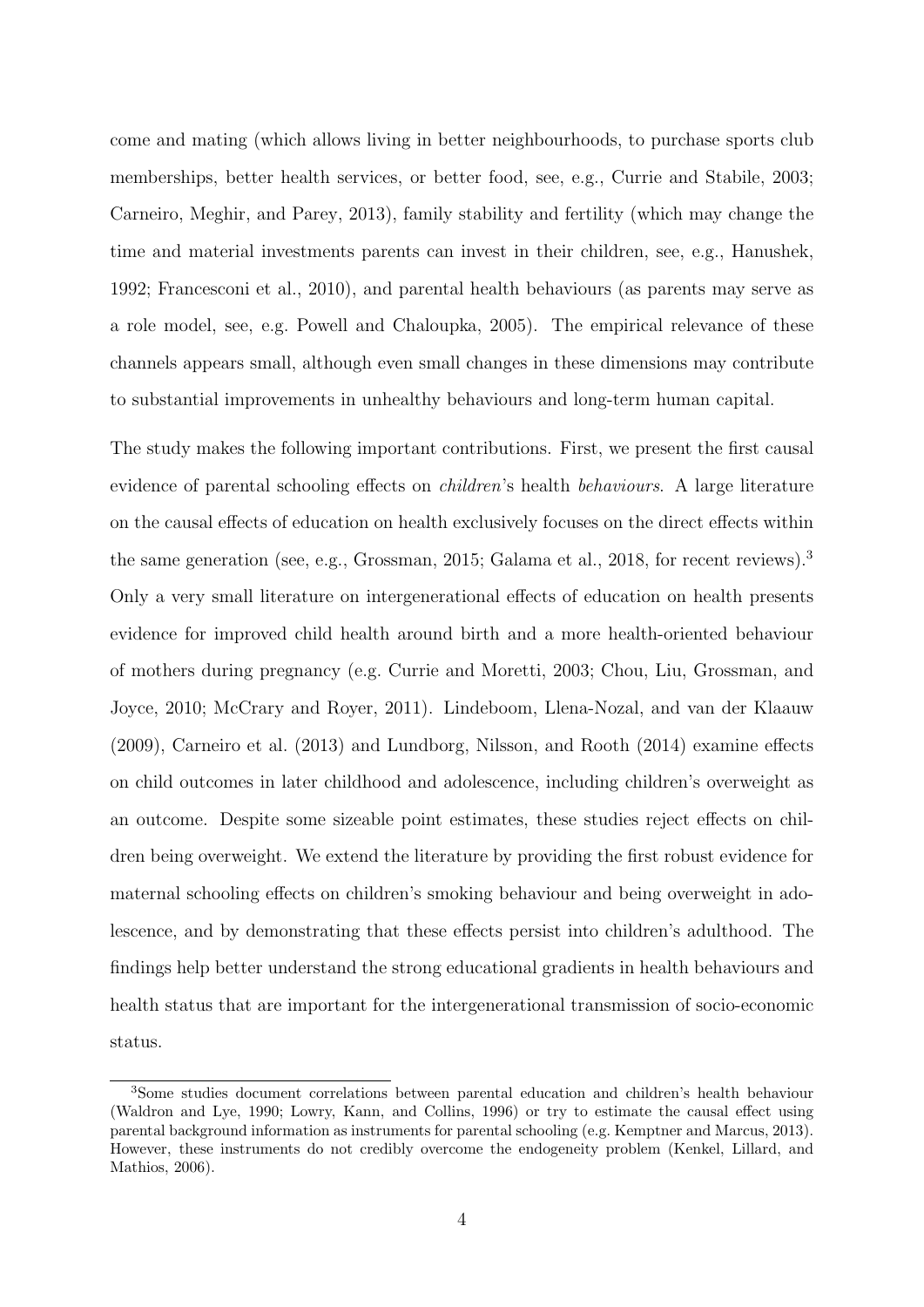come and mating (which allows living in better neighbourhoods, to purchase sports club memberships, better health services, or better food, see, e.g., Currie and Stabile, 2003; Carneiro, Meghir, and Parey, 2013), family stability and fertility (which may change the time and material investments parents can invest in their children, see, e.g., Hanushek, 1992; Francesconi et al., 2010), and parental health behaviours (as parents may serve as a role model, see, e.g. Powell and Chaloupka, 2005). The empirical relevance of these channels appears small, although even small changes in these dimensions may contribute to substantial improvements in unhealthy behaviours and long-term human capital.

The study makes the following important contributions. First, we present the first causal evidence of parental schooling effects on *children*'s health *behaviours*. A large literature on the causal effects of education on health exclusively focuses on the direct effects within the same generation (see, e.g., Grossman, 2015; Galama et al., 2018, for recent reviews).[3] Only a very small literature on intergenerational effects of education on health presents evidence for improved child health around birth and a more health-oriented behaviour of mothers during pregnancy (e.g. Currie and Moretti, 2003; Chou, Liu, Grossman, and Joyce, 2010; McCrary and Royer, 2011). Lindeboom, Llena-Nozal, and van der Klaauw (2009), Carneiro et al. (2013) and Lundborg, Nilsson, and Rooth (2014) examine effects on child outcomes in later childhood and adolescence, including children's overweight as an outcome. Despite some sizeable point estimates, these studies reject effects on children being overweight. We extend the literature by providing the first robust evidence for maternal schooling effects on children's smoking behaviour and being overweight in adolescence, and by demonstrating that these effects persist into children's adulthood. The findings help better understand the strong educational gradients in health behaviours and health status that are important for the intergenerational transmission of socio-economic status.

[3]Some studies document correlations between parental education and children's health behaviour (Waldron and Lye, 1990; Lowry, Kann, and Collins, 1996) or try to estimate the causal effect using parental background information as instruments for parental schooling (e.g. Kemptner and Marcus, 2013). However, these instruments do not credibly overcome the endogeneity problem (Kenkel, Lillard, and Mathios, 2006).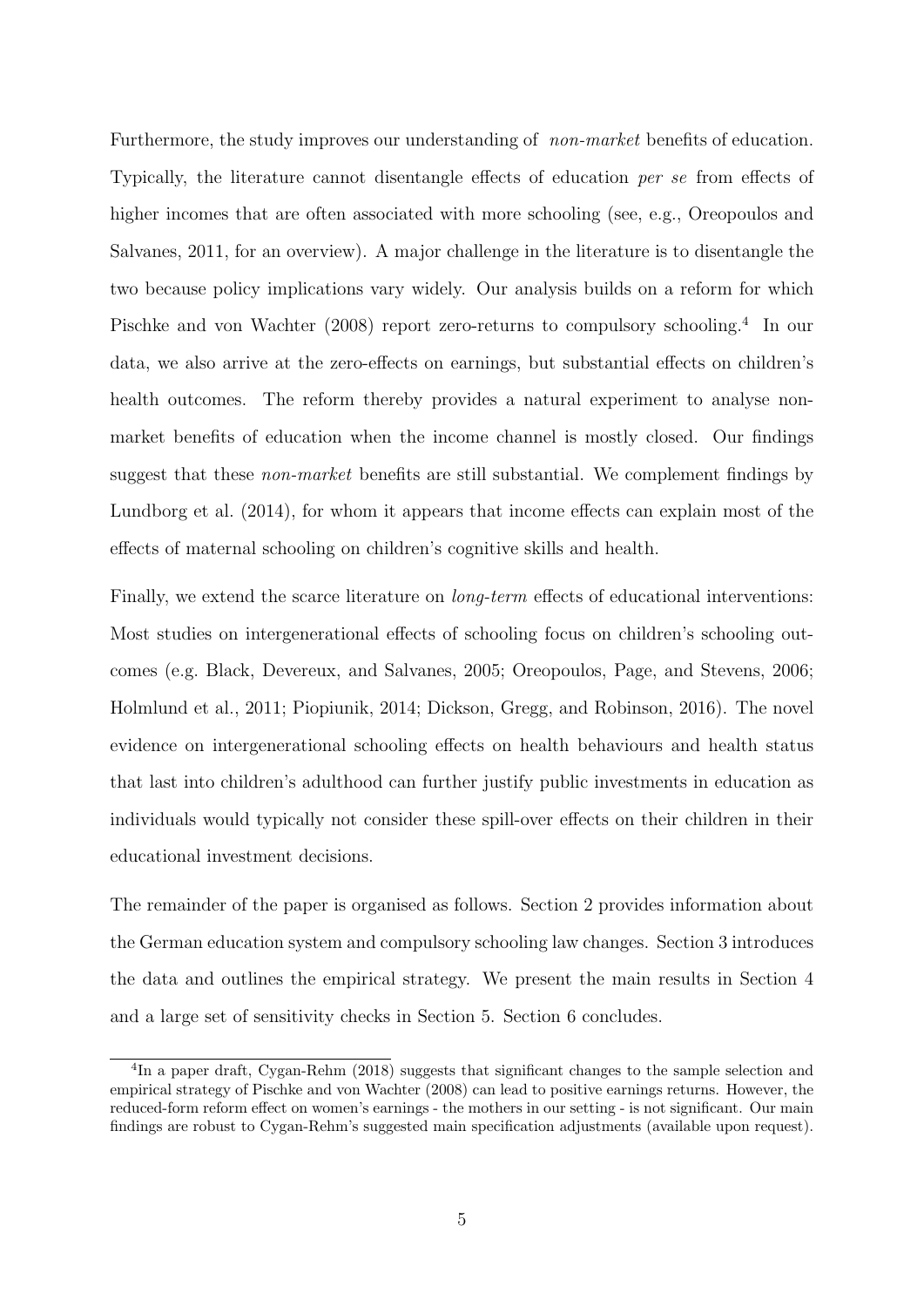Furthermore, the study improves our understanding of *non-market* benefits of education. Typically, the literature cannot disentangle effects of education *per se* from effects of higher incomes that are often associated with more schooling (see, e.g., Oreopoulos and Salvanes, 2011, for an overview). A major challenge in the literature is to disentangle the two because policy implications vary widely. Our analysis builds on a reform for which Pischke and von Wachter (2008) report zero-returns to compulsory schooling.[4] In our data, we also arrive at the zero-effects on earnings, but substantial effects on children's health outcomes. The reform thereby provides a natural experiment to analyse non-market benefits of education when the income channel is mostly closed. Our findings suggest that these *non-market* benefits are still substantial. We complement findings by Lundborg et al. (2014), for whom it appears that income effects can explain most of the effects of maternal schooling on children's cognitive skills and health.

Finally, we extend the scarce literature on *long-term* effects of educational interventions: Most studies on intergenerational effects of schooling focus on children's schooling outcomes (e.g. Black, Devereux, and Salvanes, 2005; Oreopoulos, Page, and Stevens, 2006; Holmlund et al., 2011; Piopiunik, 2014; Dickson, Gregg, and Robinson, 2016). The novel evidence on intergenerational schooling effects on health behaviours and health status that last into children's adulthood can further justify public investments in education as individuals would typically not consider these spill-over effects on their children in their educational investment decisions.

The remainder of the paper is organised as follows. Section 2 provides information about the German education system and compulsory schooling law changes. Section 3 introduces the data and outlines the empirical strategy. We present the main results in Section 4 and a large set of sensitivity checks in Section 5. Section 6 concludes.

[4] In a paper draft, Cygan-Rehm (2018) suggests that significant changes to the sample selection and empirical strategy of Pischke and von Wachter (2008) can lead to positive earnings returns. However, the reduced-form reform effect on women's earnings - the mothers in our setting - is not significant. Our main findings are robust to Cygan-Rehm's suggested main specification adjustments (available upon request).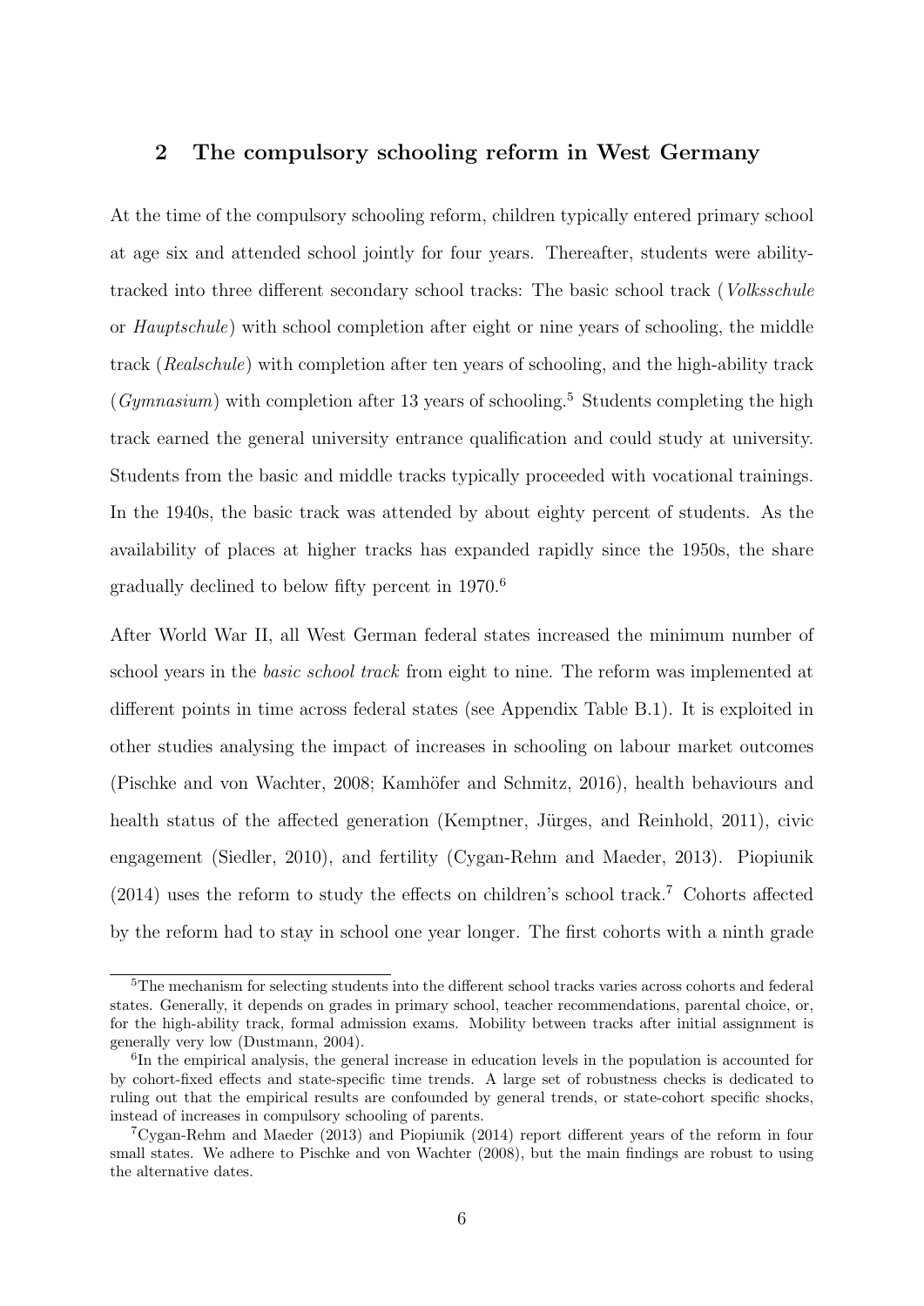## 2 The compulsory schooling reform in West Germany

At the time of the compulsory schooling reform, children typically entered primary school at age six and attended school jointly for four years. Thereafter, students were ability-tracked into three different secondary school tracks: The basic school track (*Volksschule* or *Hauptschule*) with school completion after eight or nine years of schooling, the middle track (*Realschule*) with completion after ten years of schooling, and the high-ability track (*Gymnasium*) with completion after 13 years of schooling.[5] Students completing the high track earned the general university entrance qualification and could study at university. Students from the basic and middle tracks typically proceeded with vocational trainings. In the 1940s, the basic track was attended by about eighty percent of students. As the availability of places at higher tracks has expanded rapidly since the 1950s, the share gradually declined to below fifty percent in 1970.[6]

After World War II, all West German federal states increased the minimum number of school years in the *basic school track* from eight to nine. The reform was implemented at different points in time across federal states (see Appendix Table B.1). It is exploited in other studies analysing the impact of increases in schooling on labour market outcomes (Pischke and von Wachter, 2008; Kamhöfer and Schmitz, 2016), health behaviours and health status of the affected generation (Kemptner, Jürges, and Reinhold, 2011), civic engagement (Siedler, 2010), and fertility (Cygan-Rehm and Maeder, 2013). Piopiunik (2014) uses the reform to study the effects on children's school track.[7] Cohorts affected by the reform had to stay in school one year longer. The first cohorts with a ninth grade

---

[5] The mechanism for selecting students into the different school tracks varies across cohorts and federal states. Generally, it depends on grades in primary school, teacher recommendations, parental choice, or, for the high-ability track, formal admission exams. Mobility between tracks after initial assignment is generally very low (Dustmann, 2004).

[6] In the empirical analysis, the general increase in education levels in the population is accounted for by cohort-fixed effects and state-specific time trends. A large set of robustness checks is dedicated to ruling out that the empirical results are confounded by general trends, or state-cohort specific shocks, instead of increases in compulsory schooling of parents.

[7] Cygan-Rehm and Maeder (2013) and Piopiunik (2014) report different years of the reform in four small states. We adhere to Pischke and von Wachter (2008), but the main findings are robust to using the alternative dates.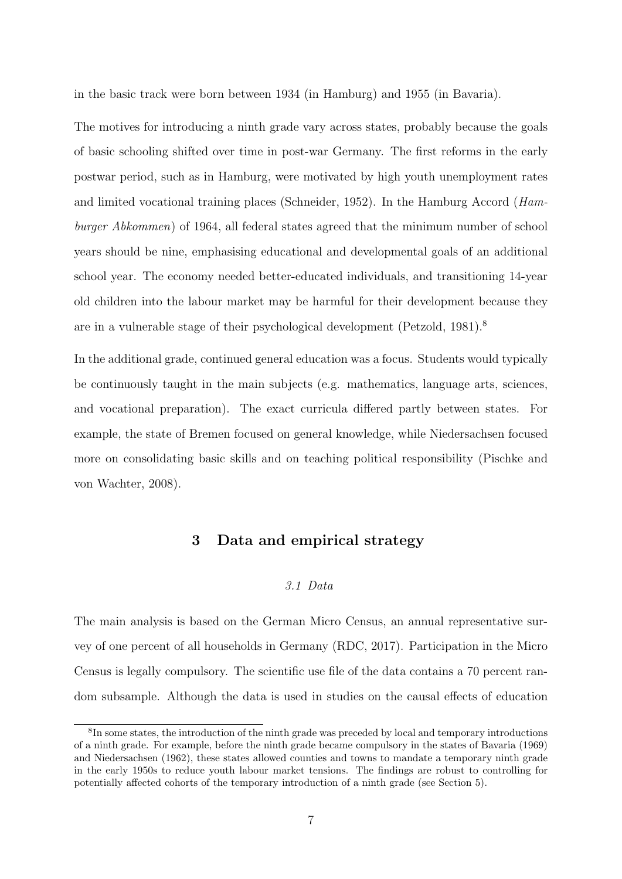in the basic track were born between 1934 (in Hamburg) and 1955 (in Bavaria).

The motives for introducing a ninth grade vary across states, probably because the goals of basic schooling shifted over time in post-war Germany. The first reforms in the early postwar period, such as in Hamburg, were motivated by high youth unemployment rates and limited vocational training places (Schneider, 1952). In the Hamburg Accord (*Hamburger Abkommen*) of 1964, all federal states agreed that the minimum number of school years should be nine, emphasising educational and developmental goals of an additional school year. The economy needed better-educated individuals, and transitioning 14-year old children into the labour market may be harmful for their development because they are in a vulnerable stage of their psychological development (Petzold, 1981).[8]

In the additional grade, continued general education was a focus. Students would typically be continuously taught in the main subjects (e.g. mathematics, language arts, sciences, and vocational preparation). The exact curricula differed partly between states. For example, the state of Bremen focused on general knowledge, while Niedersachsen focused more on consolidating basic skills and on teaching political responsibility (Pischke and von Wachter, 2008).

## 3 Data and empirical strategy

### *3.1 Data*

The main analysis is based on the German Micro Census, an annual representative survey of one percent of all households in Germany (RDC, 2017). Participation in the Micro Census is legally compulsory. The scientific use file of the data contains a 70 percent random subsample. Although the data is used in studies on the causal effects of education

[8] In some states, the introduction of the ninth grade was preceded by local and temporary introductions of a ninth grade. For example, before the ninth grade became compulsory in the states of Bavaria (1969) and Niedersachsen (1962), these states allowed counties and towns to mandate a temporary ninth grade in the early 1950s to reduce youth labour market tensions. The findings are robust to controlling for potentially affected cohorts of the temporary introduction of a ninth grade (see Section 5).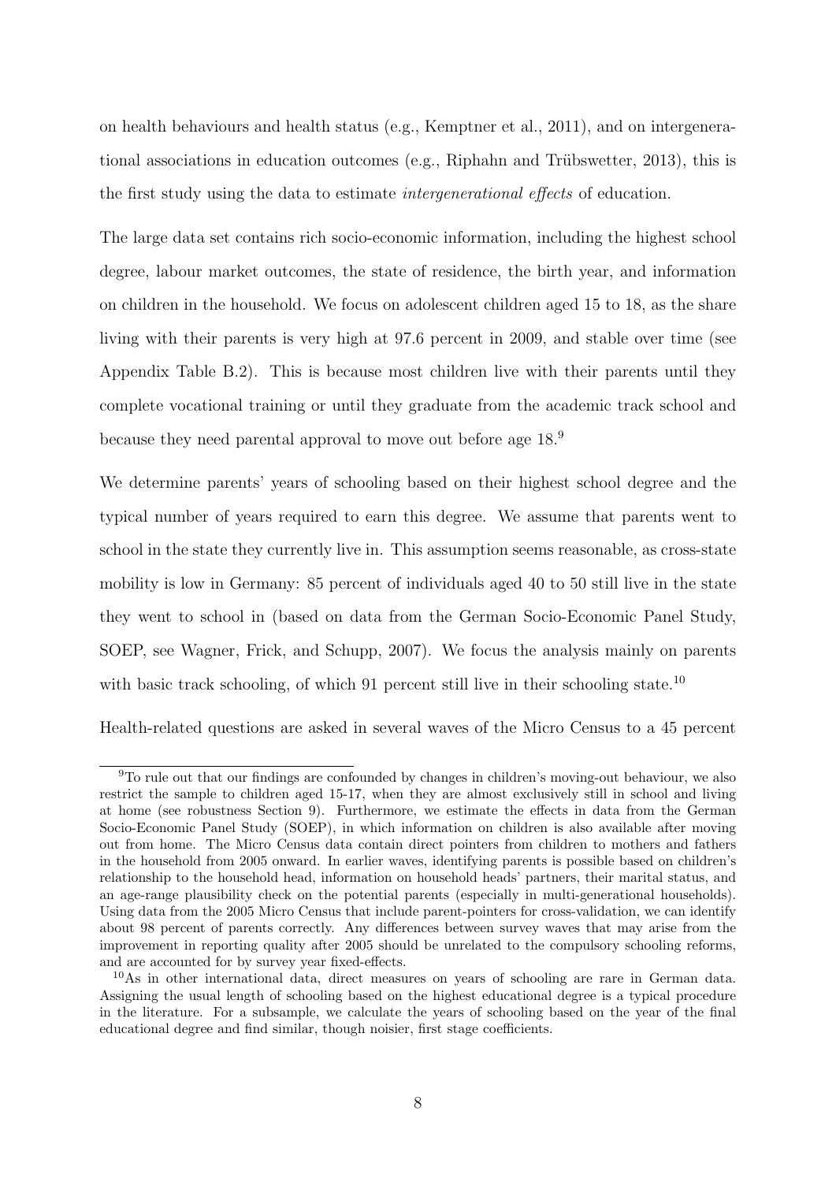on health behaviours and health status (e.g., Kemptner et al., 2011), and on intergenerational associations in education outcomes (e.g., Riphahn and Trübswetter, 2013), this is the first study using the data to estimate *intergenerational effects* of education.

The large data set contains rich socio-economic information, including the highest school degree, labour market outcomes, the state of residence, the birth year, and information on children in the household. We focus on adolescent children aged 15 to 18, as the share living with their parents is very high at 97.6 percent in 2009, and stable over time (see Appendix Table B.2). This is because most children live with their parents until they complete vocational training or until they graduate from the academic track school and because they need parental approval to move out before age 18.[9]

We determine parents' years of schooling based on their highest school degree and the typical number of years required to earn this degree. We assume that parents went to school in the state they currently live in. This assumption seems reasonable, as cross-state mobility is low in Germany: 85 percent of individuals aged 40 to 50 still live in the state they went to school in (based on data from the German Socio-Economic Panel Study, SOEP, see Wagner, Frick, and Schupp, 2007). We focus the analysis mainly on parents with basic track schooling, of which 91 percent still live in their schooling state.[10]

Health-related questions are asked in several waves of the Micro Census to a 45 percent

[9]To rule out that our findings are confounded by changes in children's moving-out behaviour, we also restrict the sample to children aged 15-17, when they are almost exclusively still in school and living at home (see robustness Section 9). Furthermore, we estimate the effects in data from the German Socio-Economic Panel Study (SOEP), in which information on children is also available after moving out from home. The Micro Census data contain direct pointers from children to mothers and fathers in the household from 2005 onward. In earlier waves, identifying parents is possible based on children's relationship to the household head, information on household heads' partners, their marital status, and an age-range plausibility check on the potential parents (especially in multi-generational households). Using data from the 2005 Micro Census that include parent-pointers for cross-validation, we can identify about 98 percent of parents correctly. Any differences between survey waves that may arise from the improvement in reporting quality after 2005 should be unrelated to the compulsory schooling reforms, and are accounted for by survey year fixed-effects.

[10]As in other international data, direct measures on years of schooling are rare in German data. Assigning the usual length of schooling based on the highest educational degree is a typical procedure in the literature. For a subsample, we calculate the years of schooling based on the year of the final educational degree and find similar, though noisier, first stage coefficients.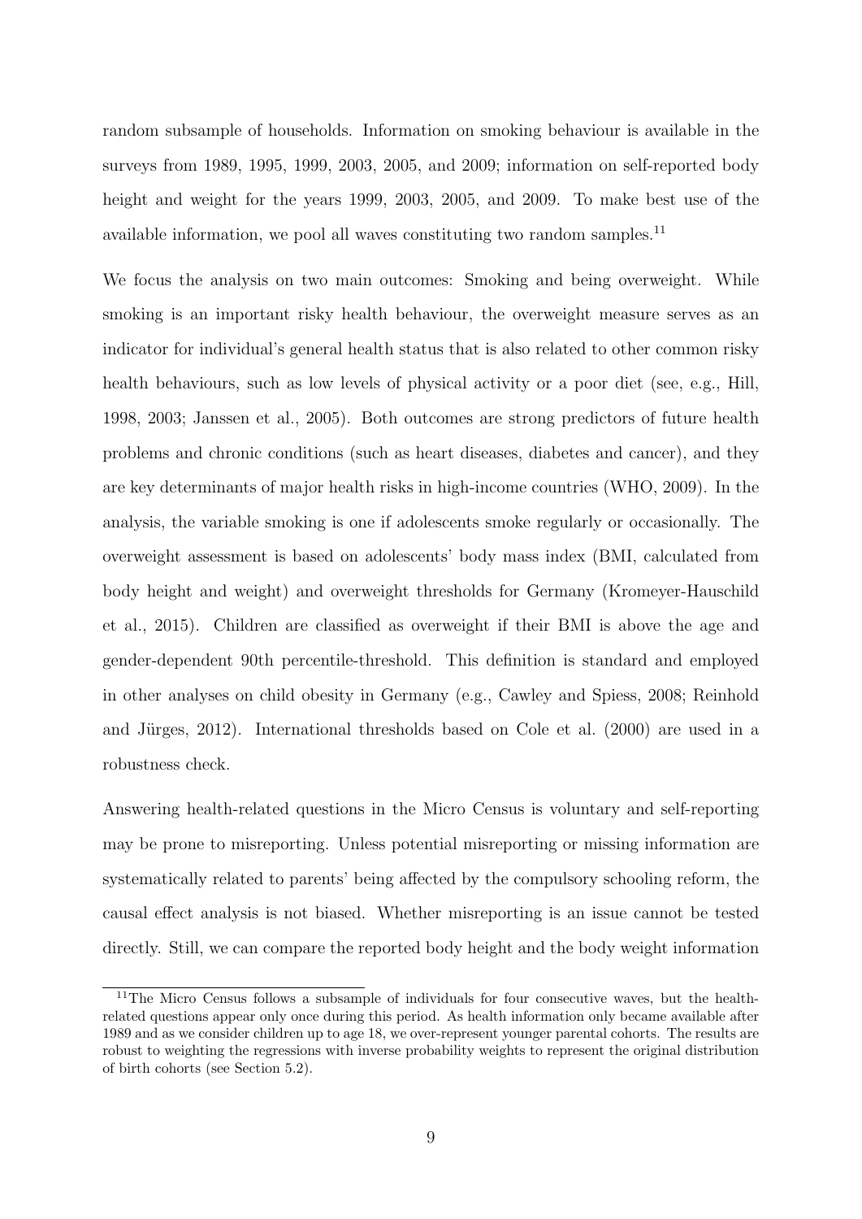random subsample of households. Information on smoking behaviour is available in the surveys from 1989, 1995, 1999, 2003, 2005, and 2009; information on self-reported body height and weight for the years 1999, 2003, 2005, and 2009. To make best use of the available information, we pool all waves constituting two random samples.[11]

We focus the analysis on two main outcomes: Smoking and being overweight. While smoking is an important risky health behaviour, the overweight measure serves as an indicator for individual's general health status that is also related to other common risky health behaviours, such as low levels of physical activity or a poor diet (see, e.g., Hill, 1998, 2003; Janssen et al., 2005). Both outcomes are strong predictors of future health problems and chronic conditions (such as heart diseases, diabetes and cancer), and they are key determinants of major health risks in high-income countries (WHO, 2009). In the analysis, the variable smoking is one if adolescents smoke regularly or occasionally. The overweight assessment is based on adolescents' body mass index (BMI, calculated from body height and weight) and overweight thresholds for Germany (Kromeyer-Hauschild et al., 2015). Children are classified as overweight if their BMI is above the age and gender-dependent 90th percentile-threshold. This definition is standard and employed in other analyses on child obesity in Germany (e.g., Cawley and Spiess, 2008; Reinhold and Jürges, 2012). International thresholds based on Cole et al. (2000) are used in a robustness check.

Answering health-related questions in the Micro Census is voluntary and self-reporting may be prone to misreporting. Unless potential misreporting or missing information are systematically related to parents' being affected by the compulsory schooling reform, the causal effect analysis is not biased. Whether misreporting is an issue cannot be tested directly. Still, we can compare the reported body height and the body weight information

[11] The Micro Census follows a subsample of individuals for four consecutive waves, but the health-related questions appear only once during this period. As health information only became available after 1989 and as we consider children up to age 18, we over-represent younger parental cohorts. The results are robust to weighting the regressions with inverse probability weights to represent the original distribution of birth cohorts (see Section 5.2).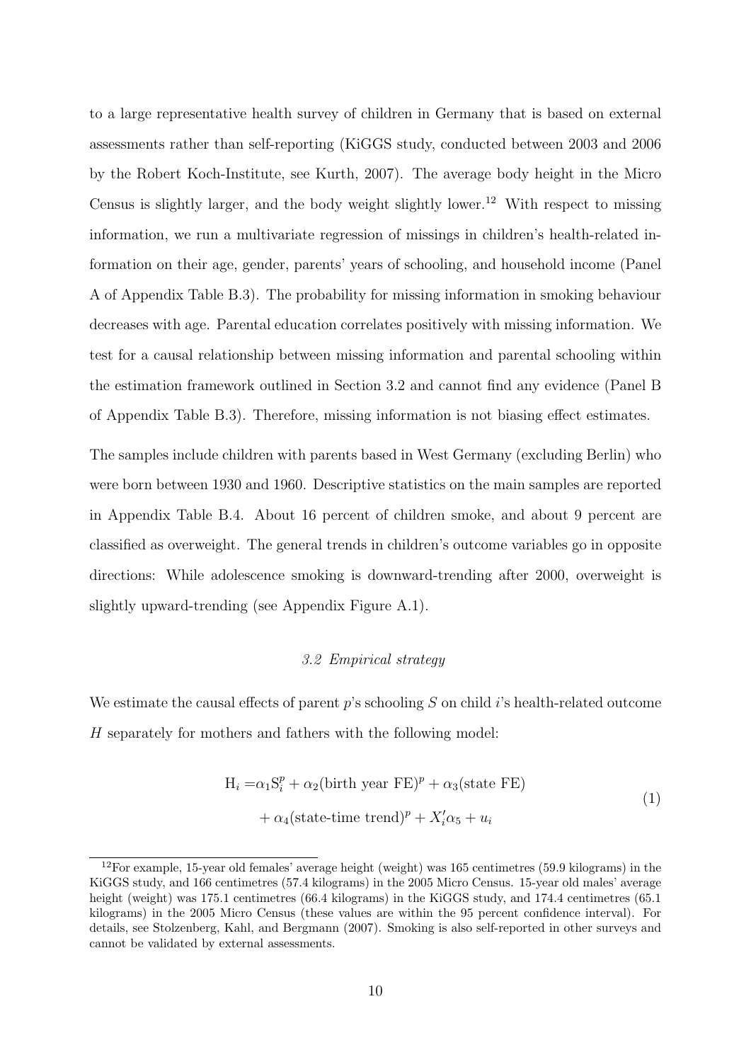to a large representative health survey of children in Germany that is based on external assessments rather than self-reporting (KiGGS study, conducted between 2003 and 2006 by the Robert Koch-Institute, see Kurth, 2007). The average body height in the Micro Census is slightly larger, and the body weight slightly lower.[12] With respect to missing information, we run a multivariate regression of missings in children's health-related information on their age, gender, parents' years of schooling, and household income (Panel A of Appendix Table B.3). The probability for missing information in smoking behaviour decreases with age. Parental education correlates positively with missing information. We test for a causal relationship between missing information and parental schooling within the estimation framework outlined in Section 3.2 and cannot find any evidence (Panel B of Appendix Table B.3). Therefore, missing information is not biasing effect estimates.

The samples include children with parents based in West Germany (excluding Berlin) who were born between 1930 and 1960. Descriptive statistics on the main samples are reported in Appendix Table B.4. About 16 percent of children smoke, and about 9 percent are classified as overweight. The general trends in children's outcome variables go in opposite directions: While adolescence smoking is downward-trending after 2000, overweight is slightly upward-trending (see Appendix Figure A.1).

### *3.2 Empirical strategy*

We estimate the causal effects of parent $p$'s schooling $S$ on child $i$'s health-related outcome $H$ separately for mothers and fathers with the following model:

$$\begin{aligned} \mathrm{H}_i =& \alpha_1 \mathrm{S}_i^p + \alpha_2 (\text{birth year FE})^p + \alpha_3 (\text{state FE}) \\ &+ \alpha_4 (\text{state-time trend})^p + X_i' \alpha_5 + u_i \end{aligned} \tag{1}$$

[12] For example, 15-year old females' average height (weight) was 165 centimetres (59.9 kilograms) in the KiGGS study, and 166 centimetres (57.4 kilograms) in the 2005 Micro Census. 15-year old males' average height (weight) was 175.1 centimetres (66.4 kilograms) in the KiGGS study, and 174.4 centimetres (65.1 kilograms) in the 2005 Micro Census (these values are within the 95 percent confidence interval). For details, see Stolzenberg, Kahl, and Bergmann (2007). Smoking is also self-reported in other surveys and cannot be validated by external assessments.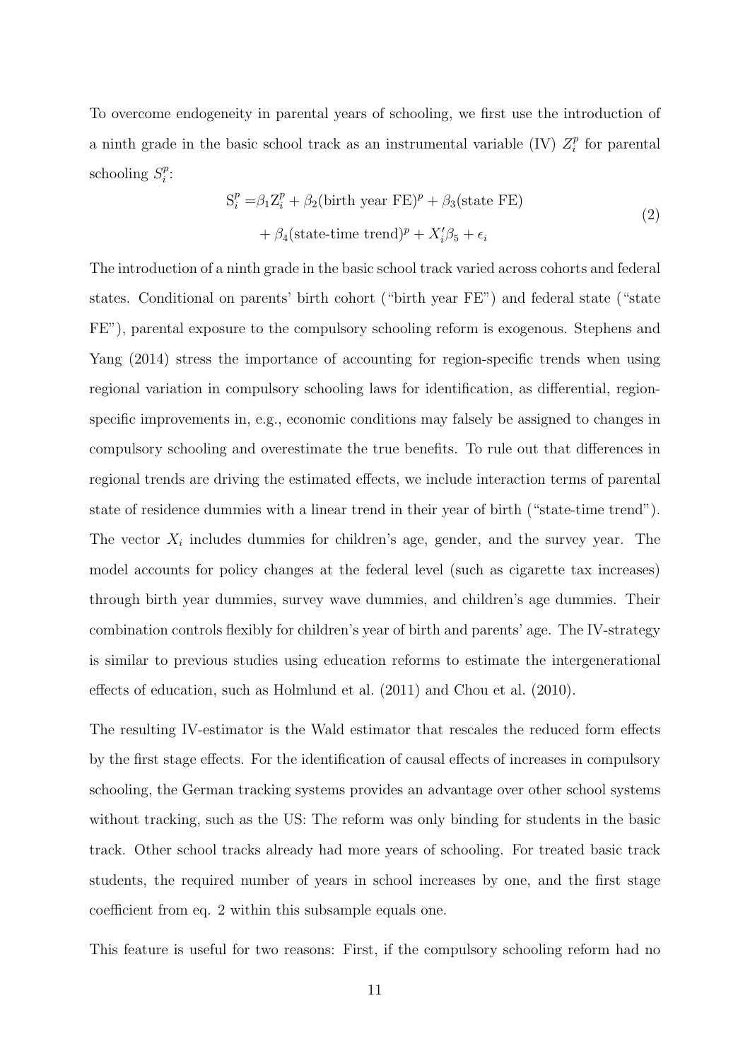To overcome endogeneity in parental years of schooling, we first use the introduction of a ninth grade in the basic school track as an instrumental variable (IV) $Z_i^p$ for parental schooling $S_i^p$:

$$
\begin{aligned}
\mathrm{S}_i^p = & \beta_1 \mathrm{Z}_i^p + \beta_2 (\text{birth year FE})^p + \beta_3 (\text{state FE}) \\
& + \beta_4 (\text{state-time trend})^p + X_i' \beta_5 + \epsilon_i
\end{aligned}
\tag{2}
$$

The introduction of a ninth grade in the basic school track varied across cohorts and federal states. Conditional on parents' birth cohort ("birth year FE") and federal state ("state FE"), parental exposure to the compulsory schooling reform is exogenous. Stephens and Yang (2014) stress the importance of accounting for region-specific trends when using regional variation in compulsory schooling laws for identification, as differential, region-specific improvements in, e.g., economic conditions may falsely be assigned to changes in compulsory schooling and overestimate the true benefits. To rule out that differences in regional trends are driving the estimated effects, we include interaction terms of parental state of residence dummies with a linear trend in their year of birth ("state-time trend"). The vector $X_i$ includes dummies for children's age, gender, and the survey year. The model accounts for policy changes at the federal level (such as cigarette tax increases) through birth year dummies, survey wave dummies, and children's age dummies. Their combination controls flexibly for children's year of birth and parents' age. The IV-strategy is similar to previous studies using education reforms to estimate the intergenerational effects of education, such as Holmlund et al. (2011) and Chou et al. (2010).

The resulting IV-estimator is the Wald estimator that rescales the reduced form effects by the first stage effects. For the identification of causal effects of increases in compulsory schooling, the German tracking systems provides an advantage over other school systems without tracking, such as the US: The reform was only binding for students in the basic track. Other school tracks already had more years of schooling. For treated basic track students, the required number of years in school increases by one, and the first stage coefficient from eq. 2 within this subsample equals one.

This feature is useful for two reasons: First, if the compulsory schooling reform had no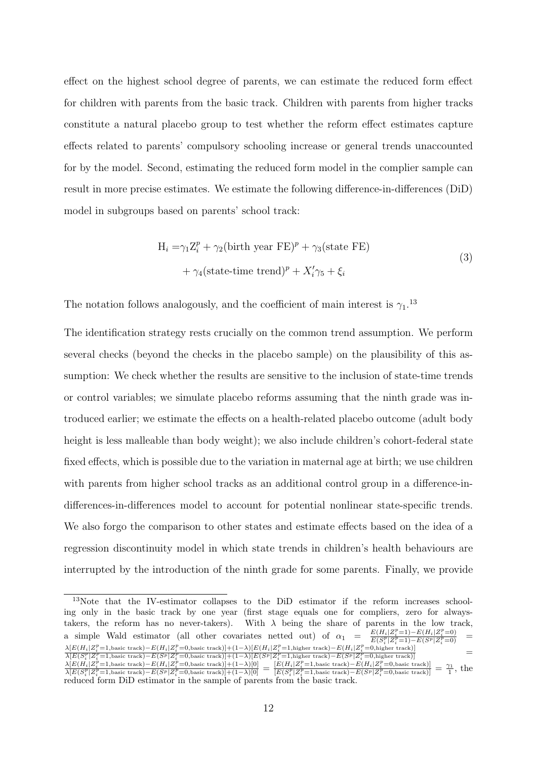effect on the highest school degree of parents, we can estimate the reduced form effect for children with parents from the basic track. Children with parents from higher tracks constitute a natural placebo group to test whether the reform effect estimates capture effects related to parents' compulsory schooling increase or general trends unaccounted for by the model. Second, estimating the reduced form model in the complier sample can result in more precise estimates. We estimate the following difference-in-differences (DiD) model in subgroups based on parents' school track:

$$
\begin{aligned}
\mathrm{H}_i = &\gamma_1 \mathrm{Z}_i^p + \gamma_2(\text{birth year FE})^p + \gamma_3(\text{state FE}) \\
&+ \gamma_4(\text{state-time trend})^p + X_i'\gamma_5 + \xi_i
\end{aligned}
\tag{3}
$$

The notation follows analogously, and the coefficient of main interest is $\gamma_1$.[13]

The identification strategy rests crucially on the common trend assumption. We perform several checks (beyond the checks in the placebo sample) on the plausibility of this assumption: We check whether the results are sensitive to the inclusion of state-time trends or control variables; we simulate placebo reforms assuming that the ninth grade was introduced earlier; we estimate the effects on a health-related placebo outcome (adult body height is less malleable than body weight); we also include children's cohort-federal state fixed effects, which is possible due to the variation in maternal age at birth; we use children with parents from higher school tracks as an additional control group in a difference-in-differences-in-differences model to account for potential nonlinear state-specific trends. We also forgo the comparison to other states and estimate effects based on the idea of a regression discontinuity model in which state trends in children's health behaviours are interrupted by the introduction of the ninth grade for some parents. Finally, we provide

[13] Note that the IV-estimator collapses to the DiD estimator if the reform increases schooling only in the basic track by one year (first stage equals one for compliers, zero for always-takers, the reform has no never-takers). With $\lambda$ being the share of parents in the low track, a simple Wald estimator (all other covariates netted out) of $\alpha_1 = \frac{E(H_i|Z_i^p=1)-E(H_i|Z_i^p=0)}{E(S_i^p|Z_i^p=1)-E(S^p|Z_i^p=0)} = \frac{\lambda[E(H_i|Z_i^p=1,\text{basic track})-E(H_i|Z_i^p=0,\text{basic track})]+(1-\lambda)[E(H_i|Z_i^p=1,\text{higher track})-E(H_i|Z_i^p=0,\text{higher track})]}{\lambda[E(S_i^p|Z_i^p=1,\text{basic track})-E(S^p|Z_i^p=0,\text{basic track})]+(1-\lambda)[E(S^p|Z_i^p=1,\text{higher track})-E(S^p|Z_i^p=0,\text{higher track})]} = \frac{\lambda[E(H_i|Z_i^p=1,\text{basic track})-E(H_i|Z_i^p=0,\text{basic track})]+(1-\lambda)[0]}{\lambda[E(S_i^p|Z_i^p=1,\text{basic track})-E(S^p|Z_i^p=0,\text{basic track})]+(1-\lambda)[0]} = \frac{[E(H_i|Z_i^p=1,\text{basic track})-E(H_i|Z_i^p=0,\text{basic track})]}{[E(S_i^p|Z_i^p=1,\text{basic track})-E(S^p|Z_i^p=0,\text{basic track})]} = \frac{\gamma_1}{1}$, the reduced form DiD estimator in the sample of parents from the basic track.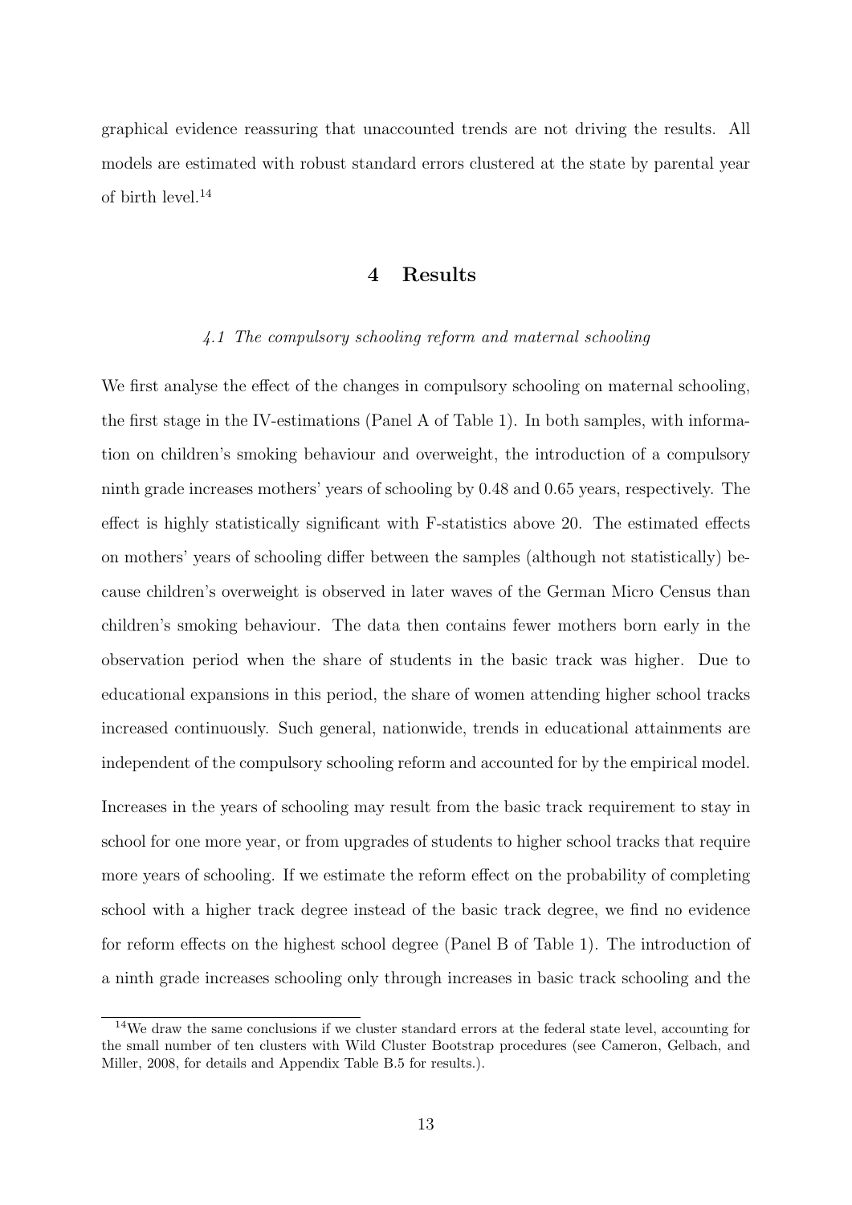graphical evidence reassuring that unaccounted trends are not driving the results. All models are estimated with robust standard errors clustered at the state by parental year of birth level.[14]

# 4 Results

### *4.1 The compulsory schooling reform and maternal schooling*

We first analyse the effect of the changes in compulsory schooling on maternal schooling, the first stage in the IV-estimations (Panel A of Table 1). In both samples, with information on children's smoking behaviour and overweight, the introduction of a compulsory ninth grade increases mothers' years of schooling by 0.48 and 0.65 years, respectively. The effect is highly statistically significant with F-statistics above 20. The estimated effects on mothers' years of schooling differ between the samples (although not statistically) because children's overweight is observed in later waves of the German Micro Census than children's smoking behaviour. The data then contains fewer mothers born early in the observation period when the share of students in the basic track was higher. Due to educational expansions in this period, the share of women attending higher school tracks increased continuously. Such general, nationwide, trends in educational attainments are independent of the compulsory schooling reform and accounted for by the empirical model.

Increases in the years of schooling may result from the basic track requirement to stay in school for one more year, or from upgrades of students to higher school tracks that require more years of schooling. If we estimate the reform effect on the probability of completing school with a higher track degree instead of the basic track degree, we find no evidence for reform effects on the highest school degree (Panel B of Table 1). The introduction of a ninth grade increases schooling only through increases in basic track schooling and the

[14] We draw the same conclusions if we cluster standard errors at the federal state level, accounting for the small number of ten clusters with Wild Cluster Bootstrap procedures (see Cameron, Gelbach, and Miller, 2008, for details and Appendix Table B.5 for results.).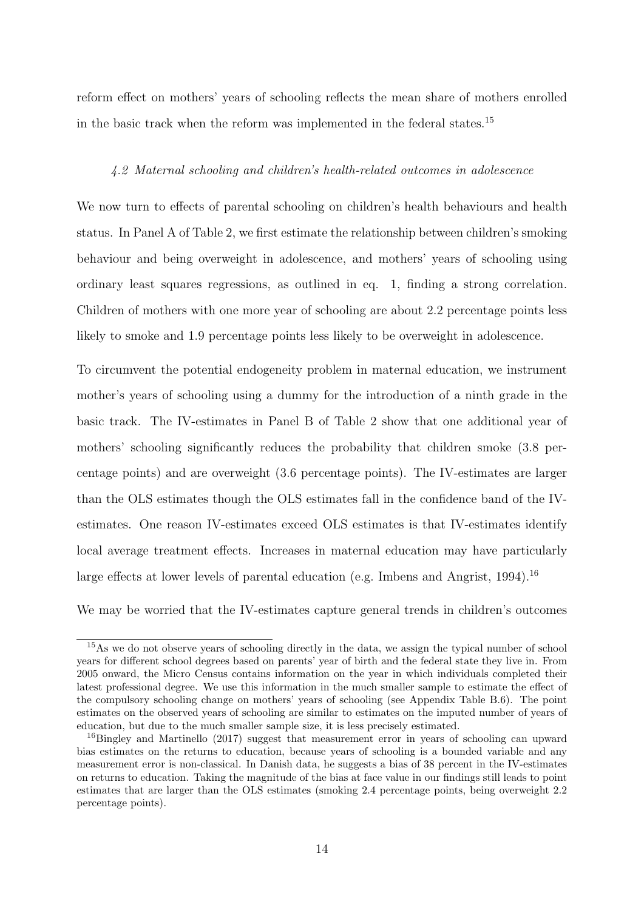reform effect on mothers' years of schooling reflects the mean share of mothers enrolled in the basic track when the reform was implemented in the federal states.[15]

### *4.2 Maternal schooling and children's health-related outcomes in adolescence*

We now turn to effects of parental schooling on children's health behaviours and health status. In Panel A of Table 2, we first estimate the relationship between children's smoking behaviour and being overweight in adolescence, and mothers' years of schooling using ordinary least squares regressions, as outlined in eq. 1, finding a strong correlation. Children of mothers with one more year of schooling are about 2.2 percentage points less likely to smoke and 1.9 percentage points less likely to be overweight in adolescence.

To circumvent the potential endogeneity problem in maternal education, we instrument mother's years of schooling using a dummy for the introduction of a ninth grade in the basic track. The IV-estimates in Panel B of Table 2 show that one additional year of mothers' schooling significantly reduces the probability that children smoke (3.8 percentage points) and are overweight (3.6 percentage points). The IV-estimates are larger than the OLS estimates though the OLS estimates fall in the confidence band of the IV-estimates. One reason IV-estimates exceed OLS estimates is that IV-estimates identify local average treatment effects. Increases in maternal education may have particularly large effects at lower levels of parental education (e.g. Imbens and Angrist, 1994).[16]

We may be worried that the IV-estimates capture general trends in children's outcomes

---

[15] As we do not observe years of schooling directly in the data, we assign the typical number of school years for different school degrees based on parents' year of birth and the federal state they live in. From 2005 onward, the Micro Census contains information on the year in which individuals completed their latest professional degree. We use this information in the much smaller sample to estimate the effect of the compulsory schooling change on mothers' years of schooling (see Appendix Table B.6). The point estimates on the observed years of schooling are similar to estimates on the imputed number of years of education, but due to the much smaller sample size, it is less precisely estimated.

[16] Bingley and Martinello (2017) suggest that measurement error in years of schooling can upward bias estimates on the returns to education, because years of schooling is a bounded variable and any measurement error is non-classical. In Danish data, he suggests a bias of 38 percent in the IV-estimates on returns to education. Taking the magnitude of the bias at face value in our findings still leads to point estimates that are larger than the OLS estimates (smoking 2.4 percentage points, being overweight 2.2 percentage points).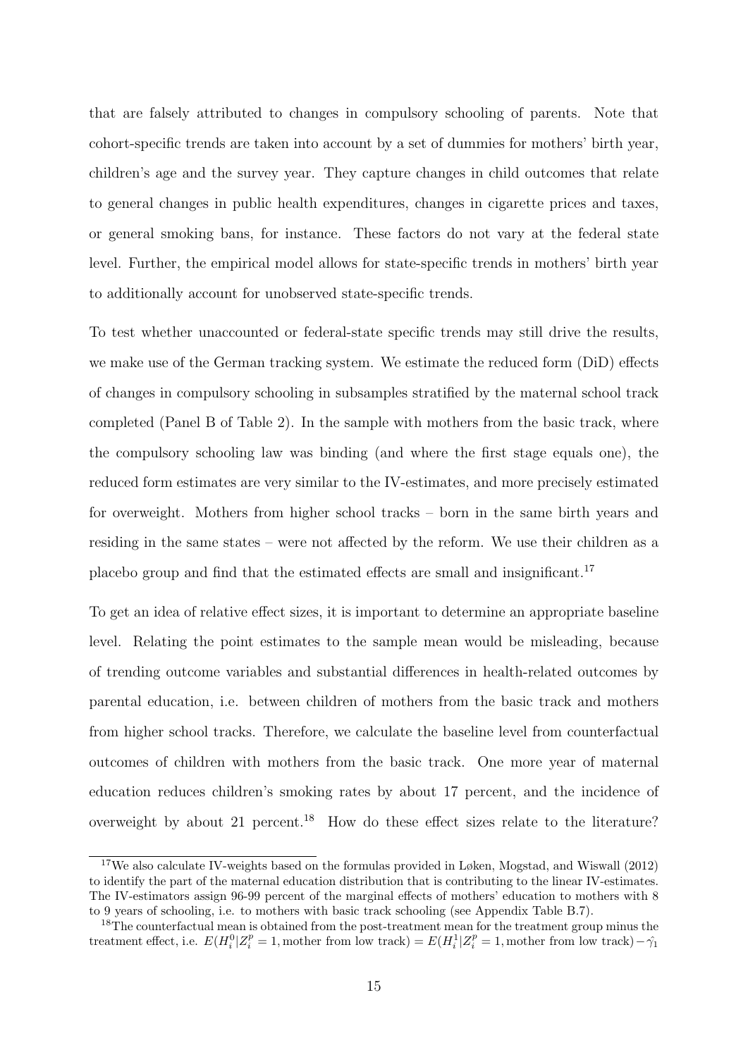that are falsely attributed to changes in compulsory schooling of parents. Note that cohort-specific trends are taken into account by a set of dummies for mothers' birth year, children's age and the survey year. They capture changes in child outcomes that relate to general changes in public health expenditures, changes in cigarette prices and taxes, or general smoking bans, for instance. These factors do not vary at the federal state level. Further, the empirical model allows for state-specific trends in mothers' birth year to additionally account for unobserved state-specific trends.

To test whether unaccounted or federal-state specific trends may still drive the results, we make use of the German tracking system. We estimate the reduced form (DiD) effects of changes in compulsory schooling in subsamples stratified by the maternal school track completed (Panel B of Table 2). In the sample with mothers from the basic track, where the compulsory schooling law was binding (and where the first stage equals one), the reduced form estimates are very similar to the IV-estimates, and more precisely estimated for overweight. Mothers from higher school tracks – born in the same birth years and residing in the same states – were not affected by the reform. We use their children as a placebo group and find that the estimated effects are small and insignificant.[17]

To get an idea of relative effect sizes, it is important to determine an appropriate baseline level. Relating the point estimates to the sample mean would be misleading, because of trending outcome variables and substantial differences in health-related outcomes by parental education, i.e. between children of mothers from the basic track and mothers from higher school tracks. Therefore, we calculate the baseline level from counterfactual outcomes of children with mothers from the basic track. One more year of maternal education reduces children's smoking rates by about 17 percent, and the incidence of overweight by about 21 percent.[18] How do these effect sizes relate to the literature?

[17] We also calculate IV-weights based on the formulas provided in Løken, Mogstad, and Wiswall (2012) to identify the part of the maternal education distribution that is contributing to the linear IV-estimates. The IV-estimators assign 96-99 percent of the marginal effects of mothers' education to mothers with 8 to 9 years of schooling, i.e. to mothers with basic track schooling (see Appendix Table B.7).

[18] The counterfactual mean is obtained from the post-treatment mean for the treatment group minus the treatment effect, i.e. $E(H_i^0|Z_i^p = 1, \text{mother from low track}) = E(H_i^1|Z_i^p = 1, \text{mother from low track}) - \hat{\gamma}_1$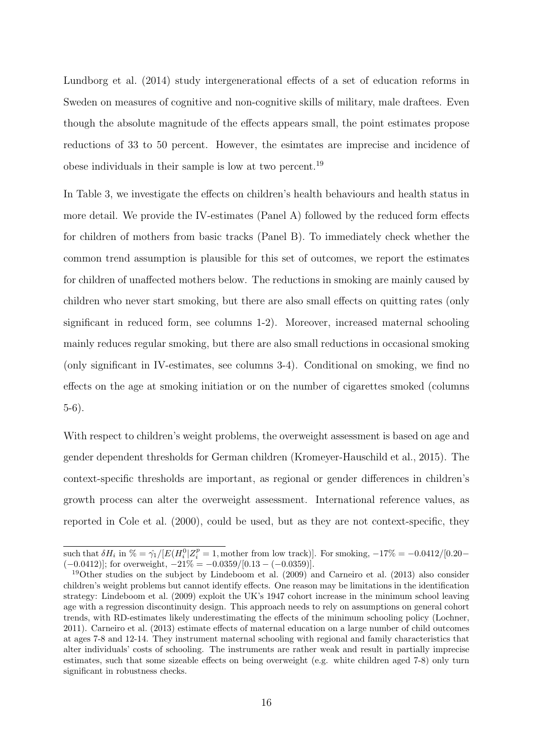Lundborg et al. (2014) study intergenerational effects of a set of education reforms in Sweden on measures of cognitive and non-cognitive skills of military, male draftees. Even though the absolute magnitude of the effects appears small, the point estimates propose reductions of 33 to 50 percent. However, the esimtates are imprecise and incidence of obese individuals in their sample is low at two percent.[19]

In Table 3, we investigate the effects on children's health behaviours and health status in more detail. We provide the IV-estimates (Panel A) followed by the reduced form effects for children of mothers from basic tracks (Panel B). To immediately check whether the common trend assumption is plausible for this set of outcomes, we report the estimates for children of unaffected mothers below. The reductions in smoking are mainly caused by children who never start smoking, but there are also small effects on quitting rates (only significant in reduced form, see columns 1-2). Moreover, increased maternal schooling mainly reduces regular smoking, but there are also small reductions in occasional smoking (only significant in IV-estimates, see columns 3-4). Conditional on smoking, we find no effects on the age at smoking initiation or on the number of cigarettes smoked (columns 5-6).

With respect to children's weight problems, the overweight assessment is based on age and gender dependent thresholds for German children (Kromeyer-Hauschild et al., 2015). The context-specific thresholds are important, as regional or gender differences in children's growth process can alter the overweight assessment. International reference values, as reported in Cole et al. (2000), could be used, but as they are not context-specific, they

---

such that $\delta H_i$ in $\% = \hat{\gamma_1}/[E(H_i^0|Z_i^p = 1, \text{mother from low track})]$. For smoking, $-17\% = -0.0412/[0.20 - (-0.0412)]$; for overweight, $-21\% = -0.0359/[0.13 - (-0.0359)]$.

[19] Other studies on the subject by Lindeboom et al. (2009) and Carneiro et al. (2013) also consider children's weight problems but cannot identify effects. One reason may be limitations in the identification strategy: Lindeboom et al. (2009) exploit the UK's 1947 cohort increase in the minimum school leaving age with a regression discontinuity design. This approach needs to rely on assumptions on general cohort trends, with RD-estimates likely underestimating the effects of the minimum schooling policy (Lochner, 2011). Carneiro et al. (2013) estimate effects of maternal education on a large number of child outcomes at ages 7-8 and 12-14. They instrument maternal schooling with regional and family characteristics that alter individuals' costs of schooling. The instruments are rather weak and result in partially imprecise estimates, such that some sizeable effects on being overweight (e.g. white children aged 7-8) only turn significant in robustness checks.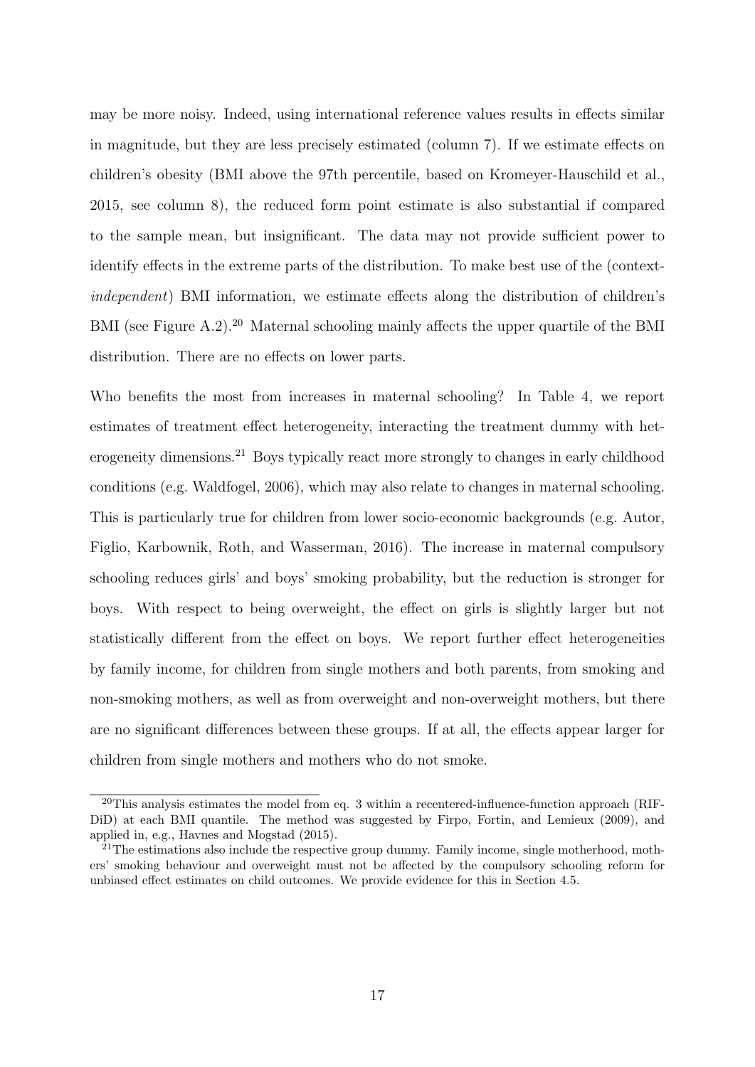may be more noisy. Indeed, using international reference values results in effects similar in magnitude, but they are less precisely estimated (column 7). If we estimate effects on children's obesity (BMI above the 97th percentile, based on Kromeyer-Hauschild et al., 2015, see column 8), the reduced form point estimate is also substantial if compared to the sample mean, but insignificant. The data may not provide sufficient power to identify effects in the extreme parts of the distribution. To make best use of the (context-*independent*) BMI information, we estimate effects along the distribution of children's BMI (see Figure A.2).[20] Maternal schooling mainly affects the upper quartile of the BMI distribution. There are no effects on lower parts.

Who benefits the most from increases in maternal schooling? In Table 4, we report estimates of treatment effect heterogeneity, interacting the treatment dummy with heterogeneity dimensions.[21] Boys typically react more strongly to changes in early childhood conditions (e.g. Waldfogel, 2006), which may also relate to changes in maternal schooling. This is particularly true for children from lower socio-economic backgrounds (e.g. Autor, Figlio, Karbownik, Roth, and Wasserman, 2016). The increase in maternal compulsory schooling reduces girls' and boys' smoking probability, but the reduction is stronger for boys. With respect to being overweight, the effect on girls is slightly larger but not statistically different from the effect on boys. We report further effect heterogeneities by family income, for children from single mothers and both parents, from smoking and non-smoking mothers, as well as from overweight and non-overweight mothers, but there are no significant differences between these groups. If at all, the effects appear larger for children from single mothers and mothers who do not smoke.

---

[20] This analysis estimates the model from eq. 3 within a recentered-influence-function approach (RIF-DiD) at each BMI quantile. The method was suggested by Firpo, Fortin, and Lemieux (2009), and applied in, e.g., Havnes and Mogstad (2015).

[21] The estimations also include the respective group dummy. Family income, single motherhood, mothers' smoking behaviour and overweight must not be affected by the compulsory schooling reform for unbiased effect estimates on child outcomes. We provide evidence for this in Section 4.5.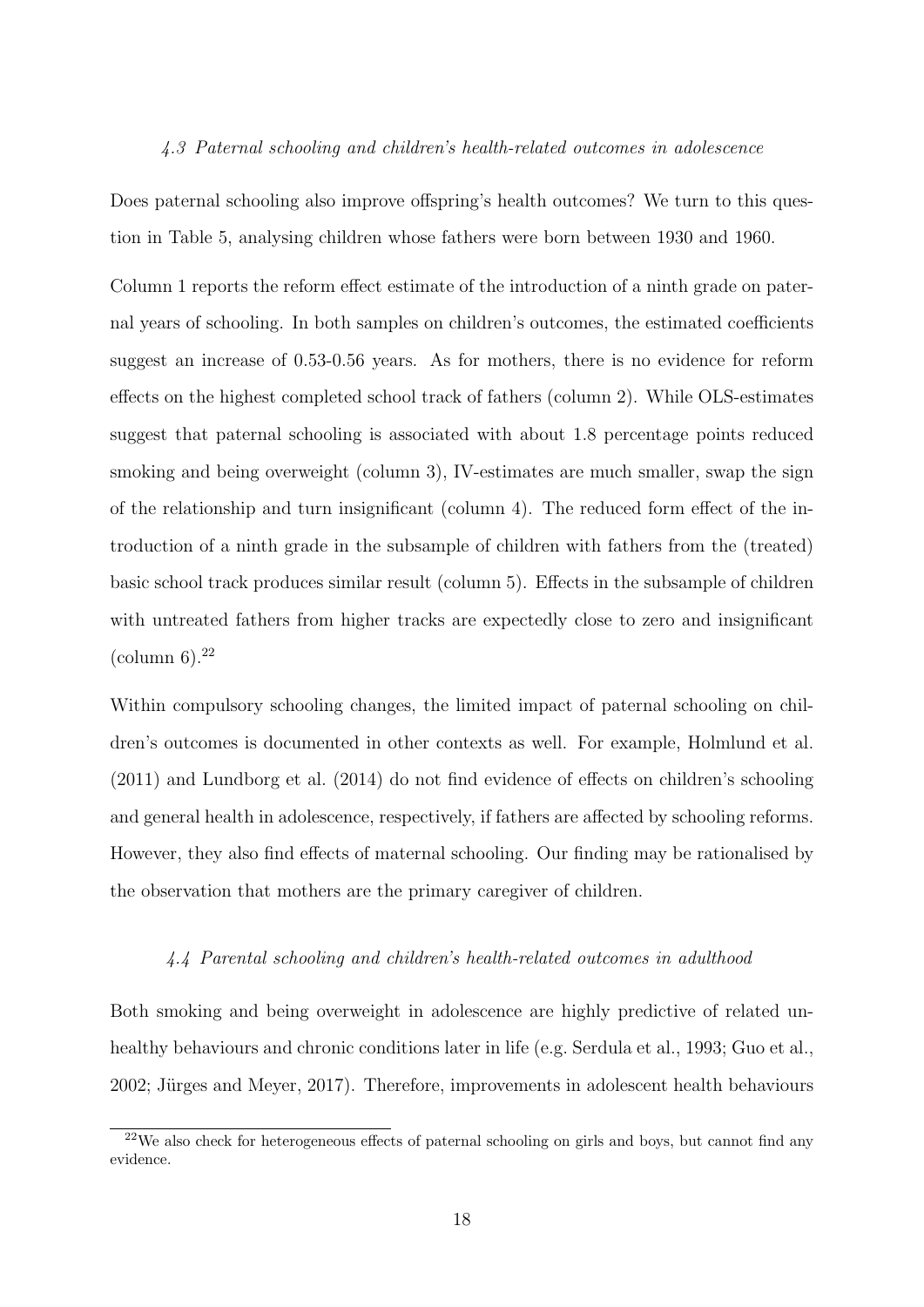### *4.3 Paternal schooling and children's health-related outcomes in adolescence*

Does paternal schooling also improve offspring's health outcomes? We turn to this question in Table 5, analysing children whose fathers were born between 1930 and 1960.

Column 1 reports the reform effect estimate of the introduction of a ninth grade on paternal years of schooling. In both samples on children's outcomes, the estimated coefficients suggest an increase of 0.53-0.56 years. As for mothers, there is no evidence for reform effects on the highest completed school track of fathers (column 2). While OLS-estimates suggest that paternal schooling is associated with about 1.8 percentage points reduced smoking and being overweight (column 3), IV-estimates are much smaller, swap the sign of the relationship and turn insignificant (column 4). The reduced form effect of the introduction of a ninth grade in the subsample of children with fathers from the (treated) basic school track produces similar result (column 5). Effects in the subsample of children with untreated fathers from higher tracks are expectedly close to zero and insignificant (column 6).[22]

Within compulsory schooling changes, the limited impact of paternal schooling on children's outcomes is documented in other contexts as well. For example, Holmlund et al. (2011) and Lundborg et al. (2014) do not find evidence of effects on children's schooling and general health in adolescence, respectively, if fathers are affected by schooling reforms. However, they also find effects of maternal schooling. Our finding may be rationalised by the observation that mothers are the primary caregiver of children.

### *4.4 Parental schooling and children's health-related outcomes in adulthood*

Both smoking and being overweight in adolescence are highly predictive of related unhealthy behaviours and chronic conditions later in life (e.g. Serdula et al., 1993; Guo et al., 2002; Jürges and Meyer, 2017). Therefore, improvements in adolescent health behaviours

[22] We also check for heterogeneous effects of paternal schooling on girls and boys, but cannot find any evidence.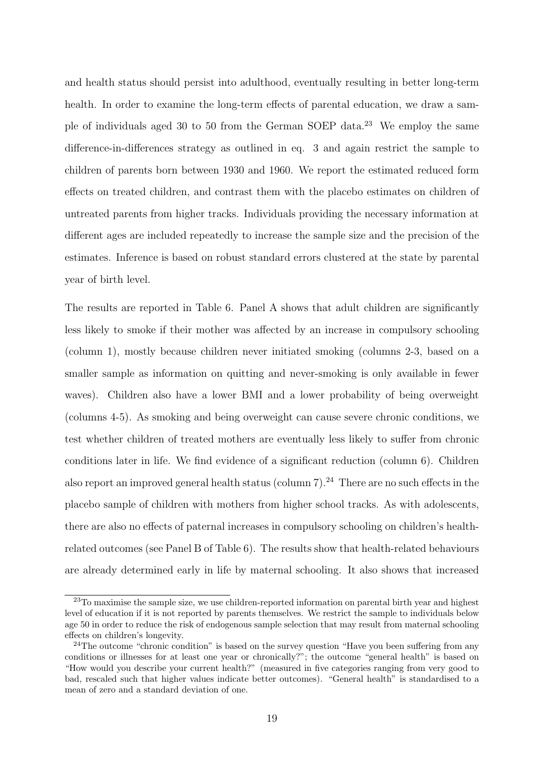and health status should persist into adulthood, eventually resulting in better long-term health. In order to examine the long-term effects of parental education, we draw a sample of individuals aged 30 to 50 from the German SOEP data.[23] We employ the same difference-in-differences strategy as outlined in eq. 3 and again restrict the sample to children of parents born between 1930 and 1960. We report the estimated reduced form effects on treated children, and contrast them with the placebo estimates on children of untreated parents from higher tracks. Individuals providing the necessary information at different ages are included repeatedly to increase the sample size and the precision of the estimates. Inference is based on robust standard errors clustered at the state by parental year of birth level.

The results are reported in Table 6. Panel A shows that adult children are significantly less likely to smoke if their mother was affected by an increase in compulsory schooling (column 1), mostly because children never initiated smoking (columns 2-3, based on a smaller sample as information on quitting and never-smoking is only available in fewer waves). Children also have a lower BMI and a lower probability of being overweight (columns 4-5). As smoking and being overweight can cause severe chronic conditions, we test whether children of treated mothers are eventually less likely to suffer from chronic conditions later in life. We find evidence of a significant reduction (column 6). Children also report an improved general health status (column 7).[24] There are no such effects in the placebo sample of children with mothers from higher school tracks. As with adolescents, there are also no effects of paternal increases in compulsory schooling on children's health-related outcomes (see Panel B of Table 6). The results show that health-related behaviours are already determined early in life by maternal schooling. It also shows that increased

[23] To maximise the sample size, we use children-reported information on parental birth year and highest level of education if it is not reported by parents themselves. We restrict the sample to individuals below age 50 in order to reduce the risk of endogenous sample selection that may result from maternal schooling effects on children's longevity.

[24] The outcome "chronic condition" is based on the survey question "Have you been suffering from any conditions or illnesses for at least one year or chronically?"; the outcome "general health" is based on "How would you describe your current health?" (measured in five categories ranging from very good to bad, rescaled such that higher values indicate better outcomes). "General health" is standardised to a mean of zero and a standard deviation of one.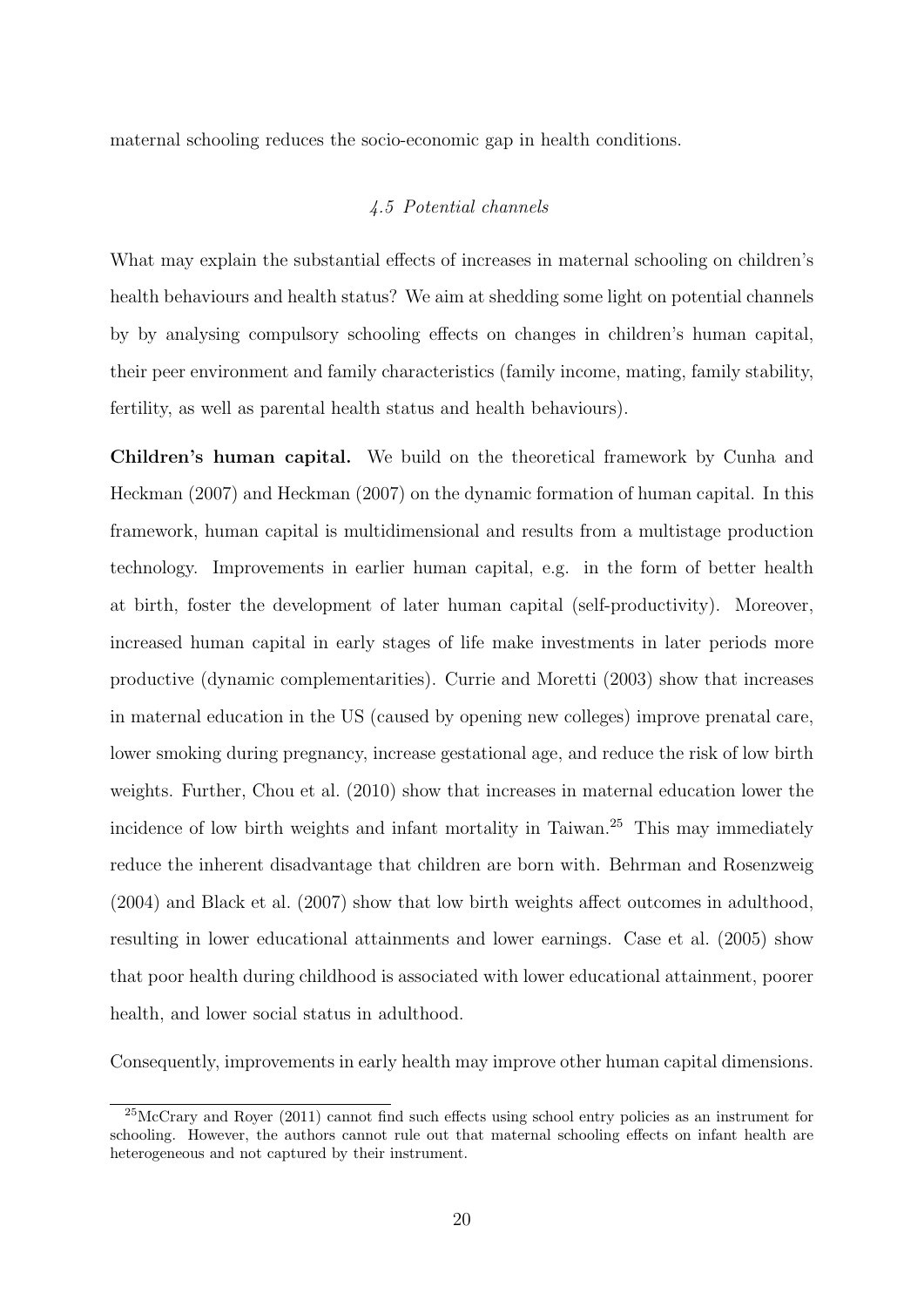maternal schooling reduces the socio-economic gap in health conditions.

### *4.5 Potential channels*

What may explain the substantial effects of increases in maternal schooling on children's health behaviours and health status? We aim at shedding some light on potential channels by by analysing compulsory schooling effects on changes in children's human capital, their peer environment and family characteristics (family income, mating, family stability, fertility, as well as parental health status and health behaviours).

**Children's human capital.** We build on the theoretical framework by Cunha and Heckman (2007) and Heckman (2007) on the dynamic formation of human capital. In this framework, human capital is multidimensional and results from a multistage production technology. Improvements in earlier human capital, e.g. in the form of better health at birth, foster the development of later human capital (self-productivity). Moreover, increased human capital in early stages of life make investments in later periods more productive (dynamic complementarities). Currie and Moretti (2003) show that increases in maternal education in the US (caused by opening new colleges) improve prenatal care, lower smoking during pregnancy, increase gestational age, and reduce the risk of low birth weights. Further, Chou et al. (2010) show that increases in maternal education lower the incidence of low birth weights and infant mortality in Taiwan.[25] This may immediately reduce the inherent disadvantage that children are born with. Behrman and Rosenzweig (2004) and Black et al. (2007) show that low birth weights affect outcomes in adulthood, resulting in lower educational attainments and lower earnings. Case et al. (2005) show that poor health during childhood is associated with lower educational attainment, poorer health, and lower social status in adulthood.

Consequently, improvements in early health may improve other human capital dimensions.

[25] McCrary and Royer (2011) cannot find such effects using school entry policies as an instrument for schooling. However, the authors cannot rule out that maternal schooling effects on infant health are heterogeneous and not captured by their instrument.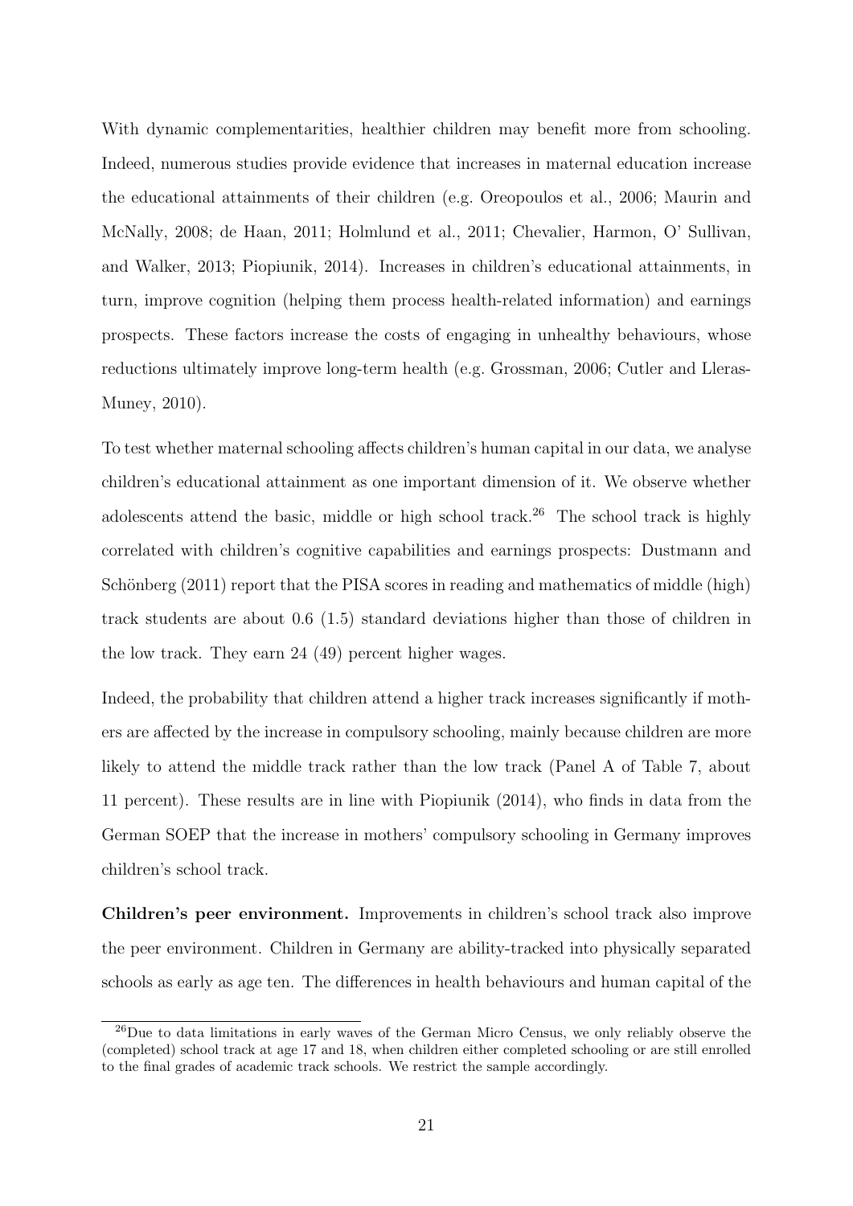With dynamic complementarities, healthier children may benefit more from schooling. Indeed, numerous studies provide evidence that increases in maternal education increase the educational attainments of their children (e.g. Oreopoulos et al., 2006; Maurin and McNally, 2008; de Haan, 2011; Holmlund et al., 2011; Chevalier, Harmon, O' Sullivan, and Walker, 2013; Piopiunik, 2014). Increases in children's educational attainments, in turn, improve cognition (helping them process health-related information) and earnings prospects. These factors increase the costs of engaging in unhealthy behaviours, whose reductions ultimately improve long-term health (e.g. Grossman, 2006; Cutler and Lleras-Muney, 2010).

To test whether maternal schooling affects children's human capital in our data, we analyse children's educational attainment as one important dimension of it. We observe whether adolescents attend the basic, middle or high school track.[26] The school track is highly correlated with children's cognitive capabilities and earnings prospects: Dustmann and Schönberg (2011) report that the PISA scores in reading and mathematics of middle (high) track students are about 0.6 (1.5) standard deviations higher than those of children in the low track. They earn 24 (49) percent higher wages.

Indeed, the probability that children attend a higher track increases significantly if mothers are affected by the increase in compulsory schooling, mainly because children are more likely to attend the middle track rather than the low track (Panel A of Table 7, about 11 percent). These results are in line with Piopiunik (2014), who finds in data from the German SOEP that the increase in mothers' compulsory schooling in Germany improves children's school track.

**Children's peer environment.** Improvements in children's school track also improve the peer environment. Children in Germany are ability-tracked into physically separated schools as early as age ten. The differences in health behaviours and human capital of the

[26] Due to data limitations in early waves of the German Micro Census, we only reliably observe the (completed) school track at age 17 and 18, when children either completed schooling or are still enrolled to the final grades of academic track schools. We restrict the sample accordingly.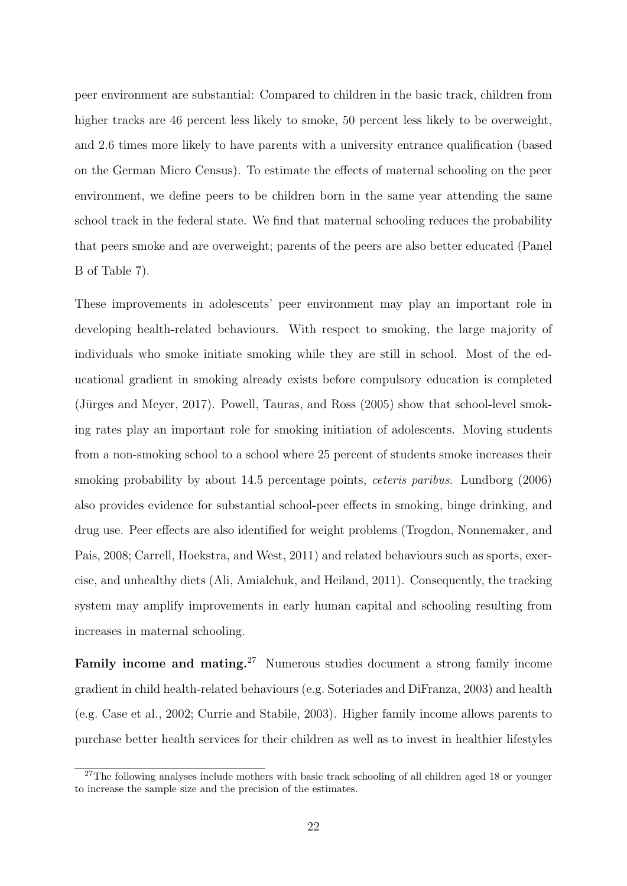peer environment are substantial: Compared to children in the basic track, children from higher tracks are 46 percent less likely to smoke, 50 percent less likely to be overweight, and 2.6 times more likely to have parents with a university entrance qualification (based on the German Micro Census). To estimate the effects of maternal schooling on the peer environment, we define peers to be children born in the same year attending the same school track in the federal state. We find that maternal schooling reduces the probability that peers smoke and are overweight; parents of the peers are also better educated (Panel B of Table 7).

These improvements in adolescents' peer environment may play an important role in developing health-related behaviours. With respect to smoking, the large majority of individuals who smoke initiate smoking while they are still in school. Most of the educational gradient in smoking already exists before compulsory education is completed (Jürges and Meyer, 2017). Powell, Tauras, and Ross (2005) show that school-level smoking rates play an important role for smoking initiation of adolescents. Moving students from a non-smoking school to a school where 25 percent of students smoke increases their smoking probability by about 14.5 percentage points, *ceteris paribus*. Lundborg (2006) also provides evidence for substantial school-peer effects in smoking, binge drinking, and drug use. Peer effects are also identified for weight problems (Trogdon, Nonnemaker, and Pais, 2008; Carrell, Hoekstra, and West, 2011) and related behaviours such as sports, exercise, and unhealthy diets (Ali, Amialchuk, and Heiland, 2011). Consequently, the tracking system may amplify improvements in early human capital and schooling resulting from increases in maternal schooling.

**Family income and mating.**[27] Numerous studies document a strong family income gradient in child health-related behaviours (e.g. Soteriades and DiFranza, 2003) and health (e.g. Case et al., 2002; Currie and Stabile, 2003). Higher family income allows parents to purchase better health services for their children as well as to invest in healthier lifestyles

[27]The following analyses include mothers with basic track schooling of all children aged 18 or younger to increase the sample size and the precision of the estimates.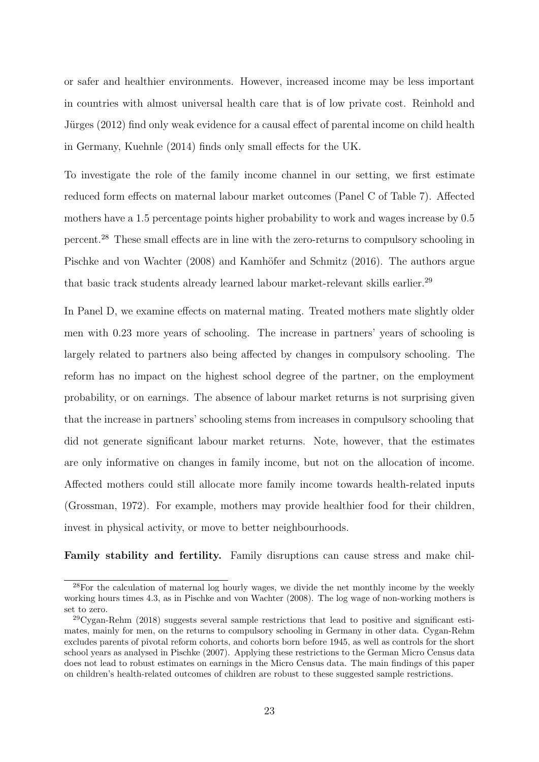or safer and healthier environments. However, increased income may be less important in countries with almost universal health care that is of low private cost. Reinhold and Jürges (2012) find only weak evidence for a causal effect of parental income on child health in Germany, Kuehnle (2014) finds only small effects for the UK.

To investigate the role of the family income channel in our setting, we first estimate reduced form effects on maternal labour market outcomes (Panel C of Table 7). Affected mothers have a 1.5 percentage points higher probability to work and wages increase by 0.5 percent.[28] These small effects are in line with the zero-returns to compulsory schooling in Pischke and von Wachter (2008) and Kamhöfer and Schmitz (2016). The authors argue that basic track students already learned labour market-relevant skills earlier.[29]

In Panel D, we examine effects on maternal mating. Treated mothers mate slightly older men with 0.23 more years of schooling. The increase in partners' years of schooling is largely related to partners also being affected by changes in compulsory schooling. The reform has no impact on the highest school degree of the partner, on the employment probability, or on earnings. The absence of labour market returns is not surprising given that the increase in partners' schooling stems from increases in compulsory schooling that did not generate significant labour market returns. Note, however, that the estimates are only informative on changes in family income, but not on the allocation of income. Affected mothers could still allocate more family income towards health-related inputs (Grossman, 1972). For example, mothers may provide healthier food for their children, invest in physical activity, or move to better neighbourhoods.

**Family stability and fertility.** Family disruptions can cause stress and make chil-

[28] For the calculation of maternal log hourly wages, we divide the net monthly income by the weekly working hours times 4.3, as in Pischke and von Wachter (2008). The log wage of non-working mothers is set to zero.

[29] Cygan-Rehm (2018) suggests several sample restrictions that lead to positive and significant estimates, mainly for men, on the returns to compulsory schooling in Germany in other data. Cygan-Rehm excludes parents of pivotal reform cohorts, and cohorts born before 1945, as well as controls for the short school years as analysed in Pischke (2007). Applying these restrictions to the German Micro Census data does not lead to robust estimates on earnings in the Micro Census data. The main findings of this paper on children's health-related outcomes of children are robust to these suggested sample restrictions.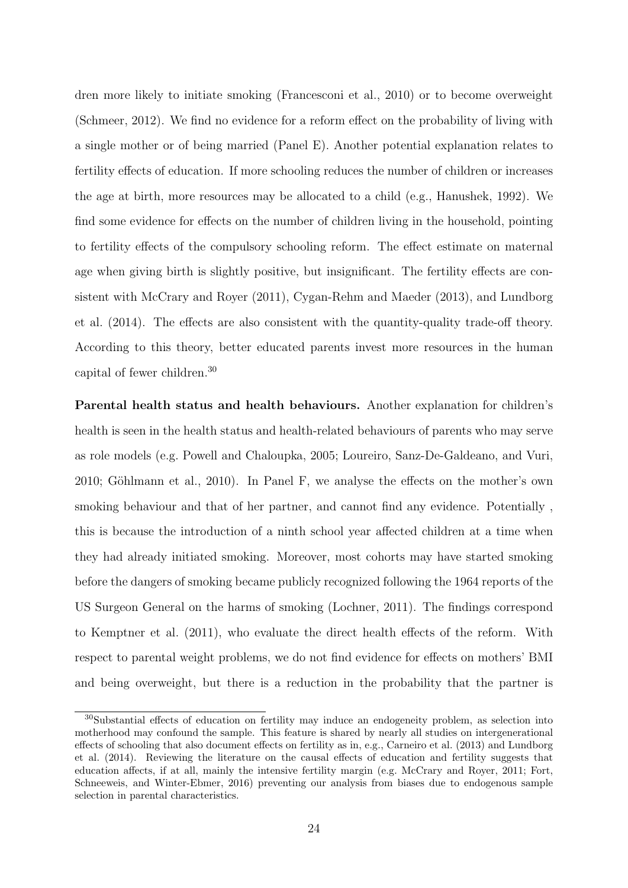dren more likely to initiate smoking (Francesconi et al., 2010) or to become overweight (Schmeer, 2012). We find no evidence for a reform effect on the probability of living with a single mother or of being married (Panel E). Another potential explanation relates to fertility effects of education. If more schooling reduces the number of children or increases the age at birth, more resources may be allocated to a child (e.g., Hanushek, 1992). We find some evidence for effects on the number of children living in the household, pointing to fertility effects of the compulsory schooling reform. The effect estimate on maternal age when giving birth is slightly positive, but insignificant. The fertility effects are consistent with McCrary and Royer (2011), Cygan-Rehm and Maeder (2013), and Lundborg et al. (2014). The effects are also consistent with the quantity-quality trade-off theory. According to this theory, better educated parents invest more resources in the human capital of fewer children.[30]

**Parental health status and health behaviours.** Another explanation for children's health is seen in the health status and health-related behaviours of parents who may serve as role models (e.g. Powell and Chaloupka, 2005; Loureiro, Sanz-De-Galdeano, and Vuri, 2010; Göhlmann et al., 2010). In Panel F, we analyse the effects on the mother's own smoking behaviour and that of her partner, and cannot find any evidence. Potentially , this is because the introduction of a ninth school year affected children at a time when they had already initiated smoking. Moreover, most cohorts may have started smoking before the dangers of smoking became publicly recognized following the 1964 reports of the US Surgeon General on the harms of smoking (Lochner, 2011). The findings correspond to Kemptner et al. (2011), who evaluate the direct health effects of the reform. With respect to parental weight problems, we do not find evidence for effects on mothers' BMI and being overweight, but there is a reduction in the probability that the partner is

[30] Substantial effects of education on fertility may induce an endogeneity problem, as selection into motherhood may confound the sample. This feature is shared by nearly all studies on intergenerational effects of schooling that also document effects on fertility as in, e.g., Carneiro et al. (2013) and Lundborg et al. (2014). Reviewing the literature on the causal effects of education and fertility suggests that education affects, if at all, mainly the intensive fertility margin (e.g. McCrary and Royer, 2011; Fort, Schneeweis, and Winter-Ebmer, 2016) preventing our analysis from biases due to endogenous sample selection in parental characteristics.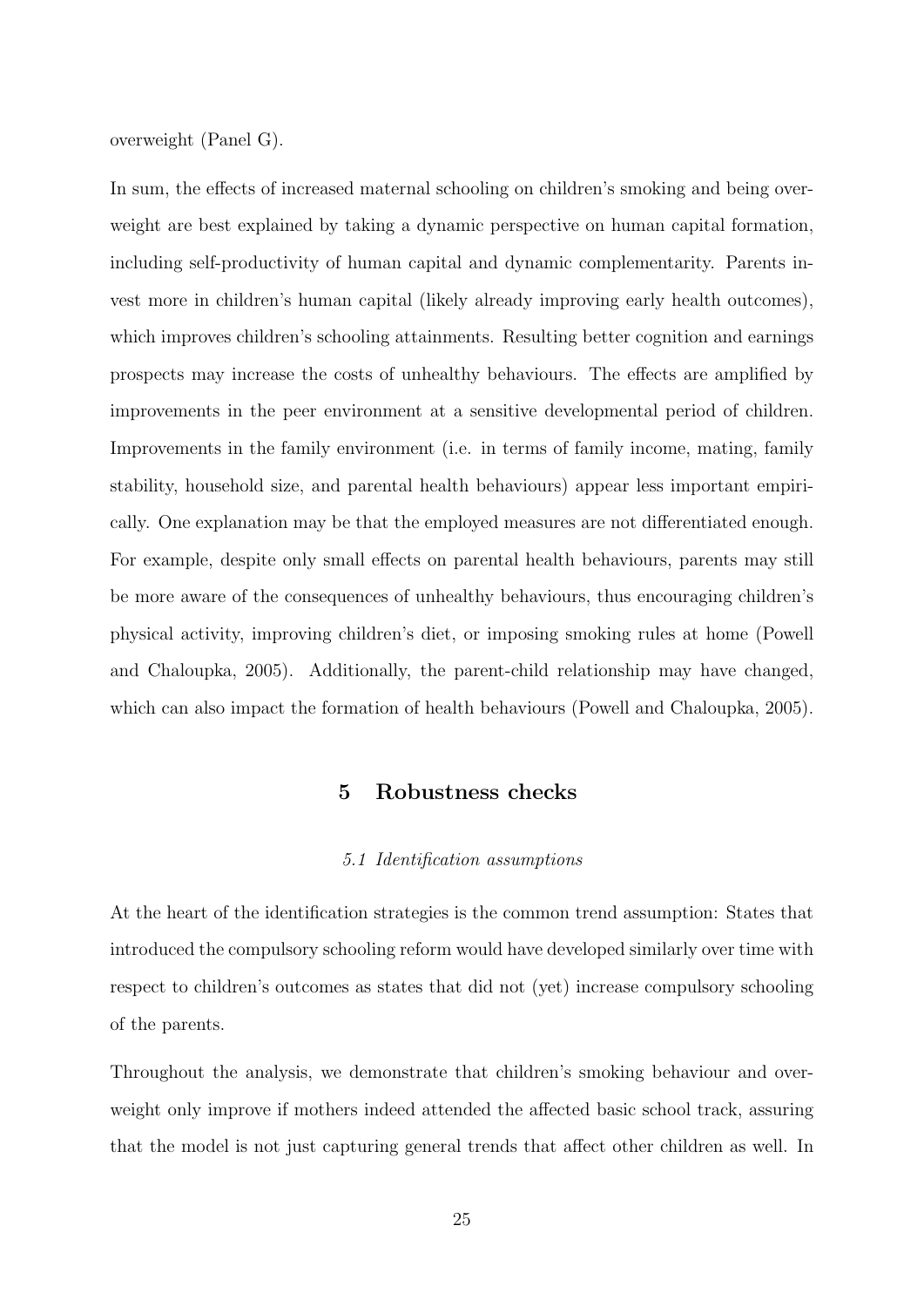overweight (Panel G).

In sum, the effects of increased maternal schooling on children's smoking and being overweight are best explained by taking a dynamic perspective on human capital formation, including self-productivity of human capital and dynamic complementarity. Parents invest more in children's human capital (likely already improving early health outcomes), which improves children's schooling attainments. Resulting better cognition and earnings prospects may increase the costs of unhealthy behaviours. The effects are amplified by improvements in the peer environment at a sensitive developmental period of children. Improvements in the family environment (i.e. in terms of family income, mating, family stability, household size, and parental health behaviours) appear less important empirically. One explanation may be that the employed measures are not differentiated enough. For example, despite only small effects on parental health behaviours, parents may still be more aware of the consequences of unhealthy behaviours, thus encouraging children's physical activity, improving children's diet, or imposing smoking rules at home (Powell and Chaloupka, 2005). Additionally, the parent-child relationship may have changed, which can also impact the formation of health behaviours (Powell and Chaloupka, 2005).

## 5 Robustness checks

### *5.1 Identification assumptions*

At the heart of the identification strategies is the common trend assumption: States that introduced the compulsory schooling reform would have developed similarly over time with respect to children's outcomes as states that did not (yet) increase compulsory schooling of the parents.

Throughout the analysis, we demonstrate that children's smoking behaviour and overweight only improve if mothers indeed attended the affected basic school track, assuring that the model is not just capturing general trends that affect other children as well. In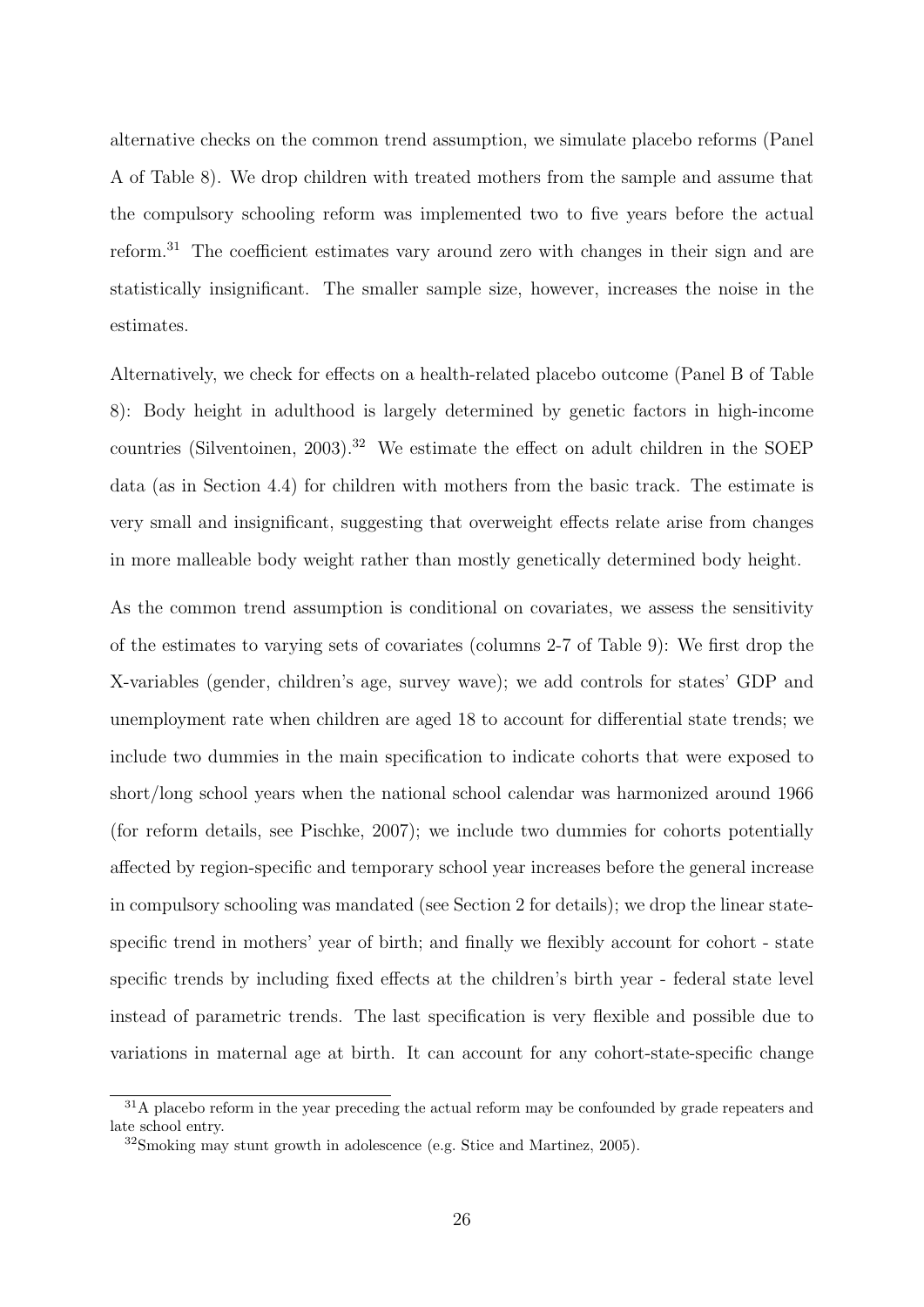alternative checks on the common trend assumption, we simulate placebo reforms (Panel A of Table 8). We drop children with treated mothers from the sample and assume that the compulsory schooling reform was implemented two to five years before the actual reform.[31] The coefficient estimates vary around zero with changes in their sign and are statistically insignificant. The smaller sample size, however, increases the noise in the estimates.

Alternatively, we check for effects on a health-related placebo outcome (Panel B of Table 8): Body height in adulthood is largely determined by genetic factors in high-income countries (Silventoinen, 2003).[32] We estimate the effect on adult children in the SOEP data (as in Section 4.4) for children with mothers from the basic track. The estimate is very small and insignificant, suggesting that overweight effects relate arise from changes in more malleable body weight rather than mostly genetically determined body height.

As the common trend assumption is conditional on covariates, we assess the sensitivity of the estimates to varying sets of covariates (columns 2-7 of Table 9): We first drop the X-variables (gender, children's age, survey wave); we add controls for states' GDP and unemployment rate when children are aged 18 to account for differential state trends; we include two dummies in the main specification to indicate cohorts that were exposed to short/long school years when the national school calendar was harmonized around 1966 (for reform details, see Pischke, 2007); we include two dummies for cohorts potentially affected by region-specific and temporary school year increases before the general increase in compulsory schooling was mandated (see Section 2 for details); we drop the linear state-specific trend in mothers' year of birth; and finally we flexibly account for cohort - state specific trends by including fixed effects at the children's birth year - federal state level instead of parametric trends. The last specification is very flexible and possible due to variations in maternal age at birth. It can account for any cohort-state-specific change

[31] A placebo reform in the year preceding the actual reform may be confounded by grade repeaters and late school entry.

[32] Smoking may stunt growth in adolescence (e.g. Stice and Martinez, 2005).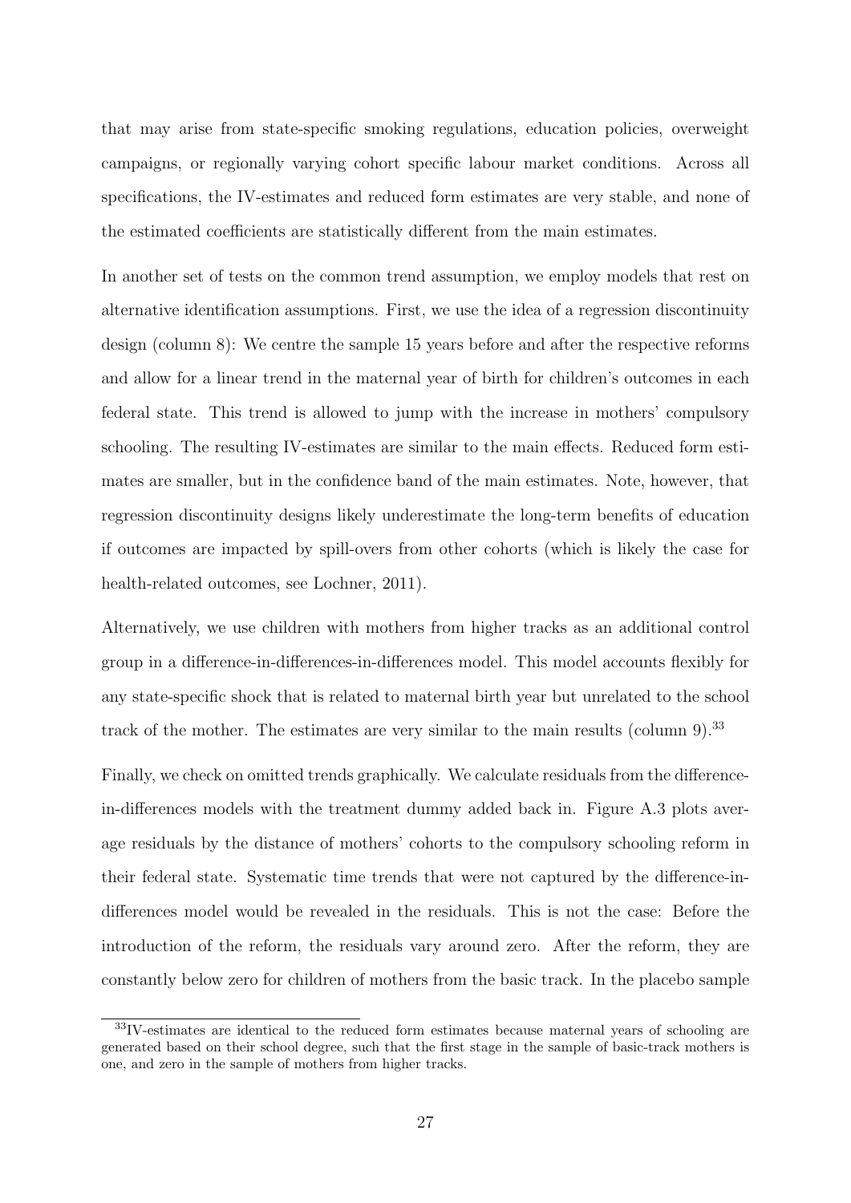that may arise from state-specific smoking regulations, education policies, overweight campaigns, or regionally varying cohort specific labour market conditions. Across all specifications, the IV-estimates and reduced form estimates are very stable, and none of the estimated coefficients are statistically different from the main estimates.

In another set of tests on the common trend assumption, we employ models that rest on alternative identification assumptions. First, we use the idea of a regression discontinuity design (column 8): We centre the sample 15 years before and after the respective reforms and allow for a linear trend in the maternal year of birth for children's outcomes in each federal state. This trend is allowed to jump with the increase in mothers' compulsory schooling. The resulting IV-estimates are similar to the main effects. Reduced form estimates are smaller, but in the confidence band of the main estimates. Note, however, that regression discontinuity designs likely underestimate the long-term benefits of education if outcomes are impacted by spill-overs from other cohorts (which is likely the case for health-related outcomes, see Lochner, 2011).

Alternatively, we use children with mothers from higher tracks as an additional control group in a difference-in-differences-in-differences model. This model accounts flexibly for any state-specific shock that is related to maternal birth year but unrelated to the school track of the mother. The estimates are very similar to the main results (column 9).[33]

Finally, we check on omitted trends graphically. We calculate residuals from the difference-in-differences models with the treatment dummy added back in. Figure A.3 plots average residuals by the distance of mothers' cohorts to the compulsory schooling reform in their federal state. Systematic time trends that were not captured by the difference-in-differences model would be revealed in the residuals. This is not the case: Before the introduction of the reform, the residuals vary around zero. After the reform, they are constantly below zero for children of mothers from the basic track. In the placebo sample

[33] IV-estimates are identical to the reduced form estimates because maternal years of schooling are generated based on their school degree, such that the first stage in the sample of basic-track mothers is one, and zero in the sample of mothers from higher tracks.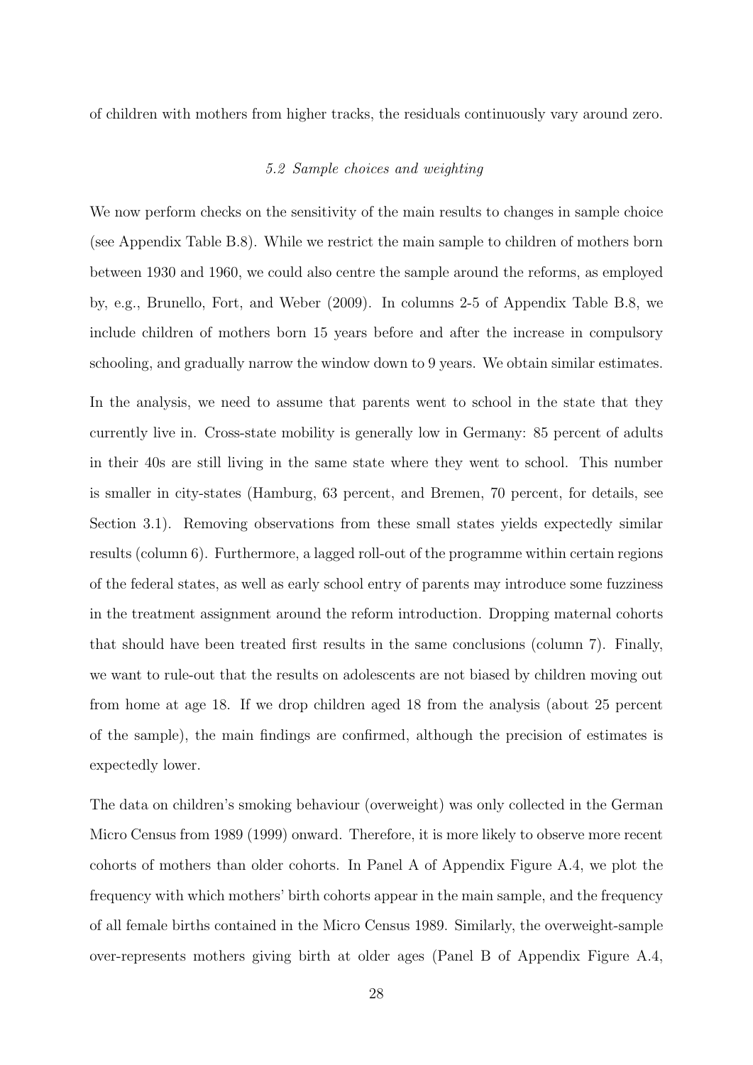of children with mothers from higher tracks, the residuals continuously vary around zero.

### *5.2 Sample choices and weighting*

We now perform checks on the sensitivity of the main results to changes in sample choice (see Appendix Table B.8). While we restrict the main sample to children of mothers born between 1930 and 1960, we could also centre the sample around the reforms, as employed by, e.g., Brunello, Fort, and Weber (2009). In columns 2-5 of Appendix Table B.8, we include children of mothers born 15 years before and after the increase in compulsory schooling, and gradually narrow the window down to 9 years. We obtain similar estimates.

In the analysis, we need to assume that parents went to school in the state that they currently live in. Cross-state mobility is generally low in Germany: 85 percent of adults in their 40s are still living in the same state where they went to school. This number is smaller in city-states (Hamburg, 63 percent, and Bremen, 70 percent, for details, see Section 3.1). Removing observations from these small states yields expectedly similar results (column 6). Furthermore, a lagged roll-out of the programme within certain regions of the federal states, as well as early school entry of parents may introduce some fuzziness in the treatment assignment around the reform introduction. Dropping maternal cohorts that should have been treated first results in the same conclusions (column 7). Finally, we want to rule-out that the results on adolescents are not biased by children moving out from home at age 18. If we drop children aged 18 from the analysis (about 25 percent of the sample), the main findings are confirmed, although the precision of estimates is expectedly lower.

The data on children's smoking behaviour (overweight) was only collected in the German Micro Census from 1989 (1999) onward. Therefore, it is more likely to observe more recent cohorts of mothers than older cohorts. In Panel A of Appendix Figure A.4, we plot the frequency with which mothers' birth cohorts appear in the main sample, and the frequency of all female births contained in the Micro Census 1989. Similarly, the overweight-sample over-represents mothers giving birth at older ages (Panel B of Appendix Figure A.4,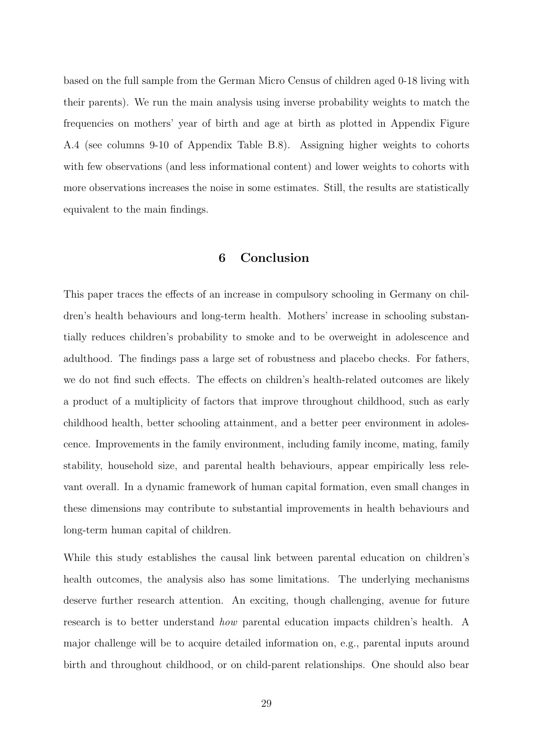based on the full sample from the German Micro Census of children aged 0-18 living with their parents). We run the main analysis using inverse probability weights to match the frequencies on mothers' year of birth and age at birth as plotted in Appendix Figure A.4 (see columns 9-10 of Appendix Table B.8). Assigning higher weights to cohorts with few observations (and less informational content) and lower weights to cohorts with more observations increases the noise in some estimates. Still, the results are statistically equivalent to the main findings.

## 6 Conclusion

This paper traces the effects of an increase in compulsory schooling in Germany on children's health behaviours and long-term health. Mothers' increase in schooling substantially reduces children's probability to smoke and to be overweight in adolescence and adulthood. The findings pass a large set of robustness and placebo checks. For fathers, we do not find such effects. The effects on children's health-related outcomes are likely a product of a multiplicity of factors that improve throughout childhood, such as early childhood health, better schooling attainment, and a better peer environment in adolescence. Improvements in the family environment, including family income, mating, family stability, household size, and parental health behaviours, appear empirically less relevant overall. In a dynamic framework of human capital formation, even small changes in these dimensions may contribute to substantial improvements in health behaviours and long-term human capital of children.

While this study establishes the causal link between parental education on children's health outcomes, the analysis also has some limitations. The underlying mechanisms deserve further research attention. An exciting, though challenging, avenue for future research is to better understand *how* parental education impacts children's health. A major challenge will be to acquire detailed information on, e.g., parental inputs around birth and throughout childhood, or on child-parent relationships. One should also bear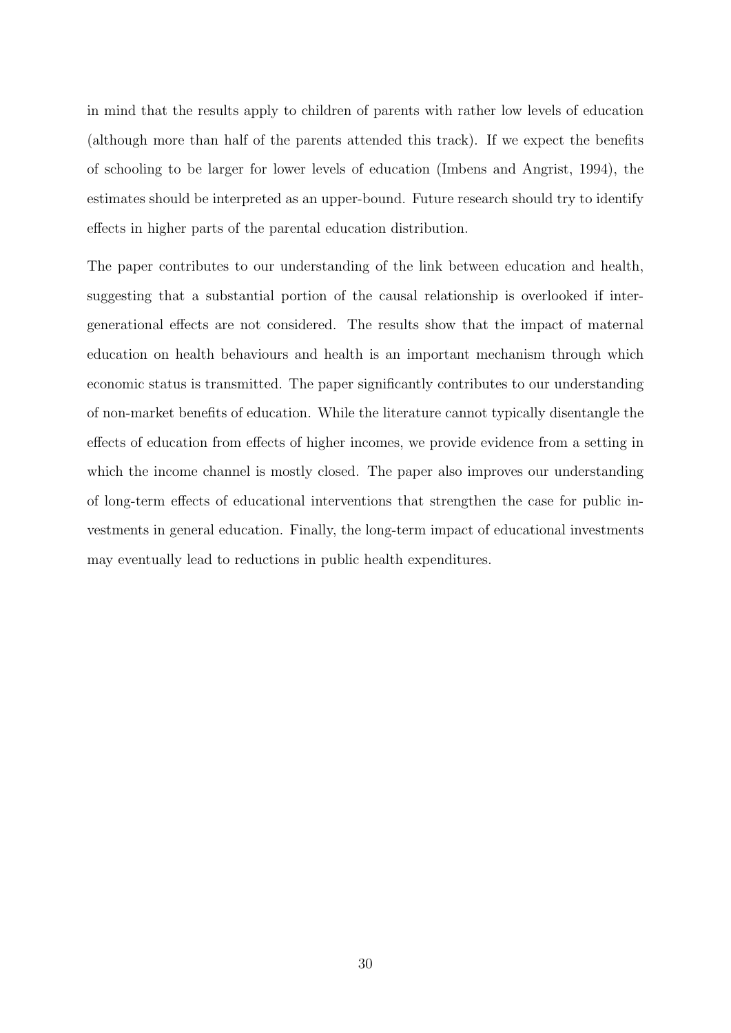in mind that the results apply to children of parents with rather low levels of education (although more than half of the parents attended this track). If we expect the benefits of schooling to be larger for lower levels of education (Imbens and Angrist, 1994), the estimates should be interpreted as an upper-bound. Future research should try to identify effects in higher parts of the parental education distribution.

The paper contributes to our understanding of the link between education and health, suggesting that a substantial portion of the causal relationship is overlooked if intergenerational effects are not considered. The results show that the impact of maternal education on health behaviours and health is an important mechanism through which economic status is transmitted. The paper significantly contributes to our understanding of non-market benefits of education. While the literature cannot typically disentangle the effects of education from effects of higher incomes, we provide evidence from a setting in which the income channel is mostly closed. The paper also improves our understanding of long-term effects of educational interventions that strengthen the case for public investments in general education. Finally, the long-term impact of educational investments may eventually lead to reductions in public health expenditures.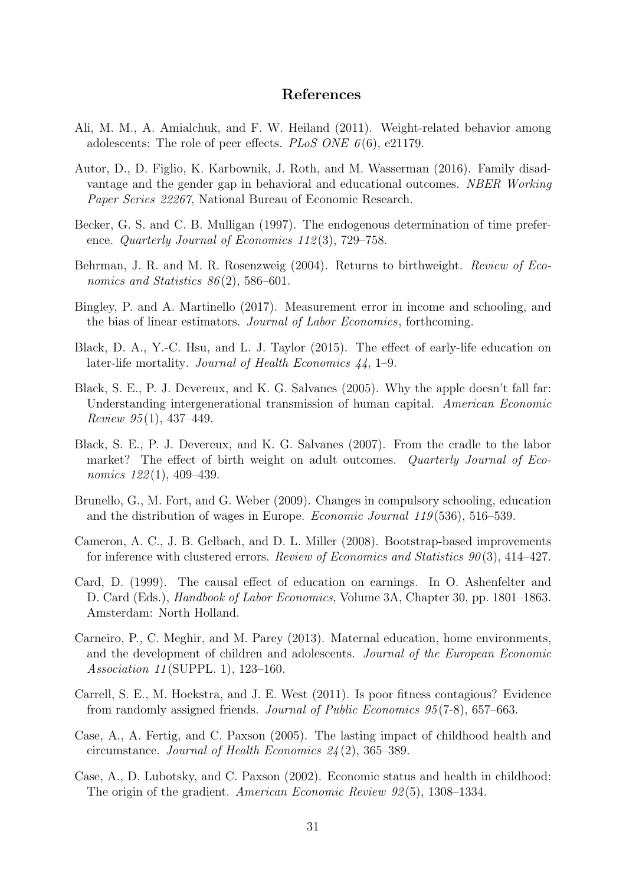## References

Ali, M. M., A. Amialchuk, and F. W. Heiland (2011). Weight-related behavior among adolescents: The role of peer effects. *PLoS ONE 6*(6), e21179.

Autor, D., D. Figlio, K. Karbownik, J. Roth, and M. Wasserman (2016). Family disadvantage and the gender gap in behavioral and educational outcomes. *NBER Working Paper Series 22267*, National Bureau of Economic Research.

Becker, G. S. and C. B. Mulligan (1997). The endogenous determination of time preference. *Quarterly Journal of Economics 112*(3), 729–758.

Behrman, J. R. and M. R. Rosenzweig (2004). Returns to birthweight. *Review of Economics and Statistics 86*(2), 586–601.

Bingley, P. and A. Martinello (2017). Measurement error in income and schooling, and the bias of linear estimators. *Journal of Labor Economics*, forthcoming.

Black, D. A., Y.-C. Hsu, and L. J. Taylor (2015). The effect of early-life education on later-life mortality. *Journal of Health Economics 44*, 1–9.

Black, S. E., P. J. Devereux, and K. G. Salvanes (2005). Why the apple doesn't fall far: Understanding intergenerational transmission of human capital. *American Economic Review 95*(1), 437–449.

Black, S. E., P. J. Devereux, and K. G. Salvanes (2007). From the cradle to the labor market? The effect of birth weight on adult outcomes. *Quarterly Journal of Economics 122*(1), 409–439.

Brunello, G., M. Fort, and G. Weber (2009). Changes in compulsory schooling, education and the distribution of wages in Europe. *Economic Journal 119*(536), 516–539.

Cameron, A. C., J. B. Gelbach, and D. L. Miller (2008). Bootstrap-based improvements for inference with clustered errors. *Review of Economics and Statistics 90*(3), 414–427.

Card, D. (1999). The causal effect of education on earnings. In O. Ashenfelter and D. Card (Eds.), *Handbook of Labor Economics*, Volume 3A, Chapter 30, pp. 1801–1863. Amsterdam: North Holland.

Carneiro, P., C. Meghir, and M. Parey (2013). Maternal education, home environments, and the development of children and adolescents. *Journal of the European Economic Association 11*(SUPPL. 1), 123–160.

Carrell, S. E., M. Hoekstra, and J. E. West (2011). Is poor fitness contagious? Evidence from randomly assigned friends. *Journal of Public Economics 95*(7-8), 657–663.

Case, A., A. Fertig, and C. Paxson (2005). The lasting impact of childhood health and circumstance. *Journal of Health Economics 24*(2), 365–389.

Case, A., D. Lubotsky, and C. Paxson (2002). Economic status and health in childhood: The origin of the gradient. *American Economic Review 92*(5), 1308–1334.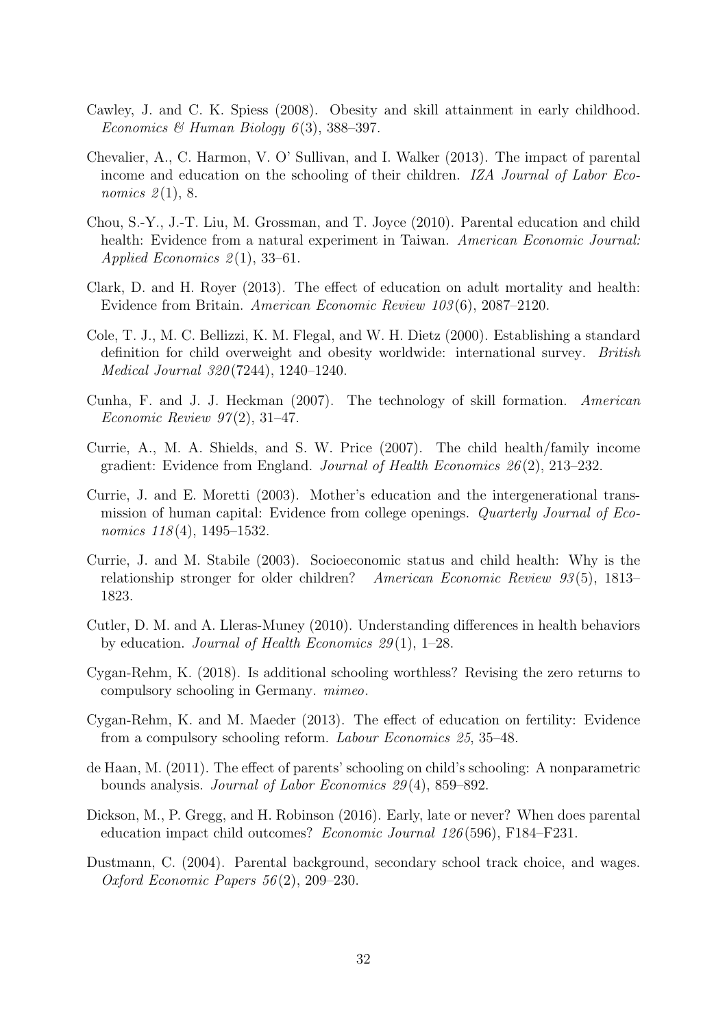Cawley, J. and C. K. Spiess (2008). Obesity and skill attainment in early childhood. *Economics & Human Biology 6*(3), 388–397.

Chevalier, A., C. Harmon, V. O' Sullivan, and I. Walker (2013). The impact of parental income and education on the schooling of their children. *IZA Journal of Labor Economics 2*(1), 8.

Chou, S.-Y., J.-T. Liu, M. Grossman, and T. Joyce (2010). Parental education and child health: Evidence from a natural experiment in Taiwan. *American Economic Journal: Applied Economics 2*(1), 33–61.

Clark, D. and H. Royer (2013). The effect of education on adult mortality and health: Evidence from Britain. *American Economic Review 103*(6), 2087–2120.

Cole, T. J., M. C. Bellizzi, K. M. Flegal, and W. H. Dietz (2000). Establishing a standard definition for child overweight and obesity worldwide: international survey. *British Medical Journal 320*(7244), 1240–1240.

Cunha, F. and J. J. Heckman (2007). The technology of skill formation. *American Economic Review 97*(2), 31–47.

Currie, A., M. A. Shields, and S. W. Price (2007). The child health/family income gradient: Evidence from England. *Journal of Health Economics 26*(2), 213–232.

Currie, J. and E. Moretti (2003). Mother's education and the intergenerational transmission of human capital: Evidence from college openings. *Quarterly Journal of Economics 118*(4), 1495–1532.

Currie, J. and M. Stabile (2003). Socioeconomic status and child health: Why is the relationship stronger for older children? *American Economic Review 93*(5), 1813–1823.

Cutler, D. M. and A. Lleras-Muney (2010). Understanding differences in health behaviors by education. *Journal of Health Economics 29*(1), 1–28.

Cygan-Rehm, K. (2018). Is additional schooling worthless? Revising the zero returns to compulsory schooling in Germany. *mimeo*.

Cygan-Rehm, K. and M. Maeder (2013). The effect of education on fertility: Evidence from a compulsory schooling reform. *Labour Economics 25*, 35–48.

de Haan, M. (2011). The effect of parents' schooling on child's schooling: A nonparametric bounds analysis. *Journal of Labor Economics 29*(4), 859–892.

Dickson, M., P. Gregg, and H. Robinson (2016). Early, late or never? When does parental education impact child outcomes? *Economic Journal 126*(596), F184–F231.

Dustmann, C. (2004). Parental background, secondary school track choice, and wages. *Oxford Economic Papers 56*(2), 209–230.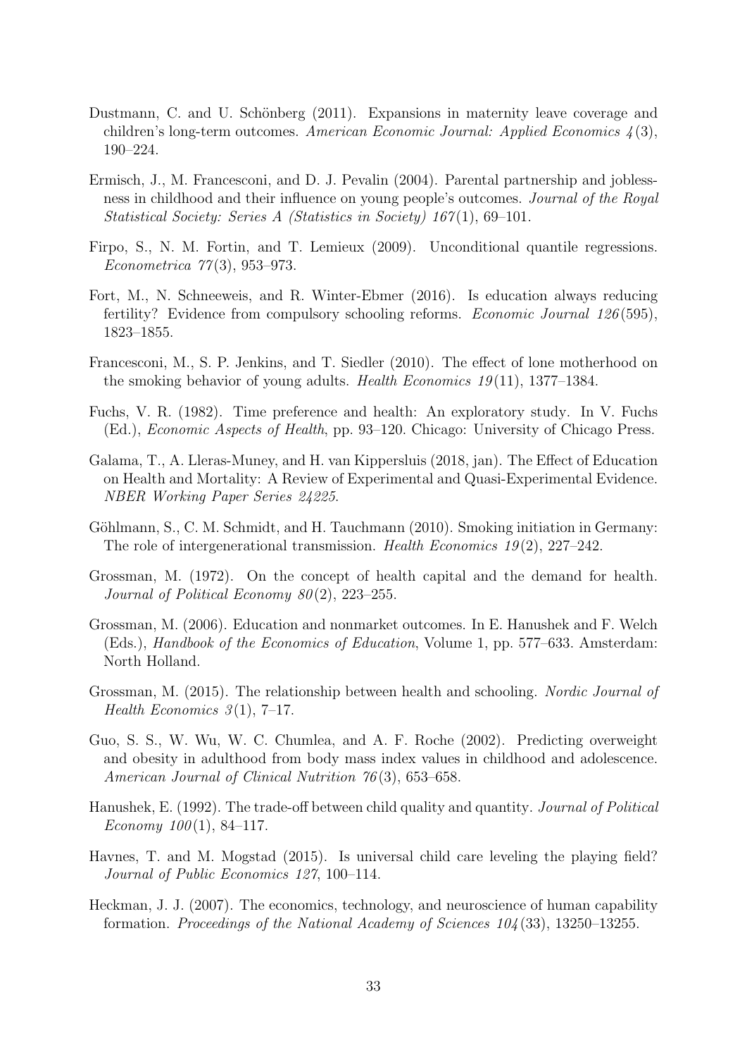Dustmann, C. and U. Schönberg (2011). Expansions in maternity leave coverage and children's long-term outcomes. *American Economic Journal: Applied Economics 4*(3), 190–224.

Ermisch, J., M. Francesconi, and D. J. Pevalin (2004). Parental partnership and joblessness in childhood and their influence on young people's outcomes. *Journal of the Royal Statistical Society: Series A (Statistics in Society) 167*(1), 69–101.

Firpo, S., N. M. Fortin, and T. Lemieux (2009). Unconditional quantile regressions. *Econometrica 77*(3), 953–973.

Fort, M., N. Schneeweis, and R. Winter-Ebmer (2016). Is education always reducing fertility? Evidence from compulsory schooling reforms. *Economic Journal 126*(595), 1823–1855.

Francesconi, M., S. P. Jenkins, and T. Siedler (2010). The effect of lone motherhood on the smoking behavior of young adults. *Health Economics 19*(11), 1377–1384.

Fuchs, V. R. (1982). Time preference and health: An exploratory study. In V. Fuchs (Ed.), *Economic Aspects of Health*, pp. 93–120. Chicago: University of Chicago Press.

Galama, T., A. Lleras-Muney, and H. van Kippersluis (2018, jan). The Effect of Education on Health and Mortality: A Review of Experimental and Quasi-Experimental Evidence. *NBER Working Paper Series 24225*.

Göhlmann, S., C. M. Schmidt, and H. Tauchmann (2010). Smoking initiation in Germany: The role of intergenerational transmission. *Health Economics 19*(2), 227–242.

Grossman, M. (1972). On the concept of health capital and the demand for health. *Journal of Political Economy 80*(2), 223–255.

Grossman, M. (2006). Education and nonmarket outcomes. In E. Hanushek and F. Welch (Eds.), *Handbook of the Economics of Education*, Volume 1, pp. 577–633. Amsterdam: North Holland.

Grossman, M. (2015). The relationship between health and schooling. *Nordic Journal of Health Economics 3*(1), 7–17.

Guo, S. S., W. Wu, W. C. Chumlea, and A. F. Roche (2002). Predicting overweight and obesity in adulthood from body mass index values in childhood and adolescence. *American Journal of Clinical Nutrition 76*(3), 653–658.

Hanushek, E. (1992). The trade-off between child quality and quantity. *Journal of Political Economy 100*(1), 84–117.

Havnes, T. and M. Mogstad (2015). Is universal child care leveling the playing field? *Journal of Public Economics 127*, 100–114.

Heckman, J. J. (2007). The economics, technology, and neuroscience of human capability formation. *Proceedings of the National Academy of Sciences 104*(33), 13250–13255.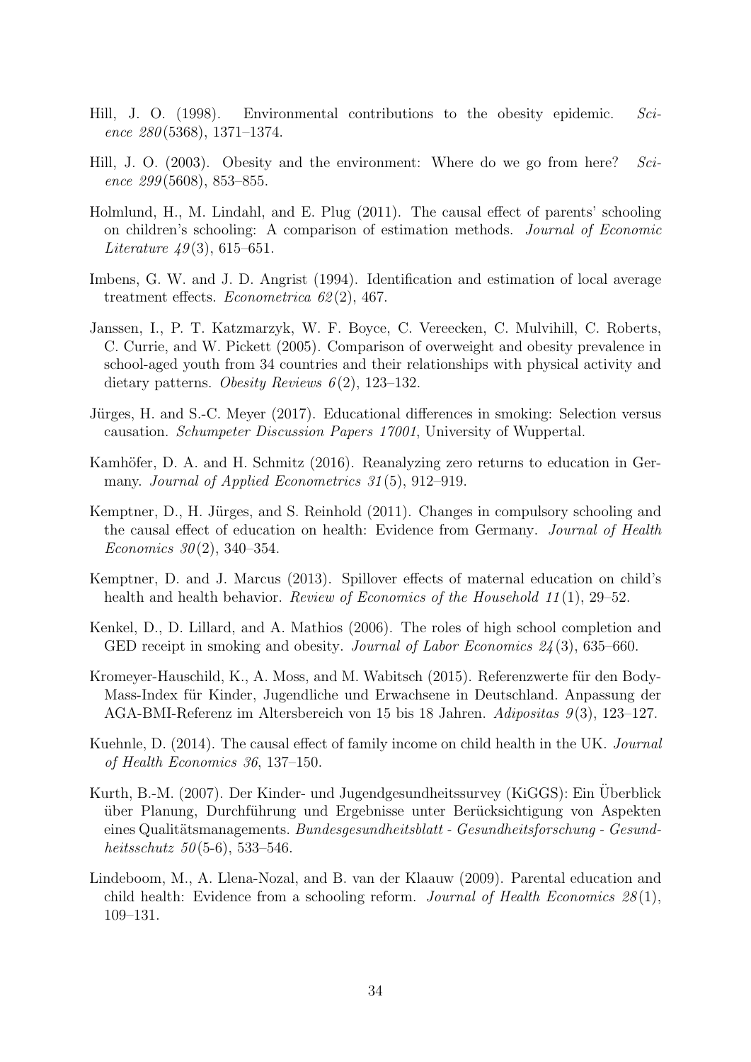Hill, J. O. (1998). Environmental contributions to the obesity epidemic. *Science 280*(5368), 1371–1374.

Hill, J. O. (2003). Obesity and the environment: Where do we go from here? *Science 299*(5608), 853–855.

Holmlund, H., M. Lindahl, and E. Plug (2011). The causal effect of parents' schooling on children's schooling: A comparison of estimation methods. *Journal of Economic Literature 49*(3), 615–651.

Imbens, G. W. and J. D. Angrist (1994). Identification and estimation of local average treatment effects. *Econometrica 62*(2), 467.

Janssen, I., P. T. Katzmarzyk, W. F. Boyce, C. Vereecken, C. Mulvihill, C. Roberts, C. Currie, and W. Pickett (2005). Comparison of overweight and obesity prevalence in school-aged youth from 34 countries and their relationships with physical activity and dietary patterns. *Obesity Reviews 6*(2), 123–132.

Jürges, H. and S.-C. Meyer (2017). Educational differences in smoking: Selection versus causation. *Schumpeter Discussion Papers 17001*, University of Wuppertal.

Kamhöfer, D. A. and H. Schmitz (2016). Reanalyzing zero returns to education in Germany. *Journal of Applied Econometrics 31*(5), 912–919.

Kemptner, D., H. Jürges, and S. Reinhold (2011). Changes in compulsory schooling and the causal effect of education on health: Evidence from Germany. *Journal of Health Economics 30*(2), 340–354.

Kemptner, D. and J. Marcus (2013). Spillover effects of maternal education on child's health and health behavior. *Review of Economics of the Household 11*(1), 29–52.

Kenkel, D., D. Lillard, and A. Mathios (2006). The roles of high school completion and GED receipt in smoking and obesity. *Journal of Labor Economics 24*(3), 635–660.

Kromeyer-Hauschild, K., A. Moss, and M. Wabitsch (2015). Referenzwerte für den Body-Mass-Index für Kinder, Jugendliche und Erwachsene in Deutschland. Anpassung der AGA-BMI-Referenz im Altersbereich von 15 bis 18 Jahren. *Adipositas 9*(3), 123–127.

Kuehnle, D. (2014). The causal effect of family income on child health in the UK. *Journal of Health Economics 36*, 137–150.

Kurth, B.-M. (2007). Der Kinder- und Jugendgesundheitssurvey (KiGGS): Ein Überblick über Planung, Durchführung und Ergebnisse unter Berücksichtigung von Aspekten eines Qualitätsmanagements. *Bundesgesundheitsblatt - Gesundheitsforschung - Gesundheitsschutz 50*(5-6), 533–546.

Lindeboom, M., A. Llena-Nozal, and B. van der Klaauw (2009). Parental education and child health: Evidence from a schooling reform. *Journal of Health Economics 28*(1), 109–131.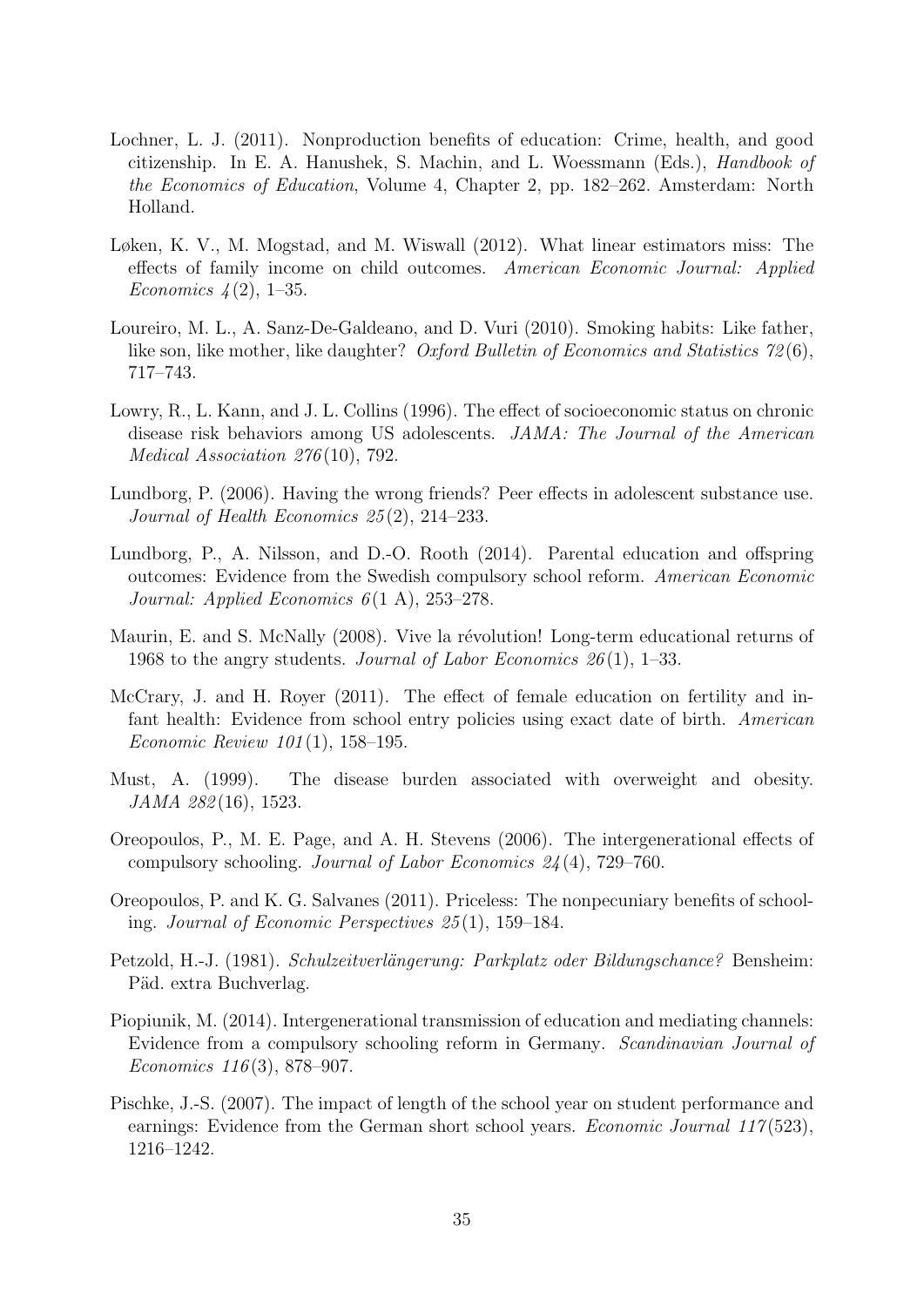Lochner, L. J. (2011). Nonproduction benefits of education: Crime, health, and good citizenship. In E. A. Hanushek, S. Machin, and L. Woessmann (Eds.), *Handbook of the Economics of Education*, Volume 4, Chapter 2, pp. 182–262. Amsterdam: North Holland.

Løken, K. V., M. Mogstad, and M. Wiswall (2012). What linear estimators miss: The effects of family income on child outcomes. *American Economic Journal: Applied Economics 4*(2), 1–35.

Loureiro, M. L., A. Sanz-De-Galdeano, and D. Vuri (2010). Smoking habits: Like father, like son, like mother, like daughter? *Oxford Bulletin of Economics and Statistics 72*(6), 717–743.

Lowry, R., L. Kann, and J. L. Collins (1996). The effect of socioeconomic status on chronic disease risk behaviors among US adolescents. *JAMA: The Journal of the American Medical Association 276*(10), 792.

Lundborg, P. (2006). Having the wrong friends? Peer effects in adolescent substance use. *Journal of Health Economics 25*(2), 214–233.

Lundborg, P., A. Nilsson, and D.-O. Rooth (2014). Parental education and offspring outcomes: Evidence from the Swedish compulsory school reform. *American Economic Journal: Applied Economics 6*(1 A), 253–278.

Maurin, E. and S. McNally (2008). Vive la révolution! Long-term educational returns of 1968 to the angry students. *Journal of Labor Economics 26*(1), 1–33.

McCrary, J. and H. Royer (2011). The effect of female education on fertility and infant health: Evidence from school entry policies using exact date of birth. *American Economic Review 101*(1), 158–195.

Must, A. (1999). The disease burden associated with overweight and obesity. *JAMA 282*(16), 1523.

Oreopoulos, P., M. E. Page, and A. H. Stevens (2006). The intergenerational effects of compulsory schooling. *Journal of Labor Economics 24*(4), 729–760.

Oreopoulos, P. and K. G. Salvanes (2011). Priceless: The nonpecuniary benefits of schooling. *Journal of Economic Perspectives 25*(1), 159–184.

Petzold, H.-J. (1981). *Schulzeitverlängerung: Parkplatz oder Bildungschance?* Bensheim: Päd. extra Buchverlag.

Piopiunik, M. (2014). Intergenerational transmission of education and mediating channels: Evidence from a compulsory schooling reform in Germany. *Scandinavian Journal of Economics 116*(3), 878–907.

Pischke, J.-S. (2007). The impact of length of the school year on student performance and earnings: Evidence from the German short school years. *Economic Journal 117*(523), 1216–1242.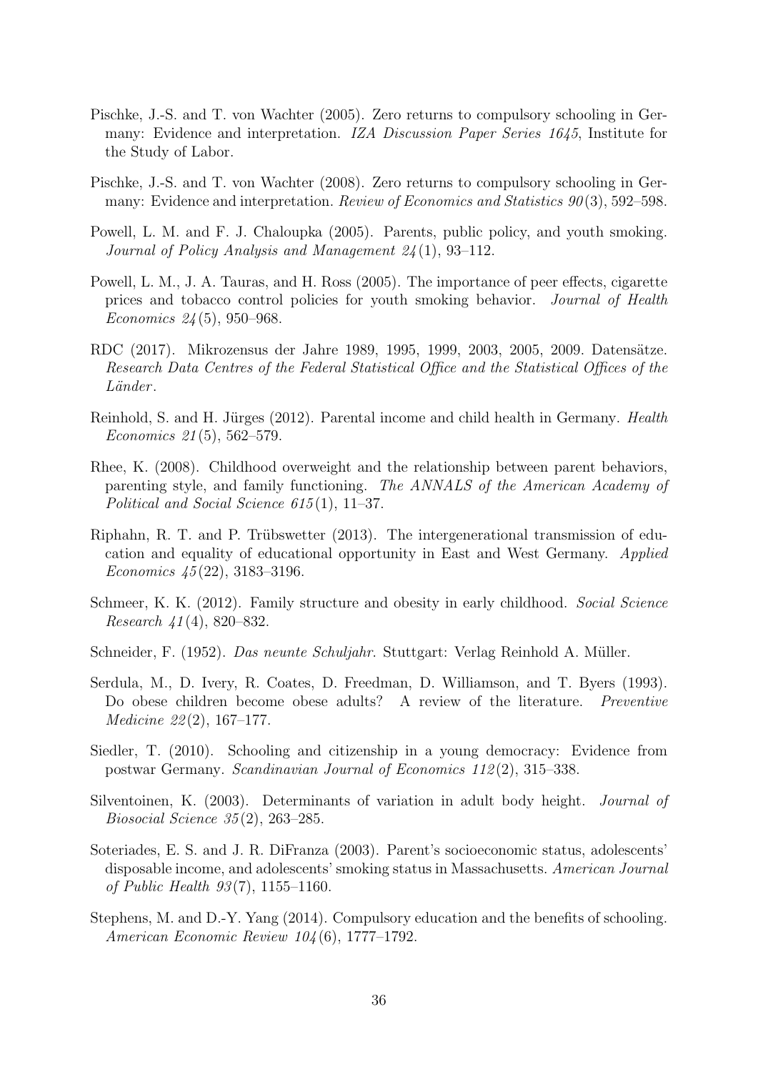Pischke, J.-S. and T. von Wachter (2005). Zero returns to compulsory schooling in Germany: Evidence and interpretation. *IZA Discussion Paper Series 1645*, Institute for the Study of Labor.

Pischke, J.-S. and T. von Wachter (2008). Zero returns to compulsory schooling in Germany: Evidence and interpretation. *Review of Economics and Statistics 90*(3), 592–598.

Powell, L. M. and F. J. Chaloupka (2005). Parents, public policy, and youth smoking. *Journal of Policy Analysis and Management 24*(1), 93–112.

Powell, L. M., J. A. Tauras, and H. Ross (2005). The importance of peer effects, cigarette prices and tobacco control policies for youth smoking behavior. *Journal of Health Economics 24*(5), 950–968.

RDC (2017). Mikrozensus der Jahre 1989, 1995, 1999, 2003, 2005, 2009. Datensätze. *Research Data Centres of the Federal Statistical Office and the Statistical Offices of the Länder*.

Reinhold, S. and H. Jürges (2012). Parental income and child health in Germany. *Health Economics 21*(5), 562–579.

Rhee, K. (2008). Childhood overweight and the relationship between parent behaviors, parenting style, and family functioning. *The ANNALS of the American Academy of Political and Social Science 615*(1), 11–37.

Riphahn, R. T. and P. Trübswetter (2013). The intergenerational transmission of education and equality of educational opportunity in East and West Germany. *Applied Economics 45*(22), 3183–3196.

Schmeer, K. K. (2012). Family structure and obesity in early childhood. *Social Science Research 41*(4), 820–832.

Schneider, F. (1952). *Das neunte Schuljahr*. Stuttgart: Verlag Reinhold A. Müller.

Serdula, M., D. Ivery, R. Coates, D. Freedman, D. Williamson, and T. Byers (1993). Do obese children become obese adults? A review of the literature. *Preventive Medicine 22*(2), 167–177.

Siedler, T. (2010). Schooling and citizenship in a young democracy: Evidence from postwar Germany. *Scandinavian Journal of Economics 112*(2), 315–338.

Silventoinen, K. (2003). Determinants of variation in adult body height. *Journal of Biosocial Science 35*(2), 263–285.

Soteriades, E. S. and J. R. DiFranza (2003). Parent's socioeconomic status, adolescents' disposable income, and adolescents' smoking status in Massachusetts. *American Journal of Public Health 93*(7), 1155–1160.

Stephens, M. and D.-Y. Yang (2014). Compulsory education and the benefits of schooling. *American Economic Review 104*(6), 1777–1792.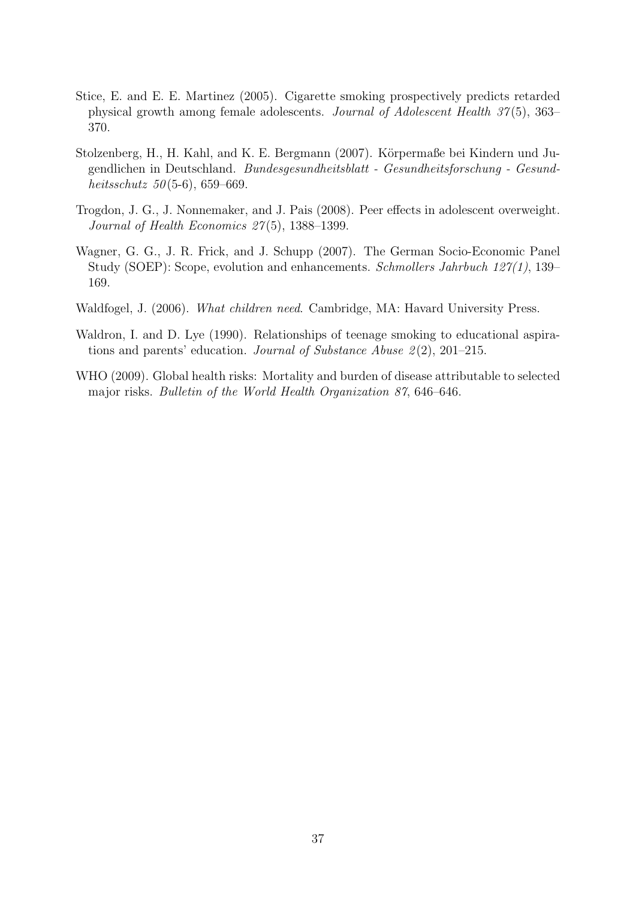Stice, E. and E. E. Martinez (2005). Cigarette smoking prospectively predicts retarded physical growth among female adolescents. *Journal of Adolescent Health 37*(5), 363–370.

Stolzenberg, H., H. Kahl, and K. E. Bergmann (2007). Körpermaße bei Kindern und Jugendlichen in Deutschland. *Bundesgesundheitsblatt - Gesundheitsforschung - Gesundheitsschutz 50*(5-6), 659–669.

Trogdon, J. G., J. Nonnemaker, and J. Pais (2008). Peer effects in adolescent overweight. *Journal of Health Economics 27*(5), 1388–1399.

Wagner, G. G., J. R. Frick, and J. Schupp (2007). The German Socio-Economic Panel Study (SOEP): Scope, evolution and enhancements. *Schmollers Jahrbuch 127(1)*, 139–169.

Waldfogel, J. (2006). *What children need*. Cambridge, MA: Havard University Press.

Waldron, I. and D. Lye (1990). Relationships of teenage smoking to educational aspirations and parents' education. *Journal of Substance Abuse 2*(2), 201–215.

WHO (2009). Global health risks: Mortality and burden of disease attributable to selected major risks. *Bulletin of the World Health Organization 87*, 646–646.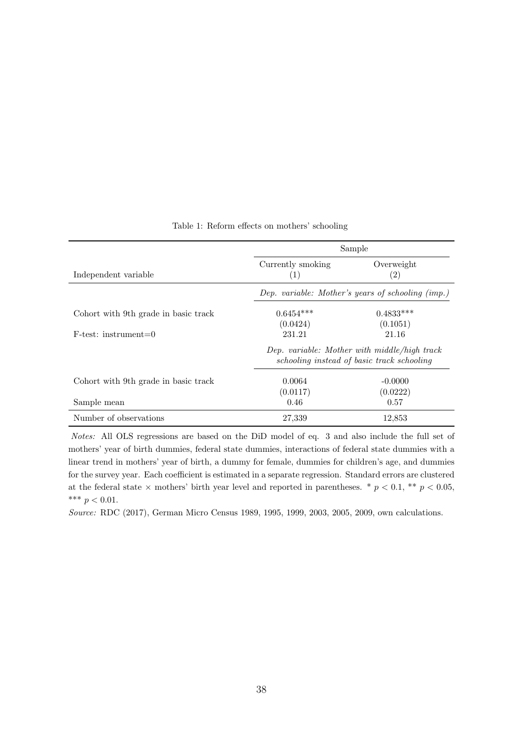Table 1: Reform effects on mothers' schooling

| | Sample | |
|---|---|---|
| Independent variable | Currently smoking (1) | Overweight (2) |
| | *Dep. variable: Mother's years of schooling (imp.)* | |
| Cohort with 9th grade in basic track | 0.6454*** | 0.4833*** |
| | (0.0424) | (0.1051) |
| F-test: instrument=0 | 231.21 | 21.16 |
| | *Dep. variable: Mother with middle/high track schooling instead of basic track schooling* | |
| Cohort with 9th grade in basic track | 0.0064 | -0.0000 |
| | (0.0117) | (0.0222) |
| Sample mean | 0.46 | 0.57 |
| Number of observations | 27,339 | 12,853 |

*Notes:* All OLS regressions are based on the DiD model of eq. 3 and also include the full set of mothers' year of birth dummies, federal state dummies, interactions of federal state dummies with a linear trend in mothers' year of birth, a dummy for female, dummies for children's age, and dummies for the survey year. Each coefficient is estimated in a separate regression. Standard errors are clustered at the federal state × mothers' birth year level and reported in parentheses. * $p < 0.1$, ** $p < 0.05$, *** $p < 0.01$.

*Source:* RDC (2017), German Micro Census 1989, 1995, 1999, 2003, 2005, 2009, own calculations.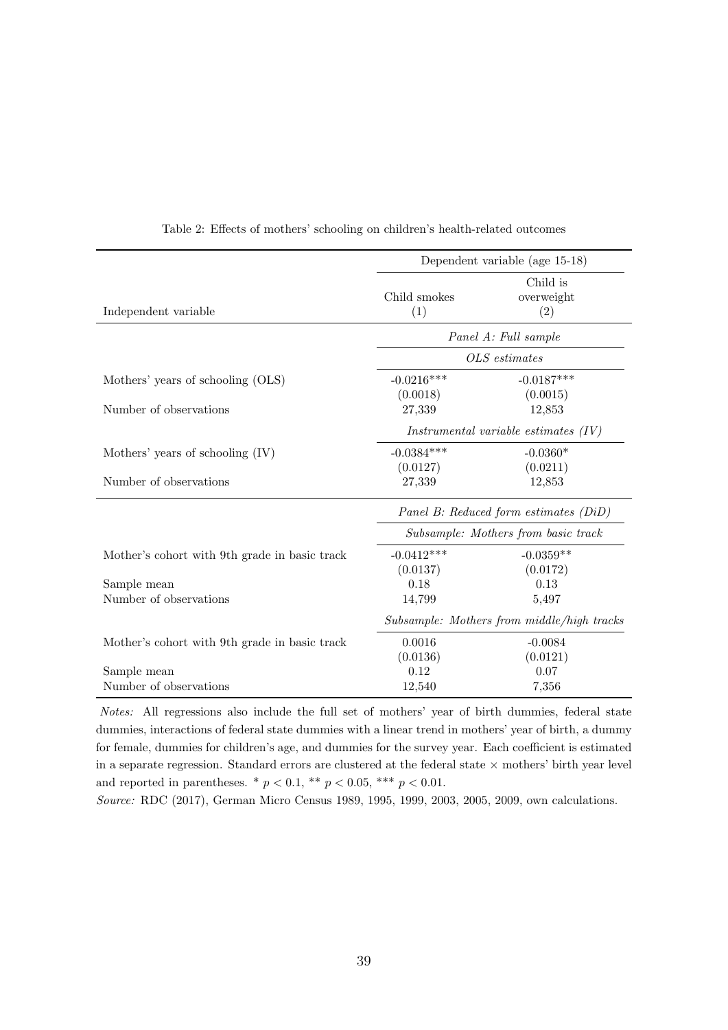Table 2: Effects of mothers' schooling on children's health-related outcomes

| | Dependent variable (age 15-18) | |
|---|---|---|
| Independent variable | Child smokes (1) | Child is overweight (2) |
| | *Panel A: Full sample* | |
| | *OLS estimates* | |
| Mothers' years of schooling (OLS) | -0.0216*** | -0.0187*** |
| | (0.0018) | (0.0015) |
| Number of observations | 27,339 | 12,853 |
| | *Instrumental variable estimates (IV)* | |
| Mothers' years of schooling (IV) | -0.0384*** | -0.0360* |
| | (0.0127) | (0.0211) |
| Number of observations | 27,339 | 12,853 |
| | *Panel B: Reduced form estimates (DiD)* | |
| | *Subsample: Mothers from basic track* | |
| Mother's cohort with 9th grade in basic track | -0.0412*** | -0.0359** |
| | (0.0137) | (0.0172) |
| Sample mean | 0.18 | 0.13 |
| Number of observations | 14,799 | 5,497 |
| | *Subsample: Mothers from middle/high tracks* | |
| Mother's cohort with 9th grade in basic track | 0.0016 | -0.0084 |
| | (0.0136) | (0.0121) |
| Sample mean | 0.12 | 0.07 |
| Number of observations | 12,540 | 7,356 |

*Notes:* All regressions also include the full set of mothers' year of birth dummies, federal state dummies, interactions of federal state dummies with a linear trend in mothers' year of birth, a dummy for female, dummies for children's age, and dummies for the survey year. Each coefficient is estimated in a separate regression. Standard errors are clustered at the federal state × mothers' birth year level and reported in parentheses. * $p < 0.1$, ** $p < 0.05$, *** $p < 0.01$.

*Source:* RDC (2017), German Micro Census 1989, 1995, 1999, 2003, 2005, 2009, own calculations.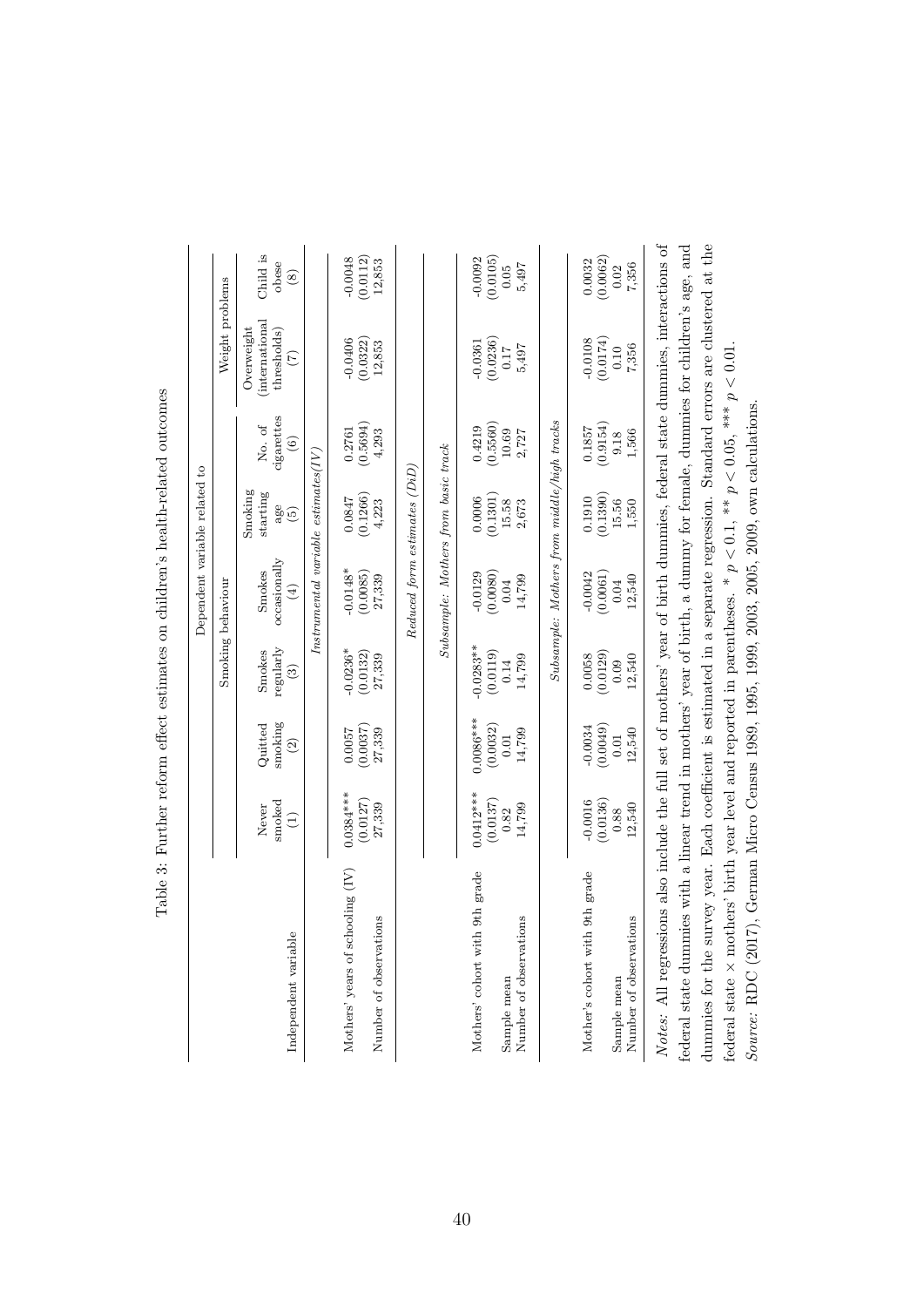Table 3: Further reform effect estimates on children's health-related outcomes

| Independent variable | Dependent variable related to | | | | | | | |
|---|---|---|---|---|---|---|---|---|
| | Smoking behaviour | | | | | | Weight problems | |
| | Never smoked (1) | Quitted smoking (2) | Smokes regularly (3) | Smokes occasionally (4) | Smoking starting age (5) | No. of cigarettes (6) | Overweight (international thresholds) (7) | Child is obese (8) |
| | *Instrumental variable estimates(IV)* | | | | | | | |
| Mothers' years of schooling (IV) | 0.0384*** | 0.0057 | -0.0236* | -0.0148* | 0.0847 | 0.2761 | -0.0406 | -0.0048 |
| | (0.0127) | (0.0037) | (0.0132) | (0.0085) | (0.1266) | (0.5694) | (0.0322) | (0.0112) |
| Number of observations | 27,339 | 27,339 | 27,339 | 27,339 | 4,223 | 4,293 | 12,853 | 12,853 |
| | *Reduced form estimates (DiD)* | | | | | | | |
| | *Subsample: Mothers from basic track* | | | | | | | |
| Mothers' cohort with 9th grade | 0.0412*** | 0.0086*** | -0.0283** | -0.0129 | 0.0006 | 0.4219 | -0.0361 | -0.0092 |
| | (0.0137) | (0.0032) | (0.0119) | (0.0080) | (0.1301) | (0.5560) | (0.0236) | (0.0105) |
| Sample mean | 0.82 | 0.01 | 0.14 | 0.04 | 15.58 | 10.69 | 0.17 | 0.05 |
| Number of observations | 14,799 | 14,799 | 14,799 | 14,799 | 2,673 | 2,727 | 5,497 | 5,497 |
| | *Subsample: Mothers from middle/high tracks* | | | | | | | |
| Mother's cohort with 9th grade | -0.0016 | -0.0034 | 0.0058 | -0.0042 | 0.1910 | 0.1857 | -0.0108 | 0.0032 |
| | (0.0136) | (0.0049) | (0.0129) | (0.0061) | (0.1390) | (0.9154) | (0.0174) | (0.0062) |
| Sample mean | 0.88 | 0.01 | 0.09 | 0.04 | 15.56 | 9.18 | 0.10 | 0.02 |
| Number of observations | 12,540 | 12,540 | 12,540 | 12,540 | 1,550 | 1,566 | 7,356 | 7,356 |

*Notes:* All regressions also include the full set of mothers' year of birth dummies, federal state dummies, interactions of federal state dummies with a linear trend in mothers' year of birth, a dummy for female, dummies for children's age, and dummies for the survey year. Each coefficient is estimated in a separate regression. Standard errors are clustered at the federal state × mothers' birth year level and reported in parentheses. * $p < 0.1$, ** $p < 0.05$, *** $p < 0.01$.

*Source:* RDC (2017), German Micro Census 1989, 1995, 1999, 2003, 2005, 2009, own calculations.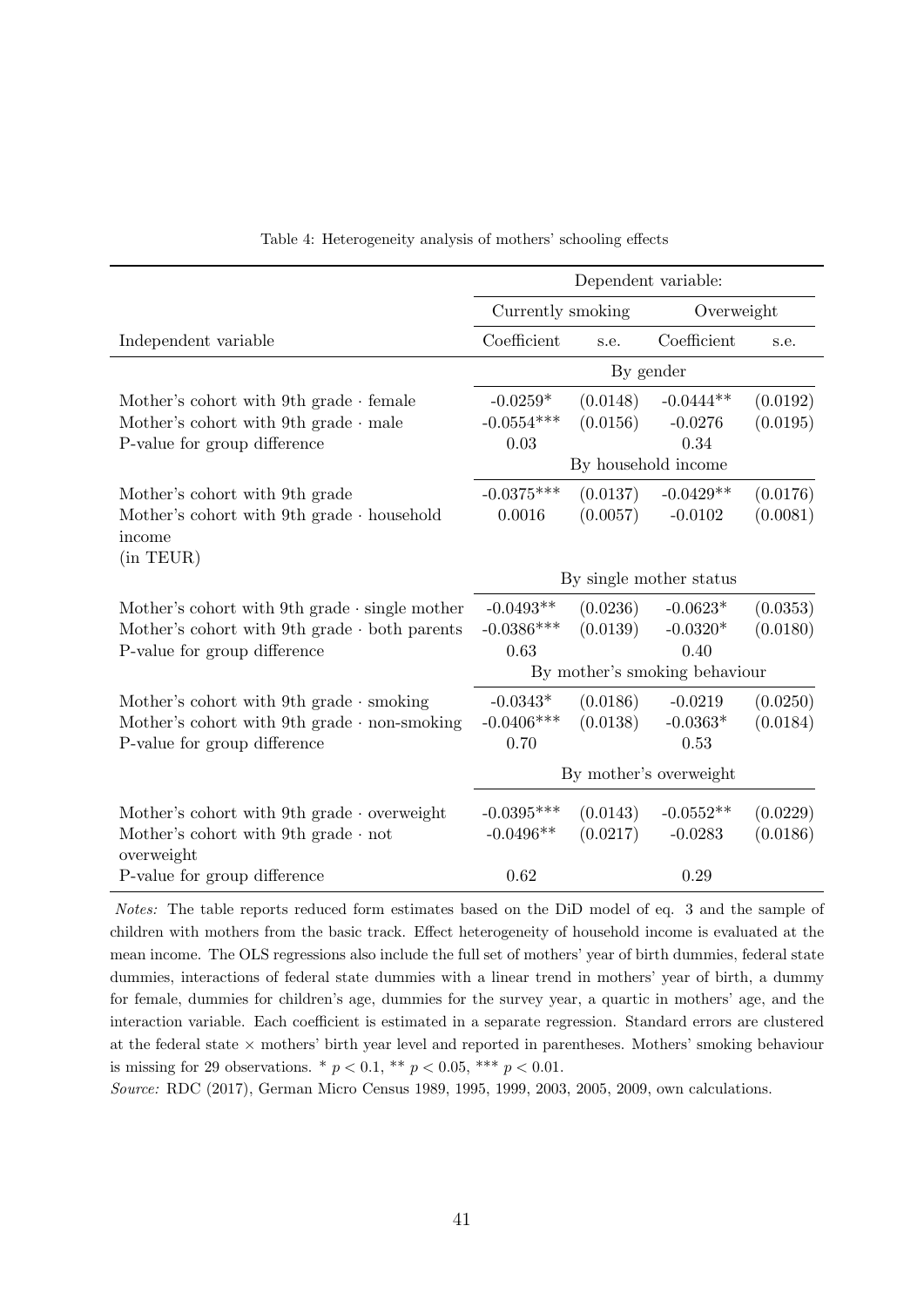Table 4: Heterogeneity analysis of mothers' schooling effects

| | Dependent variable: | | | |
|---|---|---|---|---|
| | Currently smoking | | Overweight | |
| Independent variable | Coefficient | s.e. | Coefficient | s.e. |
| | By gender | | | |
| Mother's cohort with 9th grade · female | -0.0259* | (0.0148) | -0.0444** | (0.0192) |
| Mother's cohort with 9th grade · male | -0.0554*** | (0.0156) | -0.0276 | (0.0195) |
| P-value for group difference | 0.03 | | 0.34 | |
| | By household income | | | |
| Mother's cohort with 9th grade | -0.0375*** | (0.0137) | -0.0429** | (0.0176) |
| Mother's cohort with 9th grade · household income (in TEUR) | 0.0016 | (0.0057) | -0.0102 | (0.0081) |
| | By single mother status | | | |
| Mother's cohort with 9th grade · single mother | -0.0493** | (0.0236) | -0.0623* | (0.0353) |
| Mother's cohort with 9th grade · both parents | -0.0386*** | (0.0139) | -0.0320* | (0.0180) |
| P-value for group difference | 0.63 | | 0.40 | |
| | By mother's smoking behaviour | | | |
| Mother's cohort with 9th grade · smoking | -0.0343* | (0.0186) | -0.0219 | (0.0250) |
| Mother's cohort with 9th grade · non-smoking | -0.0406*** | (0.0138) | -0.0363* | (0.0184) |
| P-value for group difference | 0.70 | | 0.53 | |
| | By mother's overweight | | | |
| Mother's cohort with 9th grade · overweight | -0.0395*** | (0.0143) | -0.0552** | (0.0229) |
| Mother's cohort with 9th grade · not overweight | -0.0496** | (0.0217) | -0.0283 | (0.0186) |
| P-value for group difference | 0.62 | | 0.29 | |

*Notes:* The table reports reduced form estimates based on the DiD model of eq. 3 and the sample of children with mothers from the basic track. Effect heterogeneity of household income is evaluated at the mean income. The OLS regressions also include the full set of mothers' year of birth dummies, federal state dummies, interactions of federal state dummies with a linear trend in mothers' year of birth, a dummy for female, dummies for children's age, dummies for the survey year, a quartic in mothers' age, and the interaction variable. Each coefficient is estimated in a separate regression. Standard errors are clustered at the federal state × mothers' birth year level and reported in parentheses. Mothers' smoking behaviour is missing for 29 observations. * $p < 0.1$, ** $p < 0.05$, *** $p < 0.01$.

*Source:* RDC (2017), German Micro Census 1989, 1995, 1999, 2003, 2005, 2009, own calculations.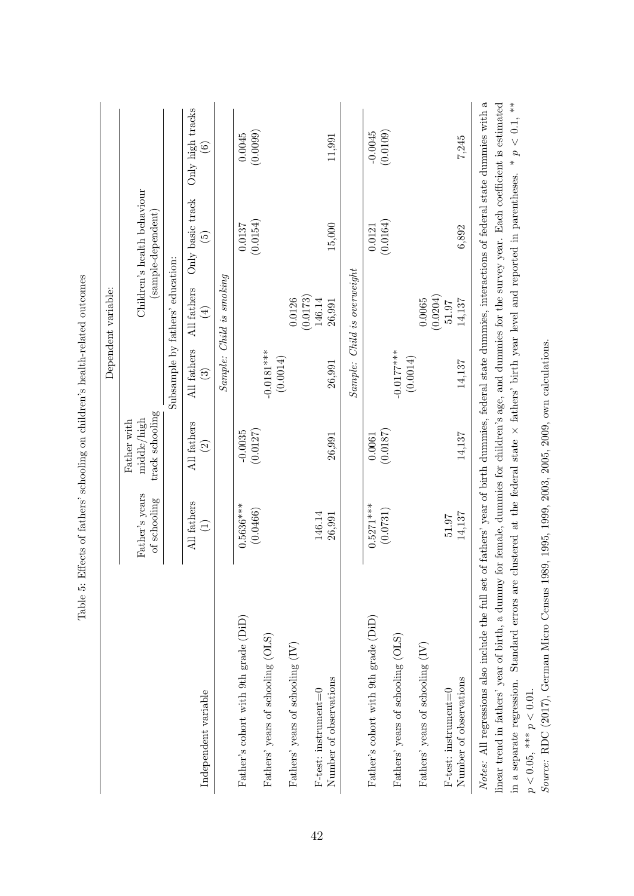Table 5: Effects of fathers' schooling on children's health-related outcomes

| | Dependent variable: | | | | | |
|---|---|---|---|---|---|---|
| | Father's years of schooling | Father with middle/high track schooling | Children's health behaviour (sample-dependent) | | | |
| | | | Subsample by fathers' education: | | | |
| Independent variable | All fathers (1) | All fathers (2) | All fathers (3) | All fathers (4) | Only basic track (5) | Only high tracks (6) |
| | *Sample: Child is smoking* | | | | | |
| Father's cohort with 9th grade (DiD) | 0.5636*** | -0.0035 | | | 0.0137 | 0.0045 |
| | (0.0466) | (0.0127) | | | (0.0154) | (0.0099) |
| Fathers' years of schooling (OLS) | | | -0.0181*** | | | |
| | | | (0.0014) | | | |
| Fathers' years of schooling (IV) | | | | 0.0126 | | |
| | | | | (0.0173) | | |
| F-test: instrument=0 | 146.14 | | | 146.14 | | |
| Number of observations | 26,991 | 26,991 | 26,991 | 26,991 | 15,000 | 11,991 |
| | *Sample: Child is overweight* | | | | | |
| Father's cohort with 9th grade (DiD) | 0.5271*** | 0.0061 | | | 0.0121 | -0.0045 |
| | (0.0731) | (0.0187) | | | (0.0164) | (0.0109) |
| Fathers' years of schooling (OLS) | | | -0.0177*** | | | |
| | | | (0.0014) | | | |
| Fathers' years of schooling (IV) | | | | 0.0065 | | |
| | | | | (0.0204) | | |
| F-test: instrument=0 | 51.97 | | | 51.97 | | |
| Number of observations | 14,137 | 14,137 | 14,137 | 14,137 | 6,892 | 7,245 |

*Notes:* All regressions also include the full set of fathers' year of birth dummies, federal state dummies, interactions of federal state dummies with a linear trend in fathers' year of birth, a dummy for female, dummies for children's age, and dummies for the survey year. Each coefficient is estimated in a separate regression. Standard errors are clustered at the federal state × fathers' birth year level and reported in parentheses. * $p < 0.1$, ** $p < 0.05$, *** $p < 0.01$.

*Source:* RDC (2017), German Micro Census 1989, 1995, 1999, 2003, 2005, 2009, own calculations.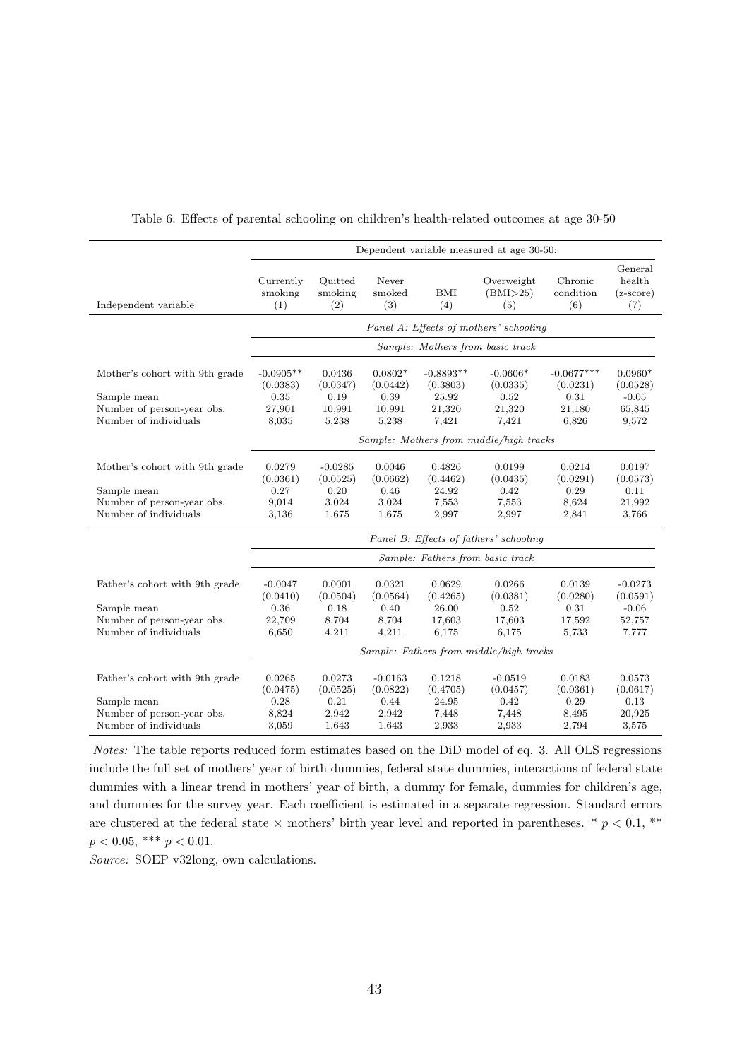Table 6: Effects of parental schooling on children's health-related outcomes at age 30-50

| | Dependent variable measured at age 30-50: | | | | | | |
|---|---|---|---|---|---|---|---|
| Independent variable | Currently smoking (1) | Quitted smoking (2) | Never smoked (3) | BMI (4) | Overweight (BMI>25) (5) | Chronic condition (6) | General health (z-score) (7) |
| | *Panel A: Effects of mothers' schooling* | | | | | | |
| | *Sample: Mothers from basic track* | | | | | | |
| Mother's cohort with 9th grade | -0.0905** | 0.0436 | 0.0802* | -0.8893** | -0.0606* | -0.0677*** | 0.0960* |
| | (0.0383) | (0.0347) | (0.0442) | (0.3803) | (0.0335) | (0.0231) | (0.0528) |
| Sample mean | 0.35 | 0.19 | 0.39 | 25.92 | 0.52 | 0.31 | -0.05 |
| Number of person-year obs. | 27,901 | 10,991 | 10,991 | 21,320 | 21,320 | 21,180 | 65,845 |
| Number of individuals | 8,035 | 5,238 | 5,238 | 7,421 | 7,421 | 6,826 | 9,572 |
| | *Sample: Mothers from middle/high tracks* | | | | | | |
| Mother's cohort with 9th grade | 0.0279 | -0.0285 | 0.0046 | 0.4826 | 0.0199 | 0.0214 | 0.0197 |
| | (0.0361) | (0.0525) | (0.0662) | (0.4462) | (0.0435) | (0.0291) | (0.0573) |
| Sample mean | 0.27 | 0.20 | 0.46 | 24.92 | 0.42 | 0.29 | 0.11 |
| Number of person-year obs. | 9,014 | 3,024 | 3,024 | 7,553 | 7,553 | 8,624 | 21,992 |
| Number of individuals | 3,136 | 1,675 | 1,675 | 2,997 | 2,997 | 2,841 | 3,766 |
| | *Panel B: Effects of fathers' schooling* | | | | | | |
| | *Sample: Fathers from basic track* | | | | | | |
| Father's cohort with 9th grade | -0.0047 | 0.0001 | 0.0321 | 0.0629 | 0.0266 | 0.0139 | -0.0273 |
| | (0.0410) | (0.0504) | (0.0564) | (0.4265) | (0.0381) | (0.0280) | (0.0591) |
| Sample mean | 0.36 | 0.18 | 0.40 | 26.00 | 0.52 | 0.31 | -0.06 |
| Number of person-year obs. | 22,709 | 8,704 | 8,704 | 17,603 | 17,603 | 17,592 | 52,757 |
| Number of individuals | 6,650 | 4,211 | 4,211 | 6,175 | 6,175 | 5,733 | 7,777 |
| | *Sample: Fathers from middle/high tracks* | | | | | | |
| Father's cohort with 9th grade | 0.0265 | 0.0273 | -0.0163 | 0.1218 | -0.0519 | 0.0183 | 0.0573 |
| | (0.0475) | (0.0525) | (0.0822) | (0.4705) | (0.0457) | (0.0361) | (0.0617) |
| Sample mean | 0.28 | 0.21 | 0.44 | 24.95 | 0.42 | 0.29 | 0.13 |
| Number of person-year obs. | 8,824 | 2,942 | 2,942 | 7,448 | 7,448 | 8,495 | 20,925 |
| Number of individuals | 3,059 | 1,643 | 1,643 | 2,933 | 2,933 | 2,794 | 3,575 |

*Notes:* The table reports reduced form estimates based on the DiD model of eq. 3. All OLS regressions include the full set of mothers' year of birth dummies, federal state dummies, interactions of federal state dummies with a linear trend in mothers' year of birth, a dummy for female, dummies for children's age, and dummies for the survey year. Each coefficient is estimated in a separate regression. Standard errors are clustered at the federal state × mothers' birth year level and reported in parentheses. * $p < 0.1$, ** $p < 0.05$, *** $p < 0.01$.

*Source:* SOEP v32long, own calculations.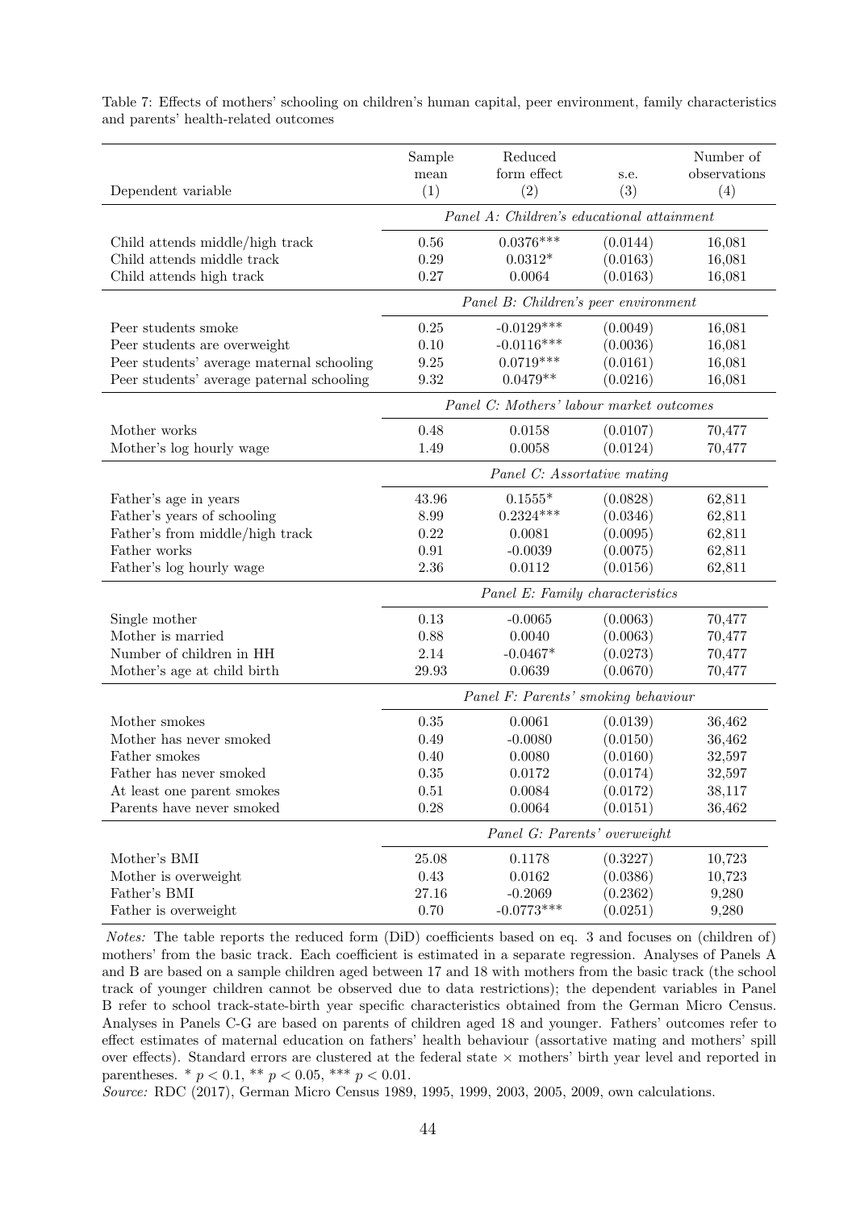Table 7: Effects of mothers' schooling on children's human capital, peer environment, family characteristics and parents' health-related outcomes

| Dependent variable | Sample mean (1) | Reduced form effect (2) | s.e. (3) | Number of observations (4) |
|---|---|---|---|---|
| | *Panel A: Children's educational attainment* | | | |
| Child attends middle/high track | 0.56 | 0.0376*** | (0.0144) | 16,081 |
| Child attends middle track | 0.29 | 0.0312* | (0.0163) | 16,081 |
| Child attends high track | 0.27 | 0.0064 | (0.0163) | 16,081 |
| | *Panel B: Children's peer environment* | | | |
| Peer students smoke | 0.25 | -0.0129*** | (0.0049) | 16,081 |
| Peer students are overweight | 0.10 | -0.0116*** | (0.0036) | 16,081 |
| Peer students' average maternal schooling | 9.25 | 0.0719*** | (0.0161) | 16,081 |
| Peer students' average paternal schooling | 9.32 | 0.0479** | (0.0216) | 16,081 |
| | *Panel C: Mothers' labour market outcomes* | | | |
| Mother works | 0.48 | 0.0158 | (0.0107) | 70,477 |
| Mother's log hourly wage | 1.49 | 0.0058 | (0.0124) | 70,477 |
| | *Panel C: Assortative mating* | | | |
| Father's age in years | 43.96 | 0.1555* | (0.0828) | 62,811 |
| Father's years of schooling | 8.99 | 0.2324*** | (0.0346) | 62,811 |
| Father's from middle/high track | 0.22 | 0.0081 | (0.0095) | 62,811 |
| Father works | 0.91 | -0.0039 | (0.0075) | 62,811 |
| Father's log hourly wage | 2.36 | 0.0112 | (0.0156) | 62,811 |
| | *Panel E: Family characteristics* | | | |
| Single mother | 0.13 | -0.0065 | (0.0063) | 70,477 |
| Mother is married | 0.88 | 0.0040 | (0.0063) | 70,477 |
| Number of children in HH | 2.14 | -0.0467* | (0.0273) | 70,477 |
| Mother's age at child birth | 29.93 | 0.0639 | (0.0670) | 70,477 |
| | *Panel F: Parents' smoking behaviour* | | | |
| Mother smokes | 0.35 | 0.0061 | (0.0139) | 36,462 |
| Mother has never smoked | 0.49 | -0.0080 | (0.0150) | 36,462 |
| Father smokes | 0.40 | 0.0080 | (0.0160) | 32,597 |
| Father has never smoked | 0.35 | 0.0172 | (0.0174) | 32,597 |
| At least one parent smokes | 0.51 | 0.0084 | (0.0172) | 38,117 |
| Parents have never smoked | 0.28 | 0.0064 | (0.0151) | 36,462 |
| | *Panel G: Parents' overweight* | | | |
| Mother's BMI | 25.08 | 0.1178 | (0.3227) | 10,723 |
| Mother is overweight | 0.43 | 0.0162 | (0.0386) | 10,723 |
| Father's BMI | 27.16 | -0.2069 | (0.2362) | 9,280 |
| Father is overweight | 0.70 | -0.0773*** | (0.0251) | 9,280 |

*Notes:* The table reports the reduced form (DiD) coefficients based on eq. 3 and focuses on (children of) mothers' from the basic track. Each coefficient is estimated in a separate regression. Analyses of Panels A and B are based on a sample children aged between 17 and 18 with mothers from the basic track (the school track of younger children cannot be observed due to data restrictions); the dependent variables in Panel B refer to school track-state-birth year specific characteristics obtained from the German Micro Census. Analyses in Panels C-G are based on parents of children aged 18 and younger. Fathers' outcomes refer to effect estimates of maternal education on fathers' health behaviour (assortative mating and mothers' spill over effects). Standard errors are clustered at the federal state × mothers' birth year level and reported in parentheses. * $p < 0.1$, ** $p < 0.05$, *** $p < 0.01$.

*Source:* RDC (2017), German Micro Census 1989, 1995, 1999, 2003, 2005, 2009, own calculations.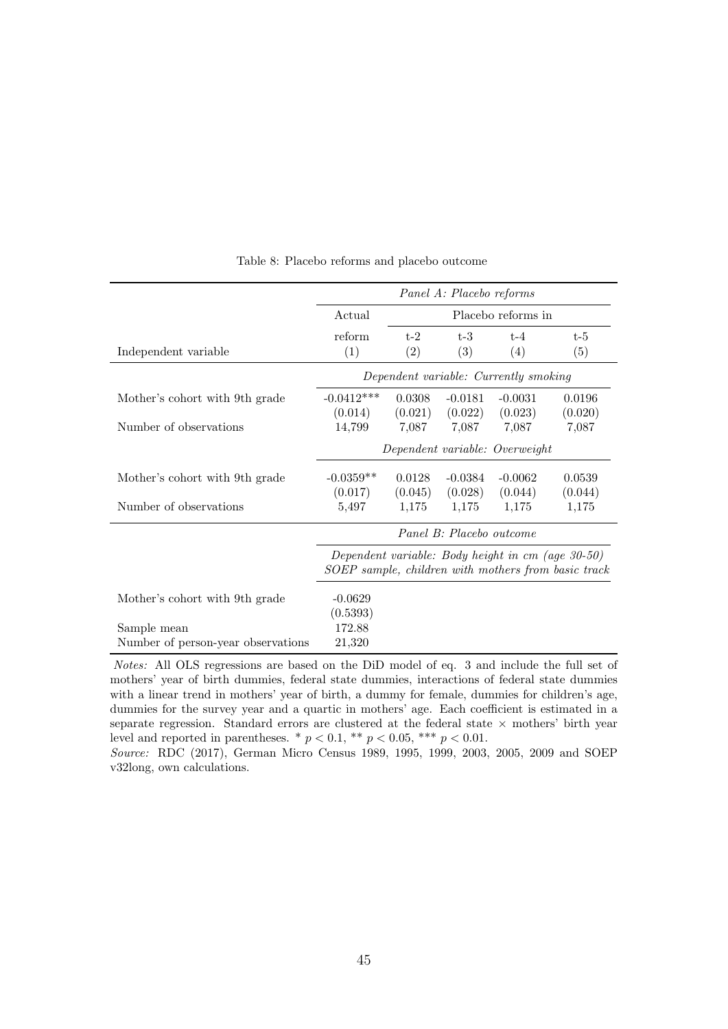Table 8: Placebo reforms and placebo outcome

| | *Panel A: Placebo reforms* | | | | |
|---|---|---|---|---|---|
| | Actual | Placebo reforms in | | | |
| Independent variable | reform (1) | t-2 (2) | t-3 (3) | t-4 (4) | t-5 (5) |
| | *Dependent variable: Currently smoking* | | | | |
| Mother's cohort with 9th grade | -0.0412*** | 0.0308 | -0.0181 | -0.0031 | 0.0196 |
| | (0.014) | (0.021) | (0.022) | (0.023) | (0.020) |
| Number of observations | 14,799 | 7,087 | 7,087 | 7,087 | 7,087 |
| | *Dependent variable: Overweight* | | | | |
| Mother's cohort with 9th grade | -0.0359** | 0.0128 | -0.0384 | -0.0062 | 0.0539 |
| | (0.017) | (0.045) | (0.028) | (0.044) | (0.044) |
| Number of observations | 5,497 | 1,175 | 1,175 | 1,175 | 1,175 |
| | *Panel B: Placebo outcome* | | | | |
| | *Dependent variable: Body height in cm (age 30-50) SOEP sample, children with mothers from basic track* | | | | |
| Mother's cohort with 9th grade | -0.0629 | | | | |
| | (0.5393) | | | | |
| Sample mean | 172.88 | | | | |
| Number of person-year observations | 21,320 | | | | |

*Notes:* All OLS regressions are based on the DiD model of eq. 3 and include the full set of mothers' year of birth dummies, federal state dummies, interactions of federal state dummies with a linear trend in mothers' year of birth, a dummy for female, dummies for children's age, dummies for the survey year and a quartic in mothers' age. Each coefficient is estimated in a separate regression. Standard errors are clustered at the federal state × mothers' birth year level and reported in parentheses. * $p < 0.1$, ** $p < 0.05$, *** $p < 0.01$.

*Source:* RDC (2017), German Micro Census 1989, 1995, 1999, 2003, 2005, 2009 and SOEP v32long, own calculations.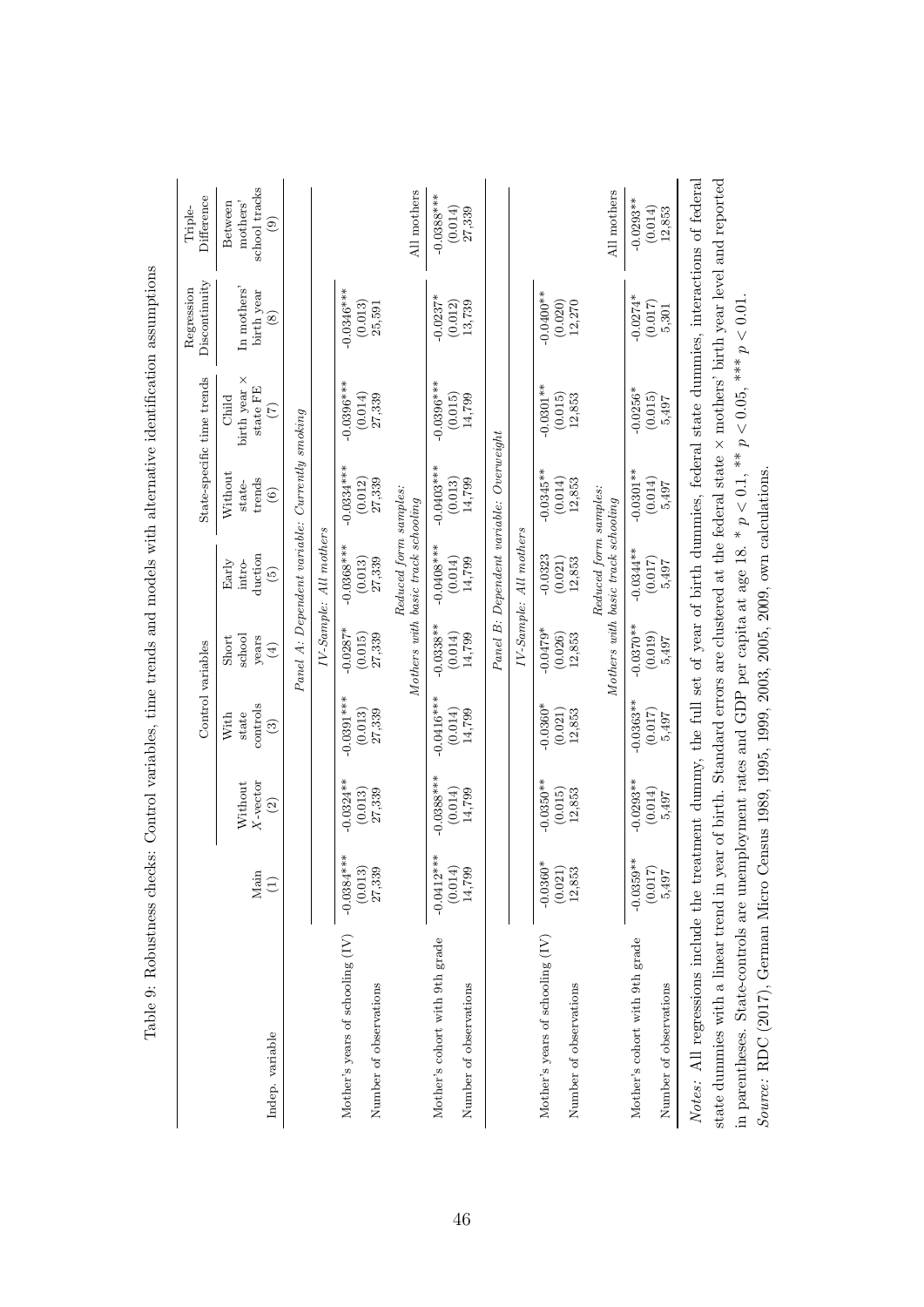Table 9: Robustness checks: Control variables, time trends and models with alternative identification assumptions

| | | Control variables | | | | State-specific time trends | | Regression Discontinuity | Triple-Difference |
|---|---|---|---|---|---|---|---|---|---|
| Indep. variable | Main (1) | Without X-vector (2) | With state controls (3) | Short school years (4) | Early intro-duction (5) | Without state-trends (6) | Child birth year × state FE (7) | In mothers' birth year (8) | Between mothers' school tracks (9) |
| *Panel A: Dependent variable: Currently smoking* | | | | | | | | | |
| *IV-Sample: All mothers* | | | | | | | | | |
| Mother's years of schooling (IV) | -0.0384*** | -0.0324** | -0.0391*** | -0.0287* | -0.0368*** | -0.0334*** | -0.0396*** | -0.0346*** | |
| | (0.013) | (0.013) | (0.013) | (0.015) | (0.013) | (0.012) | (0.014) | (0.013) | |
| Number of observations | 27,339 | 27,339 | 27,339 | 27,339 | 27,339 | 27,339 | 27,339 | 25,591 | |
| *Reduced form samples: Mothers with basic track schooling* | | | | | | | | | All mothers |
| Mother's cohort with 9th grade | -0.0412*** | -0.0388*** | -0.0416*** | -0.0338** | -0.0408*** | -0.0403*** | -0.0396*** | -0.0237* | -0.0388*** |
| | (0.014) | (0.014) | (0.014) | (0.014) | (0.014) | (0.013) | (0.015) | (0.012) | (0.014) |
| Number of observations | 14,799 | 14,799 | 14,799 | 14,799 | 14,799 | 14,799 | 14,799 | 13,739 | 27,339 |
| *Panel B: Dependent variable: Overweight* | | | | | | | | | |
| *IV-Sample: All mothers* | | | | | | | | | |
| Mother's years of schooling (IV) | -0.0360* | -0.0350** | -0.0360* | -0.0479* | -0.0323 | -0.0345** | -0.0301** | -0.0400** | |
| | (0.021) | (0.015) | (0.021) | (0.026) | (0.021) | (0.014) | (0.015) | (0.020) | |
| Number of observations | 12,853 | 12,853 | 12,853 | 12,853 | 12,853 | 12,853 | 12,853 | 12,270 | |
| *Reduced form samples: Mothers with basic track schooling* | | | | | | | | | All mothers |
| Mother's cohort with 9th grade | -0.0359** | -0.0293** | -0.0363** | -0.0370** | -0.0344** | -0.0301** | -0.0256* | -0.0274* | -0.0293** |
| | (0.017) | (0.014) | (0.017) | (0.019) | (0.017) | (0.014) | (0.015) | (0.017) | (0.014) |
| Number of observations | 5,497 | 5,497 | 5,497 | 5,497 | 5,497 | 5,497 | 5,497 | 5,301 | 12,853 |

*Notes:* All regressions include the treatment dummy, the full set of year of birth dummies, federal state dummies, interactions of federal state dummies with a linear trend in year of birth. Standard errors are clustered at the federal state × mothers' birth year level and reported in parentheses. State-controls are unemployment rates and GDP per capita at age 18. * $p < 0.1$, ** $p < 0.05$, *** $p < 0.01$.

*Source:* RDC (2017), German Micro Census 1989, 1995, 1999, 2003, 2005, 2009, own calculations.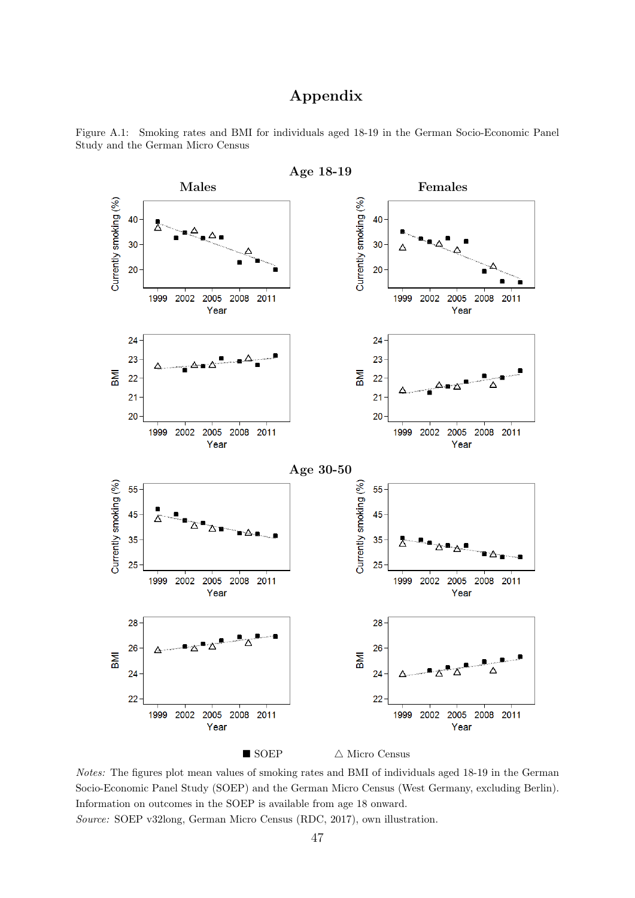# Appendix

Figure A.1: Smoking rates and BMI for individuals aged 18-19 in the German Socio-Economic Panel Study and the German Micro Census

*Notes:* The figures plot mean values of smoking rates and BMI of individuals aged 18-19 in the German Socio-Economic Panel Study (SOEP) and the German Micro Census (West Germany, excluding Berlin). Information on outcomes in the SOEP is available from age 18 onward.

*Source:* SOEP v32long, German Micro Census (RDC, 2017), own illustration.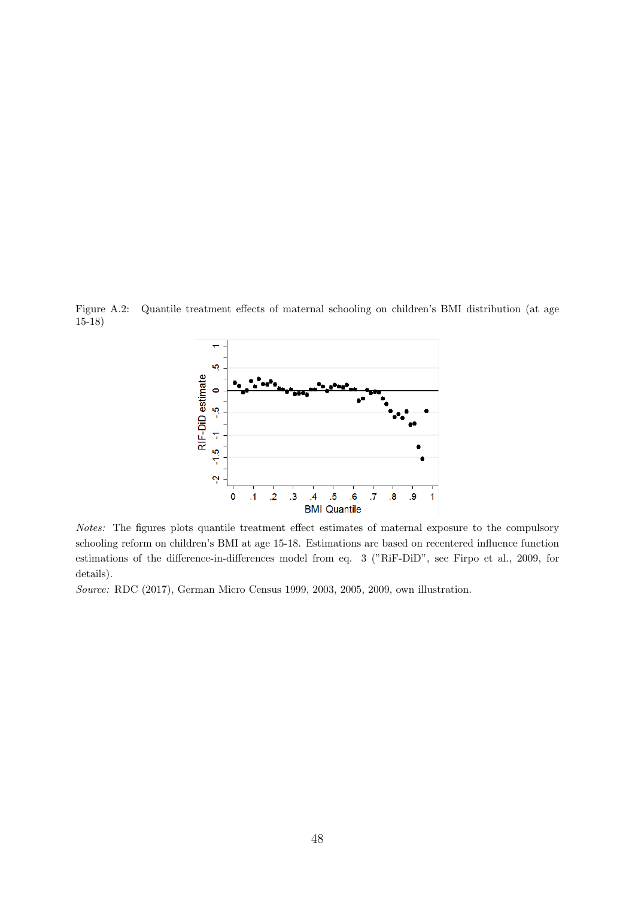Figure A.2: Quantile treatment effects of maternal schooling on children's BMI distribution (at age 15-18)

*Notes:* The figures plots quantile treatment effect estimates of maternal exposure to the compulsory schooling reform on children's BMI at age 15-18. Estimations are based on recentered influence function estimations of the difference-in-differences model from eq. 3 ("RiF-DiD", see Firpo et al., 2009, for details).

*Source:* RDC (2017), German Micro Census 1999, 2003, 2005, 2009, own illustration.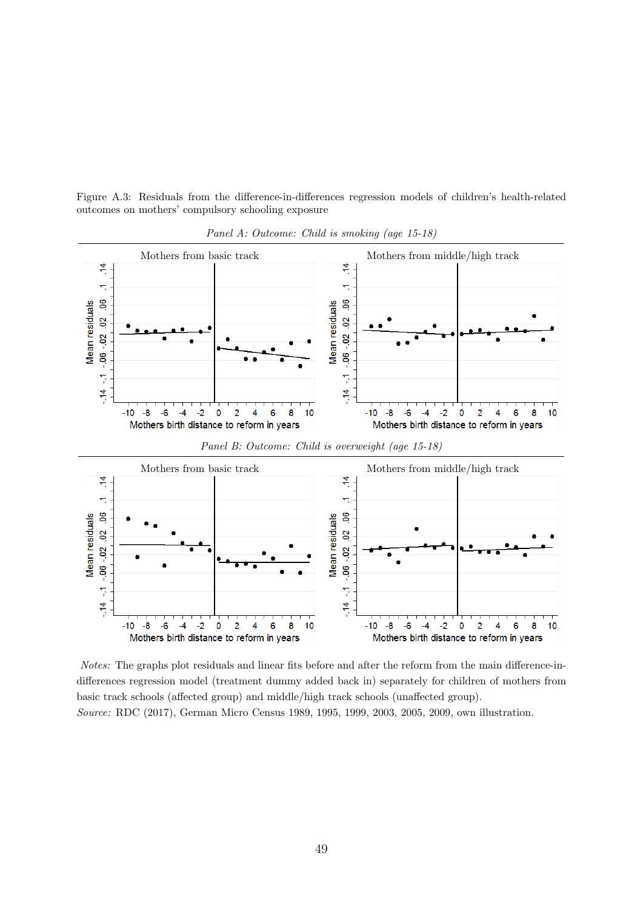Figure A.3: Residuals from the difference-in-differences regression models of children's health-related outcomes on mothers' compulsory schooling exposure

*Panel A: Outcome: Child is smoking (age 15-18)*

*Panel B: Outcome: Child is overweight (age 15-18)*

*Notes:* The graphs plot residuals and linear fits before and after the reform from the main difference-in-differences regression model (treatment dummy added back in) separately for children of mothers from basic track schools (affected group) and middle/high track schools (unaffected group).
*Source:* RDC (2017), German Micro Census 1989, 1995, 1999, 2003, 2005, 2009, own illustration.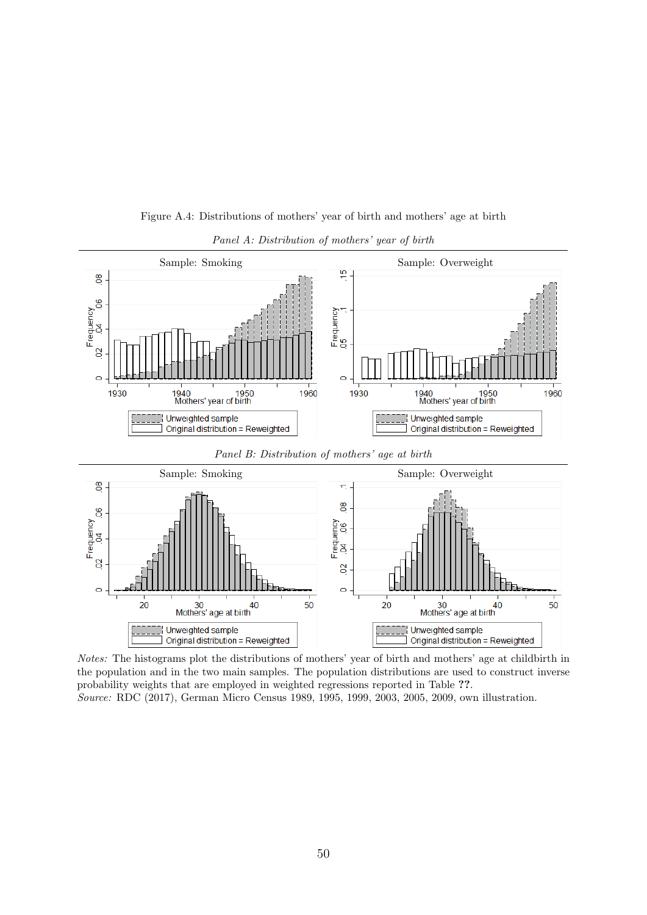Figure A.4: Distributions of mothers' year of birth and mothers' age at birth

*Panel A: Distribution of mothers' year of birth*

*Panel B: Distribution of mothers' age at birth*

*Notes:* The histograms plot the distributions of mothers' year of birth and mothers' age at childbirth in the population and in the two main samples. The population distributions are used to construct inverse probability weights that are employed in weighted regressions reported in Table **??**.
*Source:* RDC (2017), German Micro Census 1989, 1995, 1999, 2003, 2005, 2009, own illustration.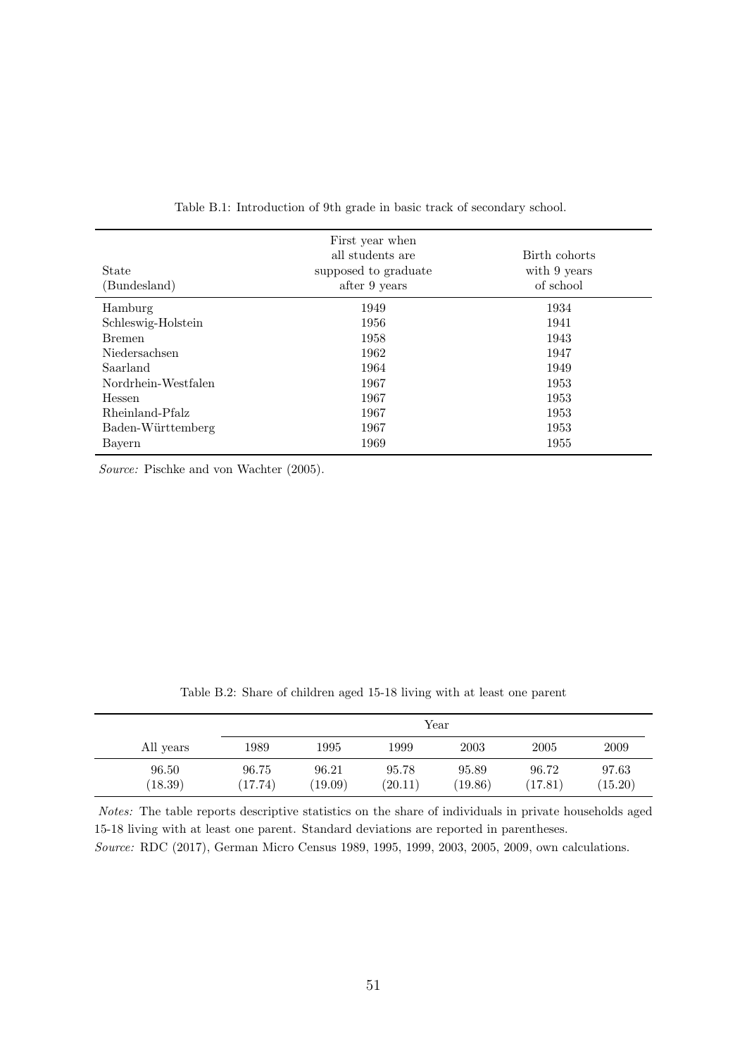Table B.1: Introduction of 9th grade in basic track of secondary school.

| State (Bundesland) | First year when all students are supposed to graduate after 9 years | Birth cohorts with 9 years of school |
|---|---|---|
| Hamburg | 1949 | 1934 |
| Schleswig-Holstein | 1956 | 1941 |
| Bremen | 1958 | 1943 |
| Niedersachsen | 1962 | 1947 |
| Saarland | 1964 | 1949 |
| Nordrhein-Westfalen | 1967 | 1953 |
| Hessen | 1967 | 1953 |
| Rheinland-Pfalz | 1967 | 1953 |
| Baden-Württemberg | 1967 | 1953 |
| Bayern | 1969 | 1955 |

*Source:* Pischke and von Wachter (2005).

Table B.2: Share of children aged 15-18 living with at least one parent

| | Year | | | | | |
|---|---|---|---|---|---|---|
| All years | 1989 | 1995 | 1999 | 2003 | 2005 | 2009 |
| 96.50 | 96.75 | 96.21 | 95.78 | 95.89 | 96.72 | 97.63 |
| (18.39) | (17.74) | (19.09) | (20.11) | (19.86) | (17.81) | (15.20) |

*Notes:* The table reports descriptive statistics on the share of individuals in private households aged 15-18 living with at least one parent. Standard deviations are reported in parentheses.
*Source:* RDC (2017), German Micro Census 1989, 1995, 1999, 2003, 2005, 2009, own calculations.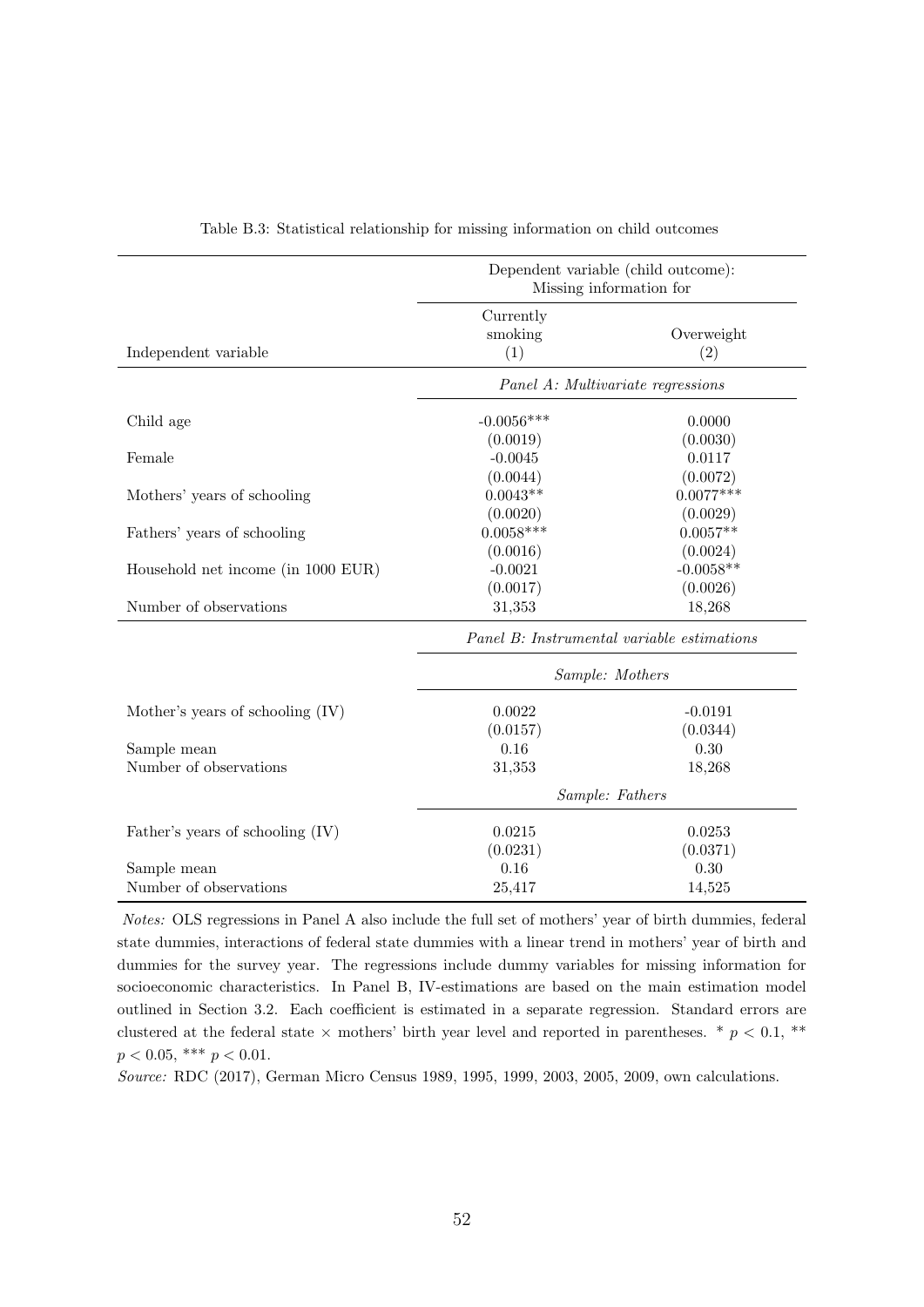Table B.3: Statistical relationship for missing information on child outcomes

| | Dependent variable (child outcome): Missing information for | |
|---|---|---|
| Independent variable | Currently smoking (1) | Overweight (2) |
| | *Panel A: Multivariate regressions* | |
| Child age | -0.0056*** | 0.0000 |
| | (0.0019) | (0.0030) |
| Female | -0.0045 | 0.0117 |
| | (0.0044) | (0.0072) |
| Mothers' years of schooling | 0.0043** | 0.0077*** |
| | (0.0020) | (0.0029) |
| Fathers' years of schooling | 0.0058*** | 0.0057** |
| | (0.0016) | (0.0024) |
| Household net income (in 1000 EUR) | -0.0021 | -0.0058** |
| | (0.0017) | (0.0026) |
| Number of observations | 31,353 | 18,268 |
| | *Panel B: Instrumental variable estimations* | |
| | *Sample: Mothers* | |
| Mother's years of schooling (IV) | 0.0022 | -0.0191 |
| | (0.0157) | (0.0344) |
| Sample mean | 0.16 | 0.30 |
| Number of observations | 31,353 | 18,268 |
| | *Sample: Fathers* | |
| Father's years of schooling (IV) | 0.0215 | 0.0253 |
| | (0.0231) | (0.0371) |
| Sample mean | 0.16 | 0.30 |
| Number of observations | 25,417 | 14,525 |

*Notes:* OLS regressions in Panel A also include the full set of mothers' year of birth dummies, federal state dummies, interactions of federal state dummies with a linear trend in mothers' year of birth and dummies for the survey year. The regressions include dummy variables for missing information for socioeconomic characteristics. In Panel B, IV-estimations are based on the main estimation model outlined in Section 3.2. Each coefficient is estimated in a separate regression. Standard errors are clustered at the federal state × mothers' birth year level and reported in parentheses. * $p < 0.1$, ** $p < 0.05$, *** $p < 0.01$.

*Source:* RDC (2017), German Micro Census 1989, 1995, 1999, 2003, 2005, 2009, own calculations.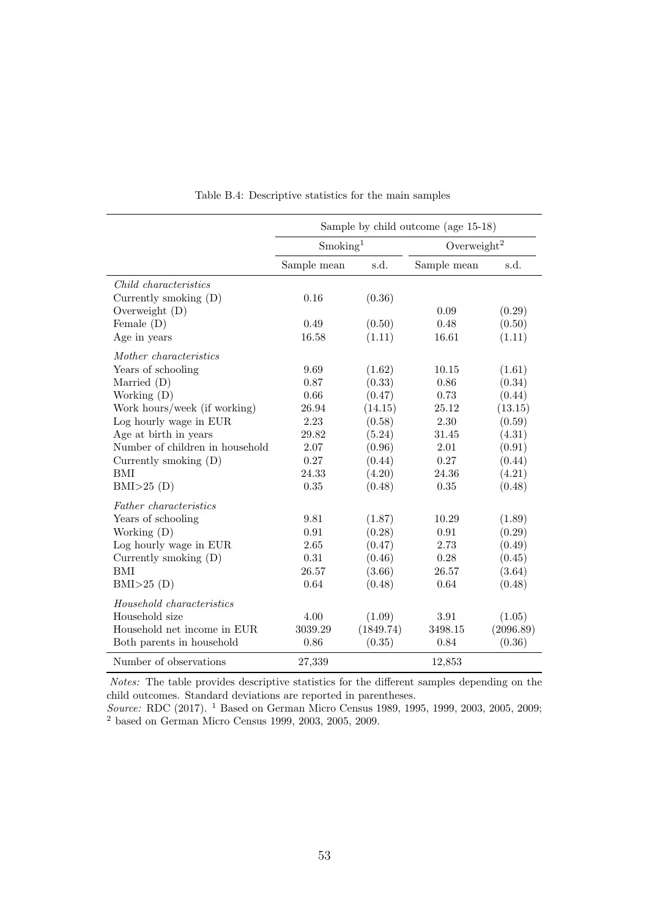Table B.4: Descriptive statistics for the main samples

| | Sample by child outcome (age 15-18) | | | |
|---|---|---|---|---|
| | Smoking[1] | | Overweight[2] | |
| | Sample mean | s.d. | Sample mean | s.d. |
| *Child characteristics* | | | | |
| Currently smoking (D) | 0.16 | (0.36) | | |
| Overweight (D) | | | 0.09 | (0.29) |
| Female (D) | 0.49 | (0.50) | 0.48 | (0.50) |
| Age in years | 16.58 | (1.11) | 16.61 | (1.11) |
| *Mother characteristics* | | | | |
| Years of schooling | 9.69 | (1.62) | 10.15 | (1.61) |
| Married (D) | 0.87 | (0.33) | 0.86 | (0.34) |
| Working (D) | 0.66 | (0.47) | 0.73 | (0.44) |
| Work hours/week (if working) | 26.94 | (14.15) | 25.12 | (13.15) |
| Log hourly wage in EUR | 2.23 | (0.58) | 2.30 | (0.59) |
| Age at birth in years | 29.82 | (5.24) | 31.45 | (4.31) |
| Number of children in household | 2.07 | (0.96) | 2.01 | (0.91) |
| Currently smoking (D) | 0.27 | (0.44) | 0.27 | (0.44) |
| BMI | 24.33 | (4.20) | 24.36 | (4.21) |
| BMI>25 (D) | 0.35 | (0.48) | 0.35 | (0.48) |
| *Father characteristics* | | | | |
| Years of schooling | 9.81 | (1.87) | 10.29 | (1.89) |
| Working (D) | 0.91 | (0.28) | 0.91 | (0.29) |
| Log hourly wage in EUR | 2.65 | (0.47) | 2.73 | (0.49) |
| Currently smoking (D) | 0.31 | (0.46) | 0.28 | (0.45) |
| BMI | 26.57 | (3.66) | 26.57 | (3.64) |
| BMI>25 (D) | 0.64 | (0.48) | 0.64 | (0.48) |
| *Household characteristics* | | | | |
| Household size | 4.00 | (1.09) | 3.91 | (1.05) |
| Household net income in EUR | 3039.29 | (1849.74) | 3498.15 | (2096.89) |
| Both parents in household | 0.86 | (0.35) | 0.84 | (0.36) |
| Number of observations | 27,339 | | 12,853 | |

*Notes:* The table provides descriptive statistics for the different samples depending on the child outcomes. Standard deviations are reported in parentheses.
*Source:* RDC (2017). [1] Based on German Micro Census 1989, 1995, 1999, 2003, 2005, 2009; [2] based on German Micro Census 1999, 2003, 2005, 2009.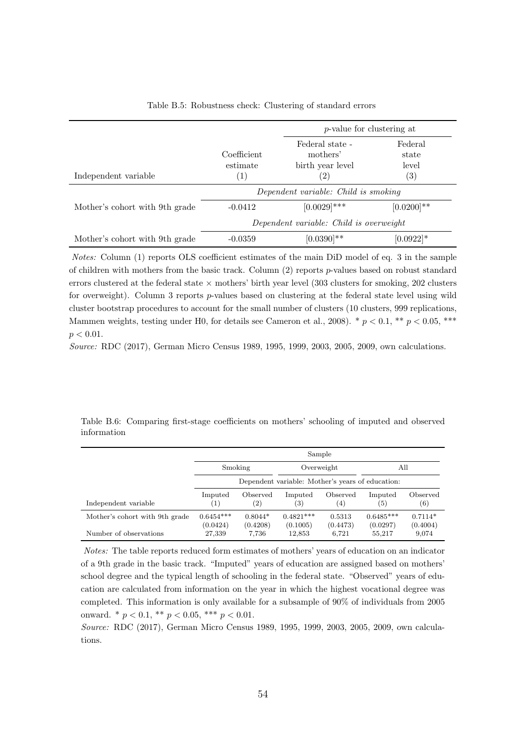Table B.5: Robustness check: Clustering of standard errors

| Independent variable | Coefficient estimate (1) | *p*-value for clustering at: Federal state - mothers' birth year level (2) | Federal state level (3) |
|---|---|---|---|
| | *Dependent variable: Child is smoking* | | |
| Mother's cohort with 9th grade | -0.0412 | [0.0029]*** | [0.0200]** |
| | *Dependent variable: Child is overweight* | | |
| Mother's cohort with 9th grade | -0.0359 | [0.0390]** | [0.0922]* |

*Notes:* Column (1) reports OLS coefficient estimates of the main DiD model of eq. 3 in the sample of children with mothers from the basic track. Column (2) reports *p*-values based on robust standard errors clustered at the federal state × mothers' birth year level (303 clusters for smoking, 202 clusters for overweight). Column 3 reports *p*-values based on clustering at the federal state level using wild cluster bootstrap procedures to account for the small number of clusters (10 clusters, 999 replications, Mammen weights, testing under H0, for details see Cameron et al., 2008). * $p < 0.1$, ** $p < 0.05$, *** $p < 0.01$.

*Source:* RDC (2017), German Micro Census 1989, 1995, 1999, 2003, 2005, 2009, own calculations.

Table B.6: Comparing first-stage coefficients on mothers' schooling of imputed and observed information

| | Sample: Smoking | | Overweight | | All | |
|---|---|---|---|---|---|---|
| | Dependent variable: Mother's years of education: | | | | | |
| Independent variable | Imputed (1) | Observed (2) | Imputed (3) | Observed (4) | Imputed (5) | Observed (6) |
| Mother's cohort with 9th grade | 0.6454*** | 0.8044* | 0.4821*** | 0.5313 | 0.6485*** | 0.7114* |
| | (0.0424) | (0.4208) | (0.1005) | (0.4473) | (0.0297) | (0.4004) |
| Number of observations | 27,339 | 7,736 | 12,853 | 6,721 | 55,217 | 9,074 |

*Notes:* The table reports reduced form estimates of mothers' years of education on an indicator of a 9th grade in the basic track. "Imputed" years of education are assigned based on mothers' school degree and the typical length of schooling in the federal state. "Observed" years of education are calculated from information on the year in which the highest vocational degree was completed. This information is only available for a subsample of 90% of individuals from 2005 onward. * $p < 0.1$, ** $p < 0.05$, *** $p < 0.01$.

*Source:* RDC (2017), German Micro Census 1989, 1995, 1999, 2003, 2005, 2009, own calculations.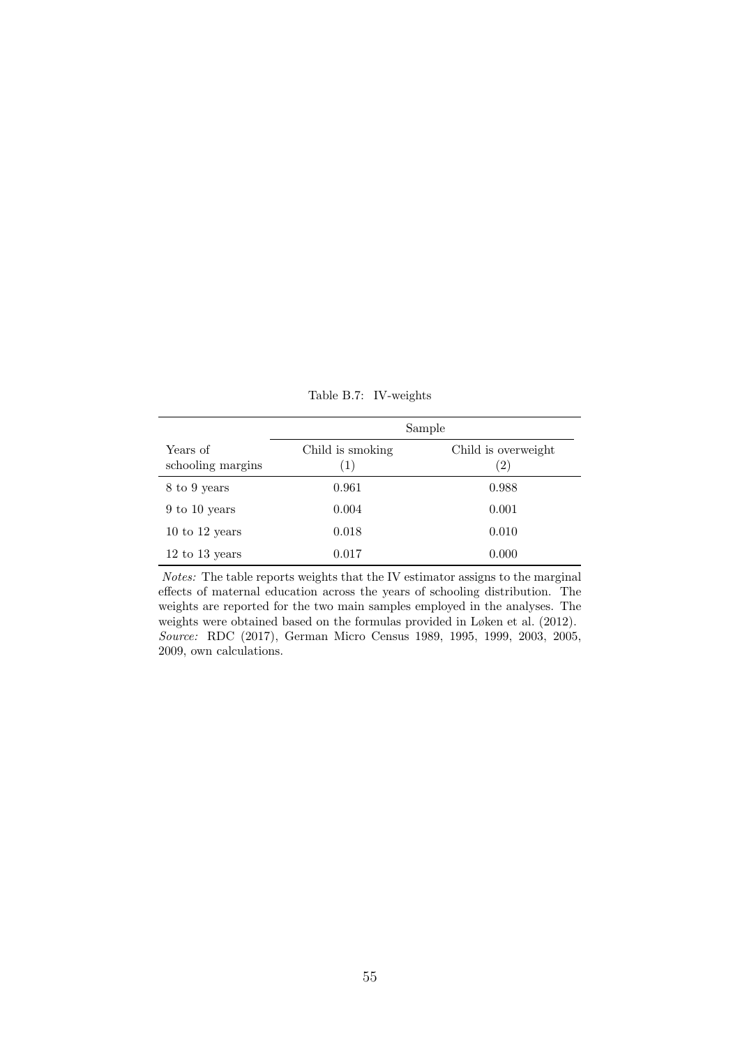Table B.7: IV-weights

| | Sample | |
|---|---|---|
| Years of schooling margins | Child is smoking (1) | Child is overweight (2) |
| 8 to 9 years | 0.961 | 0.988 |
| 9 to 10 years | 0.004 | 0.001 |
| 10 to 12 years | 0.018 | 0.010 |
| 12 to 13 years | 0.017 | 0.000 |

*Notes:* The table reports weights that the IV estimator assigns to the marginal effects of maternal education across the years of schooling distribution. The weights are reported for the two main samples employed in the analyses. The weights were obtained based on the formulas provided in Løken et al. (2012).
*Source:* RDC (2017), German Micro Census 1989, 1995, 1999, 2003, 2005, 2009, own calculations.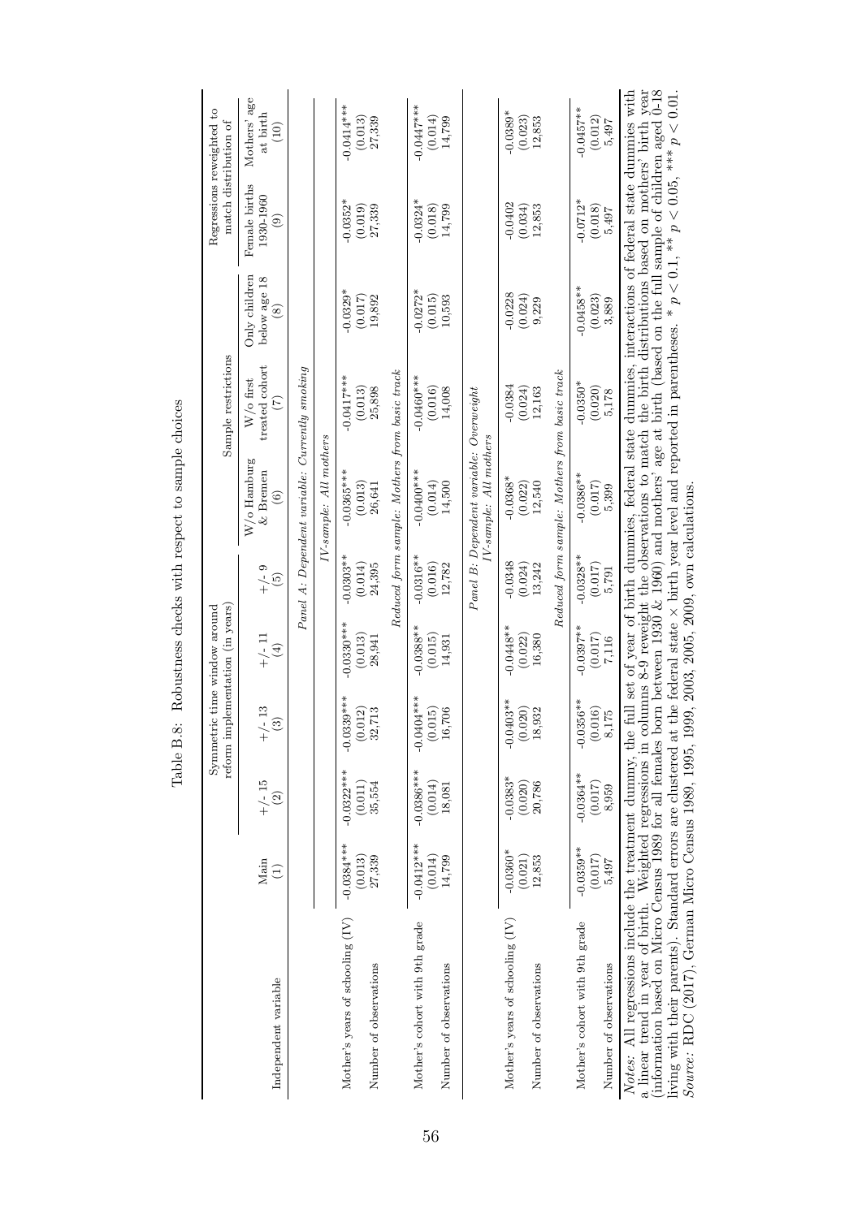Table B.8: Robustness checks with respect to sample choices

| Independent variable | Main (1) | Symmetric time window around reform implementation (in years) +/- 15 (2) | +/- 13 (3) | +/- 11 (4) | +/- 9 (5) | Sample restrictions W/o Hamburg & Bremen (6) | W/o first treated cohort (7) | Only children below age 18 (8) | Regressions reweighted to match distribution of Female births 1930-1960 (9) | Mothers' age at birth (10) |
|---|---|---|---|---|---|---|---|---|---|---|
| *Panel A: Dependent variable: Currently smoking* | | | | | | | | | | |
| *IV-sample: All mothers* | | | | | | | | | | |
| Mother's years of schooling (IV) | -0.0384*** | -0.0322*** | -0.0339*** | -0.0330*** | -0.0303** | -0.0365*** | -0.0417*** | -0.0329* | -0.0352* | -0.0414*** |
| | (0.013) | (0.011) | (0.012) | (0.013) | (0.014) | (0.013) | (0.013) | (0.017) | (0.019) | (0.013) |
| Number of observations | 27,339 | 35,554 | 32,713 | 28,941 | 24,395 | 26,641 | 25,898 | 19,892 | 27,339 | 27,339 |
| *Reduced form sample: Mothers from basic track* | | | | | | | | | | |
| Mother's cohort with 9th grade | -0.0412*** | -0.0386*** | -0.0404*** | -0.0388** | -0.0316** | -0.0400*** | -0.0460*** | -0.0272* | -0.0324* | -0.0447*** |
| | (0.014) | (0.014) | (0.015) | (0.015) | (0.016) | (0.014) | (0.016) | (0.015) | (0.018) | (0.014) |
| Number of observations | 14,799 | 18,081 | 16,706 | 14,931 | 12,782 | 14,500 | 14,008 | 10,593 | 14,799 | 14,799 |
| *Panel B: Dependent variable: Overweight* | | | | | | | | | | |
| *IV-sample: All mothers* | | | | | | | | | | |
| Mother's years of schooling (IV) | -0.0360* | -0.0383* | -0.0403** | -0.0448** | -0.0348 | -0.0368* | -0.0384 | -0.0228 | -0.0402 | -0.0389* |
| | (0.021) | (0.020) | (0.020) | (0.022) | (0.024) | (0.022) | (0.024) | (0.024) | (0.034) | (0.023) |
| Number of observations | 12,853 | 20,786 | 18,932 | 16,380 | 13,242 | 12,540 | 12,163 | 9,229 | 12,853 | 12,853 |
| *Reduced form sample: Mothers from basic track* | | | | | | | | | | |
| Mother's cohort with 9th grade | -0.0359** | -0.0364** | -0.0356** | -0.0397** | -0.0328** | -0.0386** | -0.0350* | -0.0458** | -0.0712* | -0.0457** |
| | (0.017) | (0.017) | (0.016) | (0.017) | (0.017) | (0.017) | (0.020) | (0.023) | (0.018) | (0.012) |
| Number of observations | 5,497 | 8,959 | 8,175 | 7,116 | 5,791 | 5,399 | 5,178 | 3,889 | 5,497 | 5,497 |

*Notes:* All regressions include the treatment dummy, the full set of year of birth dummies, federal state dummies, interactions of federal state dummies with a linear trend in year of birth. Weighted regressions in columns 8-9 reweight the observations to match the birth distributions based on mothers' birth year (information based on Micro Census 1989 for all females born between 1930 & 1960) and mothers' age at birth (based on the full sample of children aged 0-18 living with their parents). Standard errors are clustered at the federal state × birth year level and reported in parentheses. * $p < 0.1$, ** $p < 0.05$, *** $p < 0.01$.
*Source:* RDC (2017), German Micro Census 1989, 1995, 1999, 2003, 2005, 2009, own calculations.